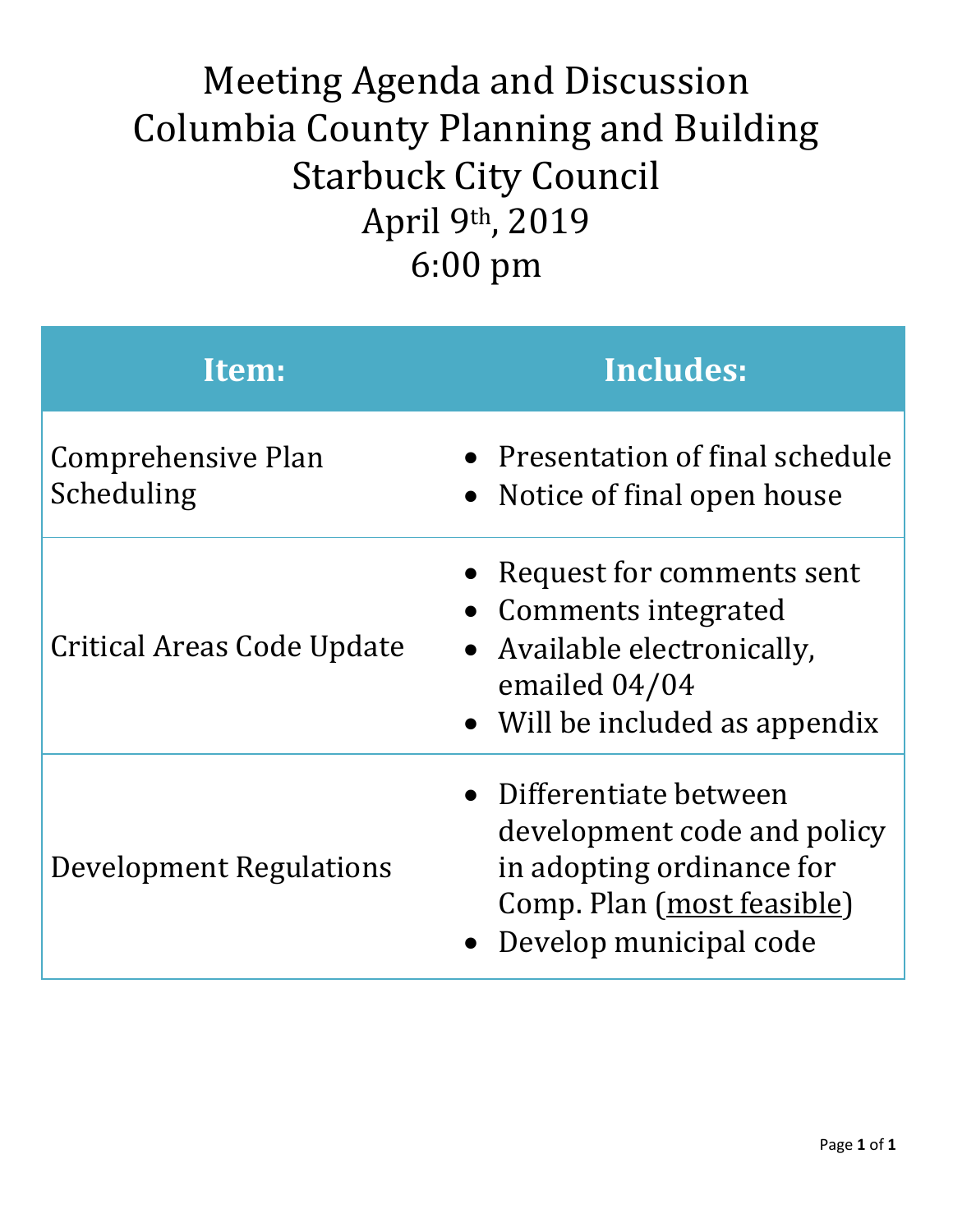# Meeting Agenda and Discussion
# Columbia County Planning and Building
# Starbuck City Council
# April 9th, 2019
# 6:00 pm

| Item: | Includes: |
| --- | --- |
| Comprehensive Plan Scheduling | • Presentation of final schedule<br>• Notice of final open house |
| Critical Areas Code Update | • Request for comments sent<br>• Comments integrated<br>• Available electronically, emailed 04/04<br>• Will be included as appendix |
| Development Regulations | • Differentiate between development code and policy in adopting ordinance for Comp. Plan (<u>most feasible</u>)<br>• Develop municipal code |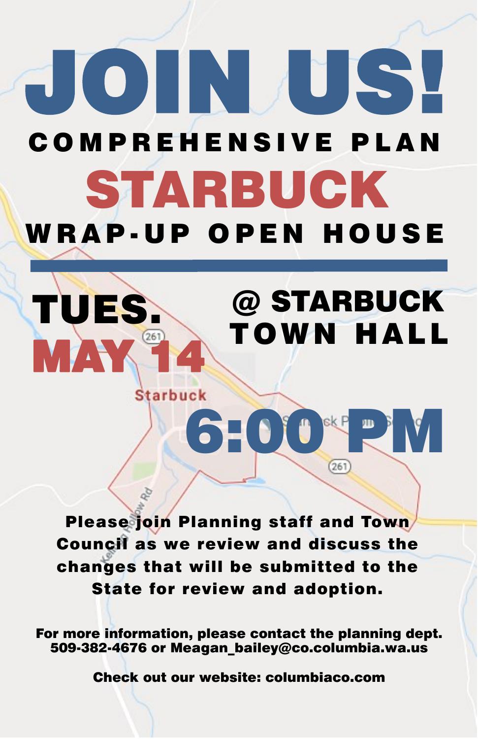# JOIN US!

## COMPREHENSIVE PLAN

# STARBUCK

## WRAP-UP OPEN HOUSE

**TUES.**
**MAY 14**

**@ STARBUCK TOWN HALL**

**6:00 PM**

**Please join Planning staff and Town Council as we review and discuss the changes that will be submitted to the State for review and adoption.**

**For more information, please contact the planning dept.**
**509-382-4676 or Meagan_bailey@co.columbia.wa.us**

**Check out our website: columbiaco.com**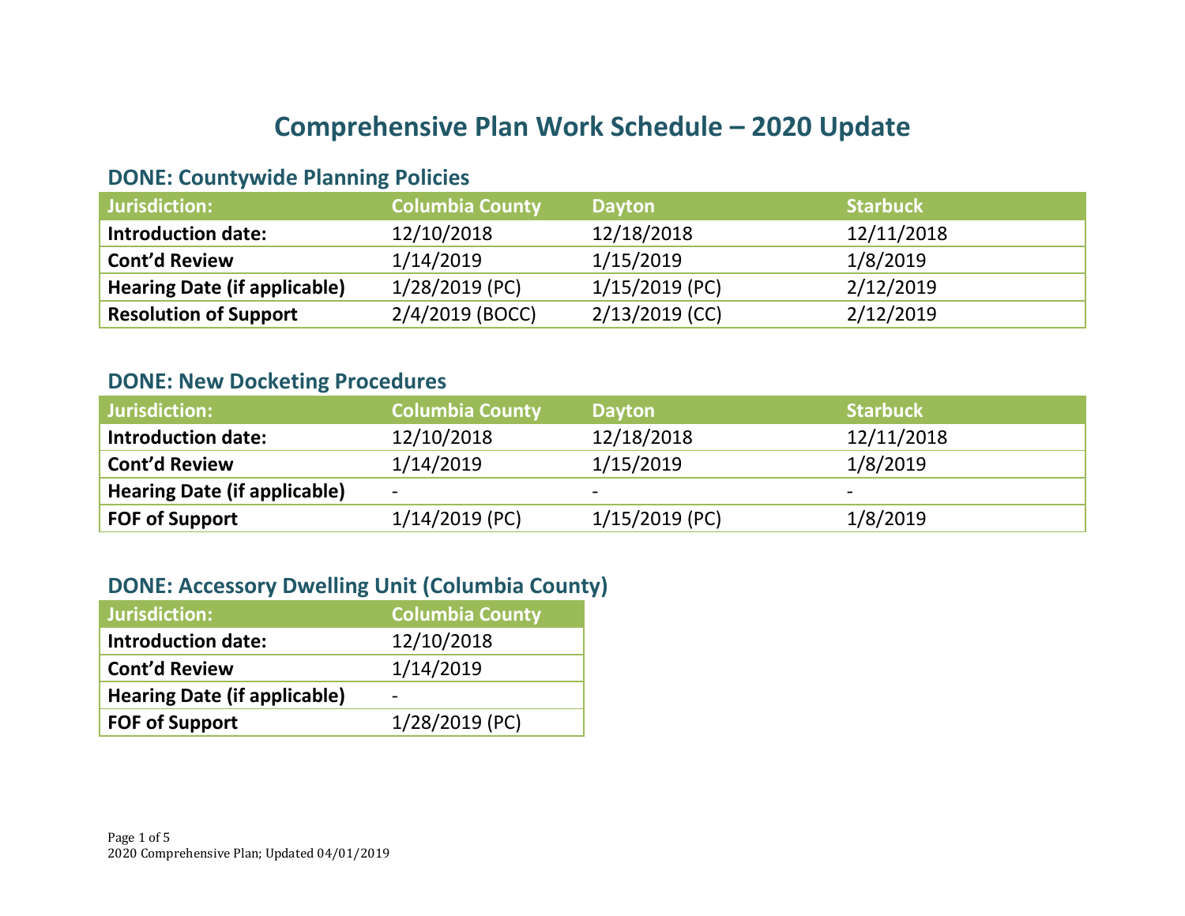# Comprehensive Plan Work Schedule – 2020 Update

## DONE: Countywide Planning Policies

| Jurisdiction: | Columbia County | Dayton | Starbuck |
|---|---|---|---|
| **Introduction date:** | 12/10/2018 | 12/18/2018 | 12/11/2018 |
| **Cont'd Review** | 1/14/2019 | 1/15/2019 | 1/8/2019 |
| **Hearing Date (if applicable)** | 1/28/2019 (PC) | 1/15/2019 (PC) | 2/12/2019 |
| **Resolution of Support** | 2/4/2019 (BOCC) | 2/13/2019 (CC) | 2/12/2019 |

## DONE: New Docketing Procedures

| Jurisdiction: | Columbia County | Dayton | Starbuck |
|---|---|---|---|
| **Introduction date:** | 12/10/2018 | 12/18/2018 | 12/11/2018 |
| **Cont'd Review** | 1/14/2019 | 1/15/2019 | 1/8/2019 |
| **Hearing Date (if applicable)** | - | - | - |
| **FOF of Support** | 1/14/2019 (PC) | 1/15/2019 (PC) | 1/8/2019 |

## DONE: Accessory Dwelling Unit (Columbia County)

| Jurisdiction: | Columbia County |
|---|---|
| **Introduction date:** | 12/10/2018 |
| **Cont'd Review** | 1/14/2019 |
| **Hearing Date (if applicable)** | - |
| **FOF of Support** | 1/28/2019 (PC) |

2020 Comprehensive Plan; Updated 04/01/2019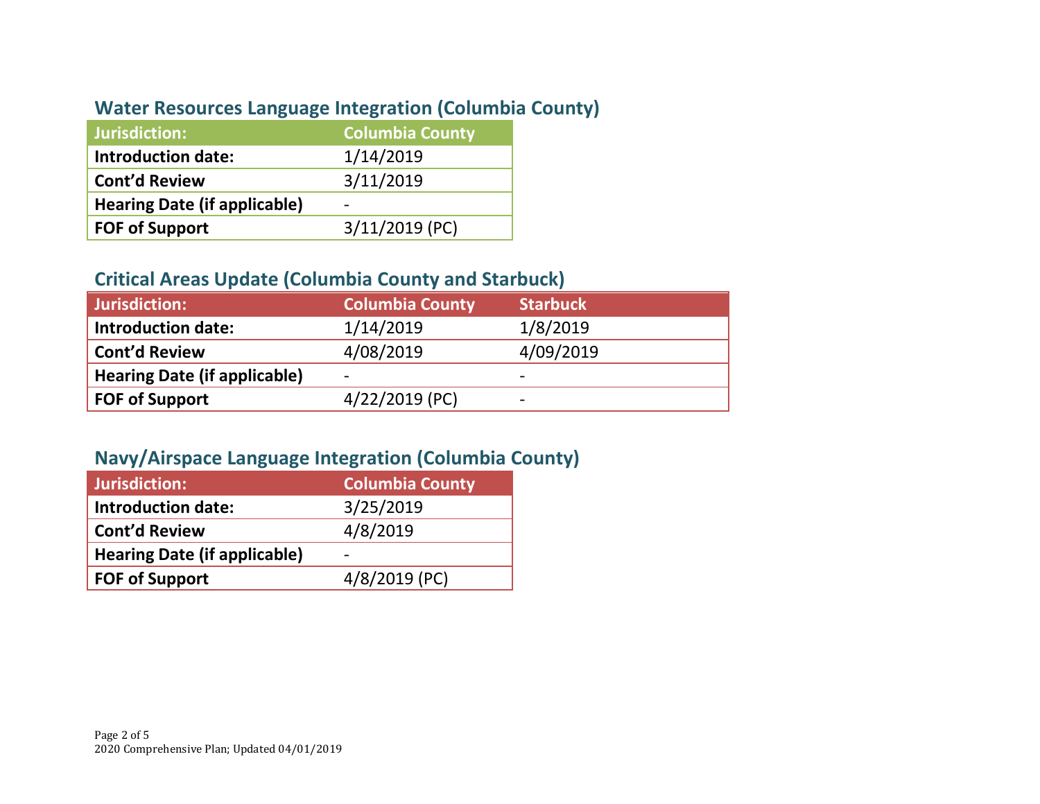## Water Resources Language Integration (Columbia County)

| Jurisdiction: | Columbia County |
|---|---|
| Introduction date: | 1/14/2019 |
| Cont'd Review | 3/11/2019 |
| Hearing Date (if applicable) | - |
| FOF of Support | 3/11/2019 (PC) |

## Critical Areas Update (Columbia County and Starbuck)

| Jurisdiction: | Columbia County | Starbuck |
|---|---|---|
| Introduction date: | 1/14/2019 | 1/8/2019 |
| Cont'd Review | 4/08/2019 | 4/09/2019 |
| Hearing Date (if applicable) | - | - |
| FOF of Support | 4/22/2019 (PC) | - |

## Navy/Airspace Language Integration (Columbia County)

| Jurisdiction: | Columbia County |
|---|---|
| Introduction date: | 3/25/2019 |
| Cont'd Review | 4/8/2019 |
| Hearing Date (if applicable) | - |
| FOF of Support | 4/8/2019 (PC) |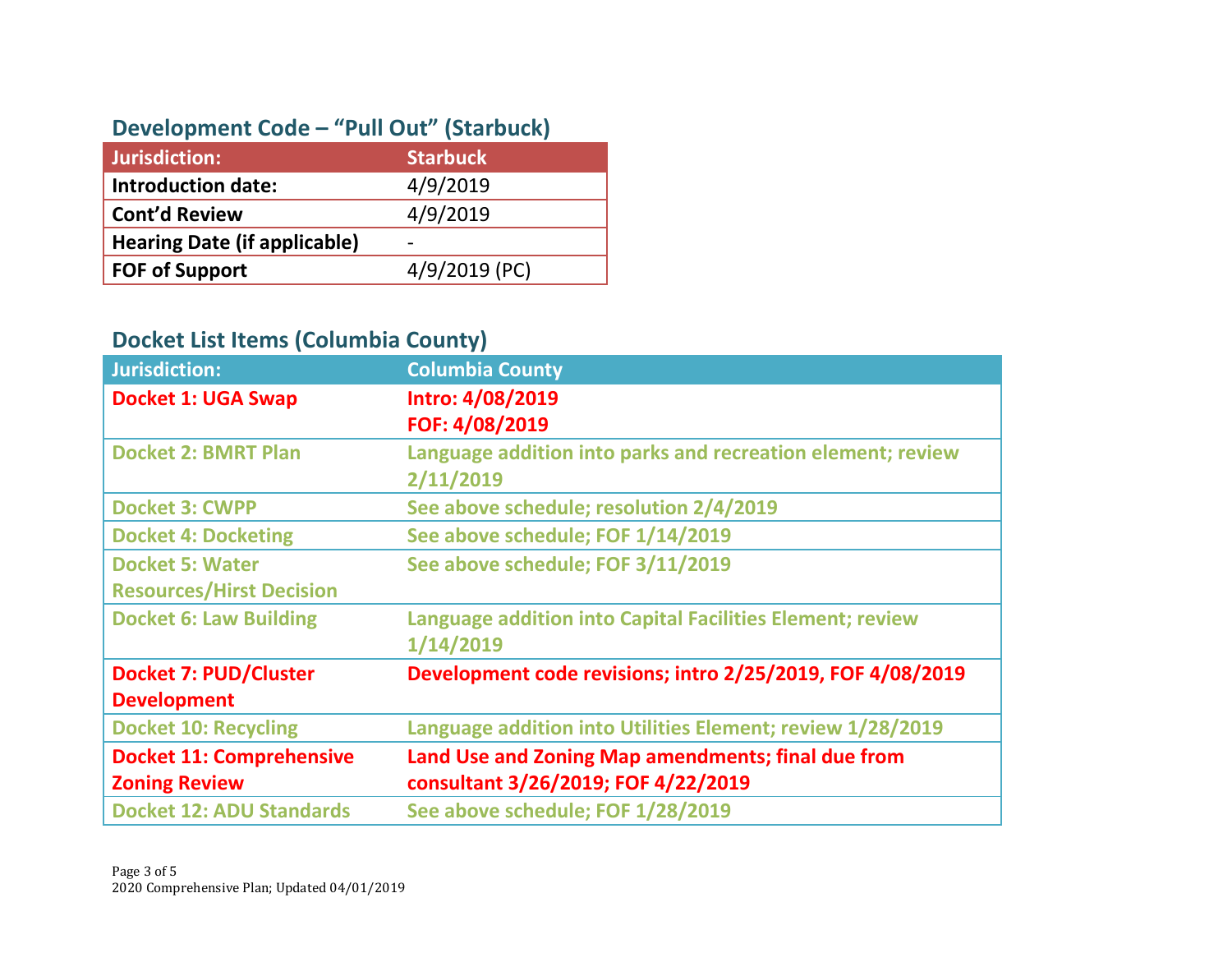## Development Code – "Pull Out" (Starbuck)

| Jurisdiction: | Starbuck |
|---|---|
| **Introduction date:** | 4/9/2019 |
| **Cont'd Review** | 4/9/2019 |
| **Hearing Date (if applicable)** | - |
| **FOF of Support** | 4/9/2019 (PC) |

## Docket List Items (Columbia County)

| Jurisdiction: | Columbia County |
|---|---|
| **Docket 1: UGA Swap** | **Intro: 4/08/2019<br>FOF: 4/08/2019** |
| **Docket 2: BMRT Plan** | **Language addition into parks and recreation element; review 2/11/2019** |
| **Docket 3: CWPP** | **See above schedule; resolution 2/4/2019** |
| **Docket 4: Docketing** | **See above schedule; FOF 1/14/2019** |
| **Docket 5: Water Resources/Hirst Decision** | **See above schedule; FOF 3/11/2019** |
| **Docket 6: Law Building** | **Language addition into Capital Facilities Element; review 1/14/2019** |
| **Docket 7: PUD/Cluster Development** | **Development code revisions; intro 2/25/2019, FOF 4/08/2019** |
| **Docket 10: Recycling** | **Language addition into Utilities Element; review 1/28/2019** |
| **Docket 11: Comprehensive Zoning Review** | **Land Use and Zoning Map amendments; final due from consultant 3/26/2019; FOF 4/22/2019** |
| **Docket 12: ADU Standards** | **See above schedule; FOF 1/28/2019** |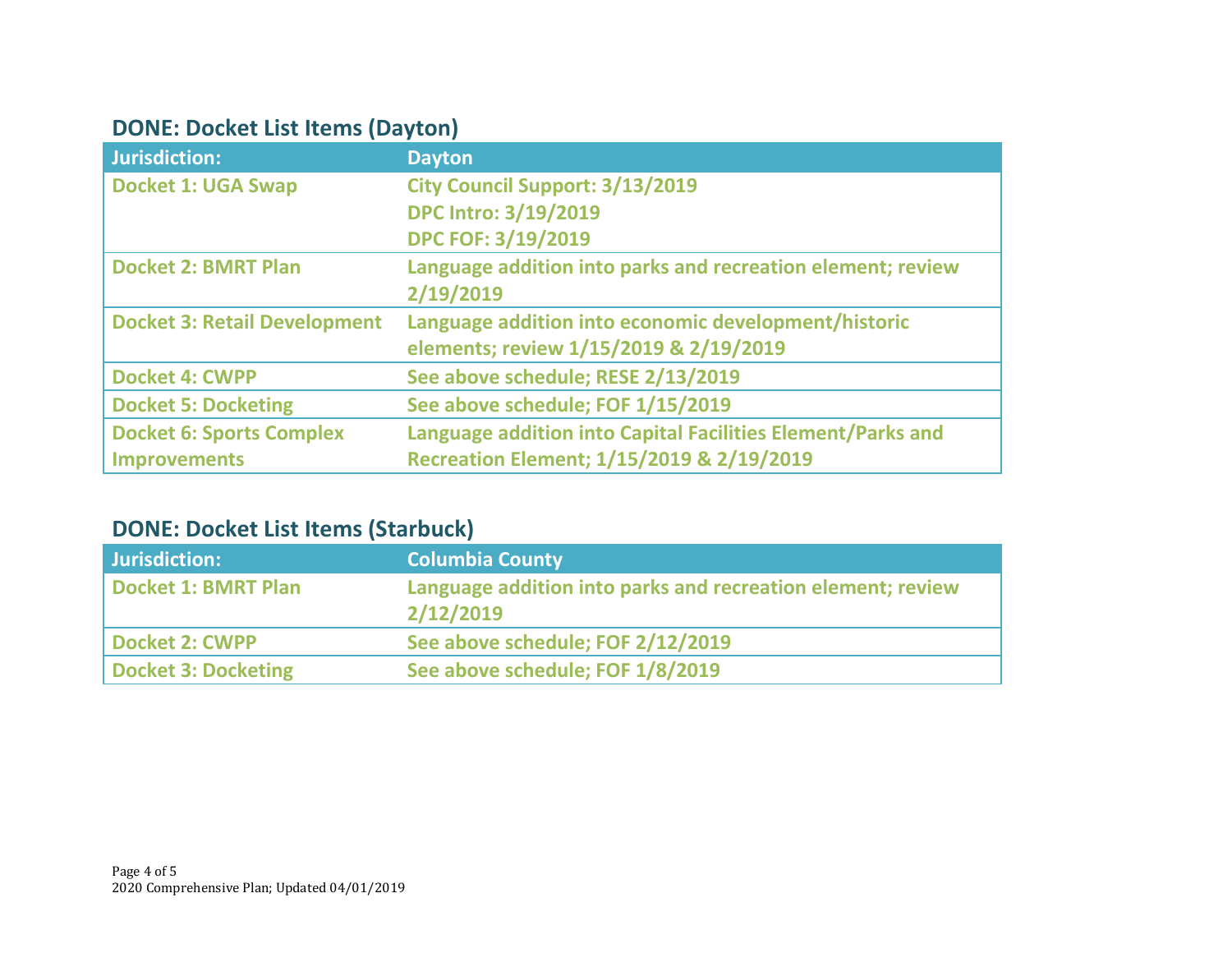## DONE: Docket List Items (Dayton)

| Jurisdiction: | Dayton |
|---|---|
| Docket 1: UGA Swap | City Council Support: 3/13/2019<br>DPC Intro: 3/19/2019<br>DPC FOF: 3/19/2019 |
| Docket 2: BMRT Plan | Language addition into parks and recreation element; review 2/19/2019 |
| Docket 3: Retail Development | Language addition into economic development/historic elements; review 1/15/2019 & 2/19/2019 |
| Docket 4: CWPP | See above schedule; RESE 2/13/2019 |
| Docket 5: Docketing | See above schedule; FOF 1/15/2019 |
| Docket 6: Sports Complex Improvements | Language addition into Capital Facilities Element/Parks and Recreation Element; 1/15/2019 & 2/19/2019 |

## DONE: Docket List Items (Starbuck)

| Jurisdiction: | Columbia County |
|---|---|
| Docket 1: BMRT Plan | Language addition into parks and recreation element; review 2/12/2019 |
| Docket 2: CWPP | See above schedule; FOF 2/12/2019 |
| Docket 3: Docketing | See above schedule; FOF 1/8/2019 |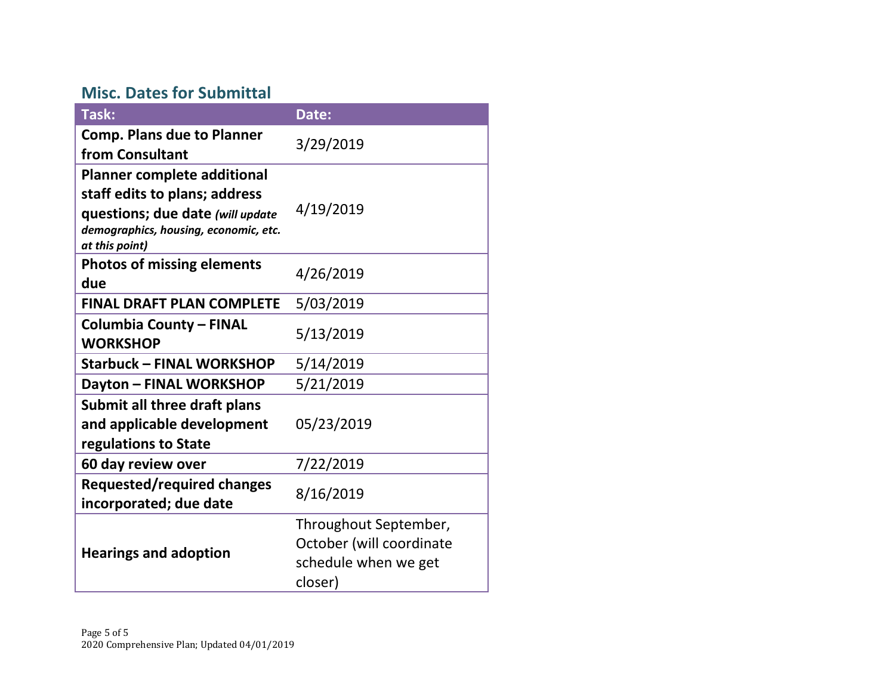## Misc. Dates for Submittal

| Task: | Date: |
|---|---|
| **Comp. Plans due to Planner from Consultant** | 3/29/2019 |
| **Planner complete additional staff edits to plans; address questions; due date** ***(will update demographics, housing, economic, etc. at this point)*** | 4/19/2019 |
| **Photos of missing elements due** | 4/26/2019 |
| **FINAL DRAFT PLAN COMPLETE** | 5/03/2019 |
| **Columbia County – FINAL WORKSHOP** | 5/13/2019 |
| **Starbuck – FINAL WORKSHOP** | 5/14/2019 |
| **Dayton – FINAL WORKSHOP** | 5/21/2019 |
| **Submit all three draft plans and applicable development regulations to State** | 05/23/2019 |
| **60 day review over** | 7/22/2019 |
| **Requested/required changes incorporated; due date** | 8/16/2019 |
| **Hearings and adoption** | Throughout September, October (will coordinate schedule when we get closer) |

2020 Comprehensive Plan; Updated 04/01/2019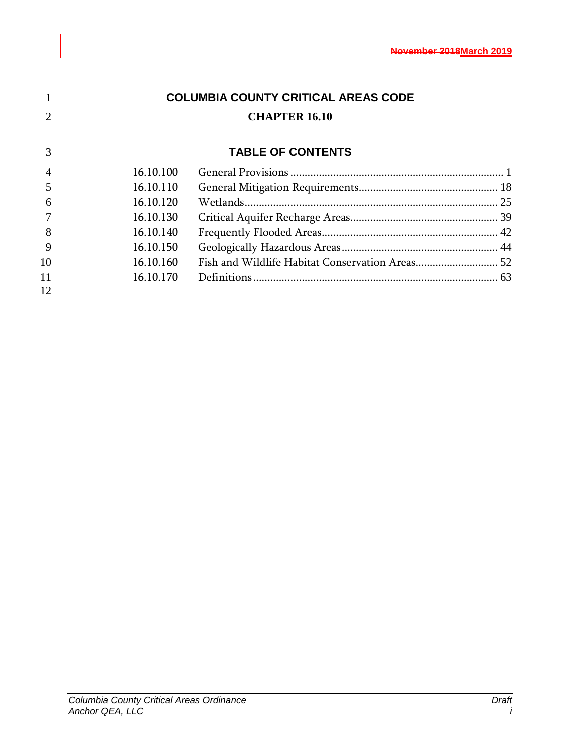# COLUMBIA COUNTY CRITICAL AREAS CODE

## CHAPTER 16.10

## TABLE OF CONTENTS

| Section | Title | Page |
|---|---|---|
| 16.10.100 | General Provisions | 1 |
| 16.10.110 | General Mitigation Requirements | 18 |
| 16.10.120 | Wetlands | 25 |
| 16.10.130 | Critical Aquifer Recharge Areas | 39 |
| 16.10.140 | Frequently Flooded Areas | 42 |
| 16.10.150 | Geologically Hazardous Areas | 44 |
| 16.10.160 | Fish and Wildlife Habitat Conservation Areas | 52 |
| 16.10.170 | Definitions | 63 |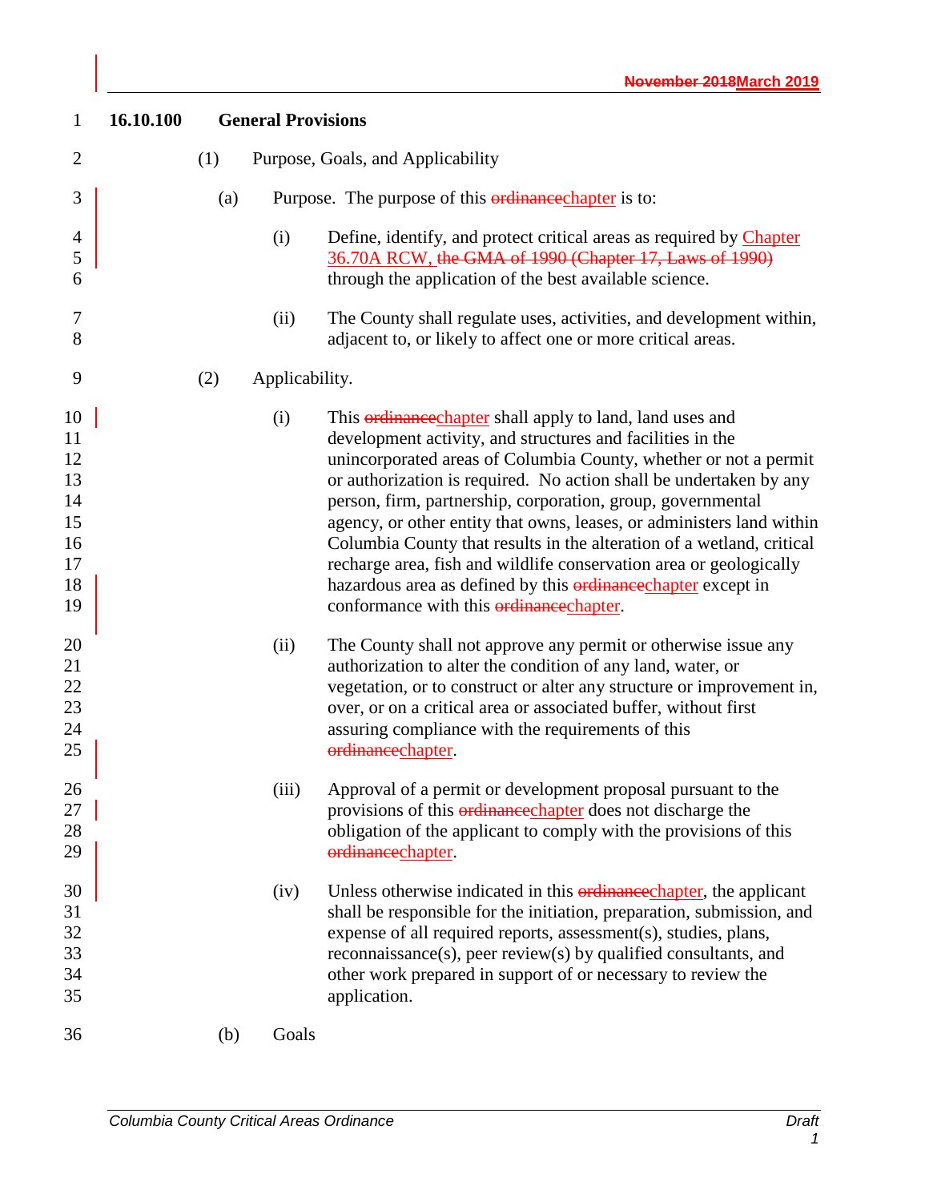## 16.10.100 General Provisions

(1) Purpose, Goals, and Applicability

(a) Purpose. The purpose of this ~~ordinance~~chapter is to:

(i) Define, identify, and protect critical areas as required by Chapter 36.70A RCW, ~~the GMA of 1990 (Chapter 17, Laws of 1990)~~ through the application of the best available science.

(ii) The County shall regulate uses, activities, and development within, adjacent to, or likely to affect one or more critical areas.

(2) Applicability.

(i) This ~~ordinance~~chapter shall apply to land, land uses and development activity, and structures and facilities in the unincorporated areas of Columbia County, whether or not a permit or authorization is required. No action shall be undertaken by any person, firm, partnership, corporation, group, governmental agency, or other entity that owns, leases, or administers land within Columbia County that results in the alteration of a wetland, critical recharge area, fish and wildlife conservation area or geologically hazardous area as defined by this ~~ordinance~~chapter except in conformance with this ~~ordinance~~chapter.

(ii) The County shall not approve any permit or otherwise issue any authorization to alter the condition of any land, water, or vegetation, or to construct or alter any structure or improvement in, over, or on a critical area or associated buffer, without first assuring compliance with the requirements of this ~~ordinance~~chapter.

(iii) Approval of a permit or development proposal pursuant to the provisions of this ~~ordinance~~chapter does not discharge the obligation of the applicant to comply with the provisions of this ~~ordinance~~chapter.

(iv) Unless otherwise indicated in this ~~ordinance~~chapter, the applicant shall be responsible for the initiation, preparation, submission, and expense of all required reports, assessment(s), studies, plans, reconnaissance(s), peer review(s) by qualified consultants, and other work prepared in support of or necessary to review the application.

(b) Goals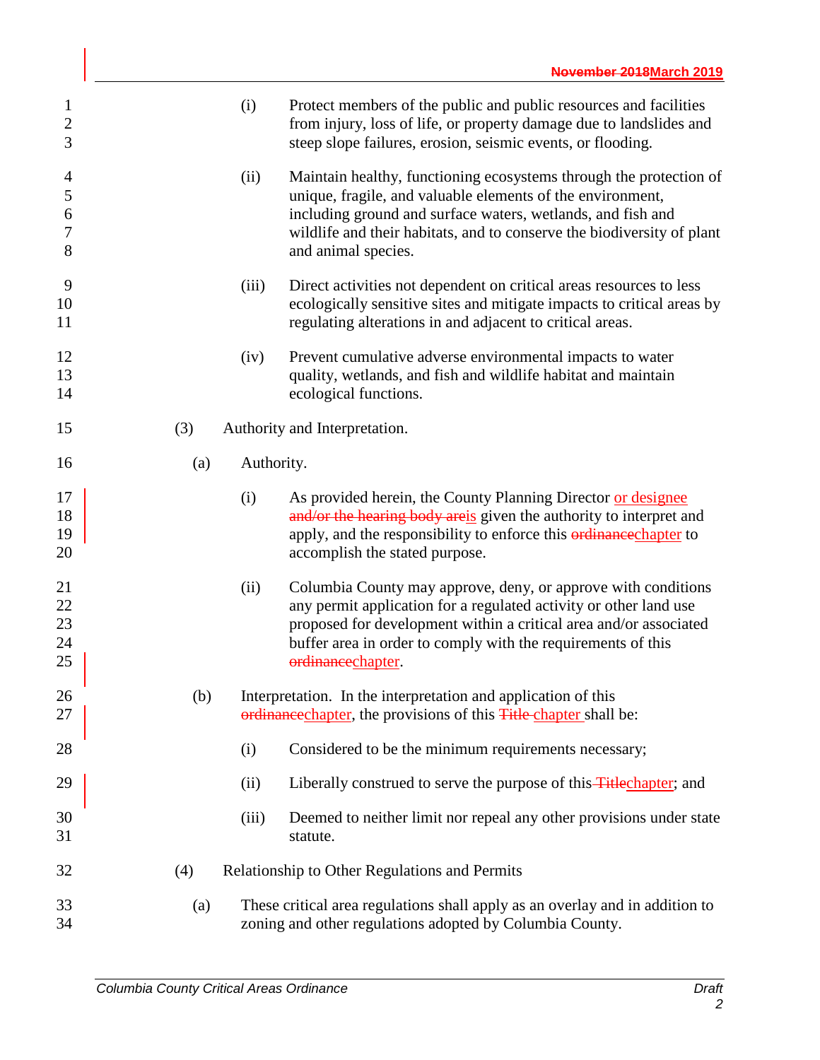(i) Protect members of the public and public resources and facilities from injury, loss of life, or property damage due to landslides and steep slope failures, erosion, seismic events, or flooding.

(ii) Maintain healthy, functioning ecosystems through the protection of unique, fragile, and valuable elements of the environment, including ground and surface waters, wetlands, and fish and wildlife and their habitats, and to conserve the biodiversity of plant and animal species.

(iii) Direct activities not dependent on critical areas resources to less ecologically sensitive sites and mitigate impacts to critical areas by regulating alterations in and adjacent to critical areas.

(iv) Prevent cumulative adverse environmental impacts to water quality, wetlands, and fish and wildlife habitat and maintain ecological functions.

(3) Authority and Interpretation.

(a) Authority.

(i) As provided herein, the County Planning Director or designee ~~and/or the hearing body are~~is given the authority to interpret and apply, and the responsibility to enforce this ~~ordinance~~chapter to accomplish the stated purpose.

(ii) Columbia County may approve, deny, or approve with conditions any permit application for a regulated activity or other land use proposed for development within a critical area and/or associated buffer area in order to comply with the requirements of this ~~ordinance~~chapter.

(b) Interpretation. In the interpretation and application of this ~~ordinance~~chapter, the provisions of this ~~Title~~ chapter shall be:

(i) Considered to be the minimum requirements necessary;

(ii) Liberally construed to serve the purpose of this ~~Title~~chapter; and

(iii) Deemed to neither limit nor repeal any other provisions under state statute.

(4) Relationship to Other Regulations and Permits

(a) These critical area regulations shall apply as an overlay and in addition to zoning and other regulations adopted by Columbia County.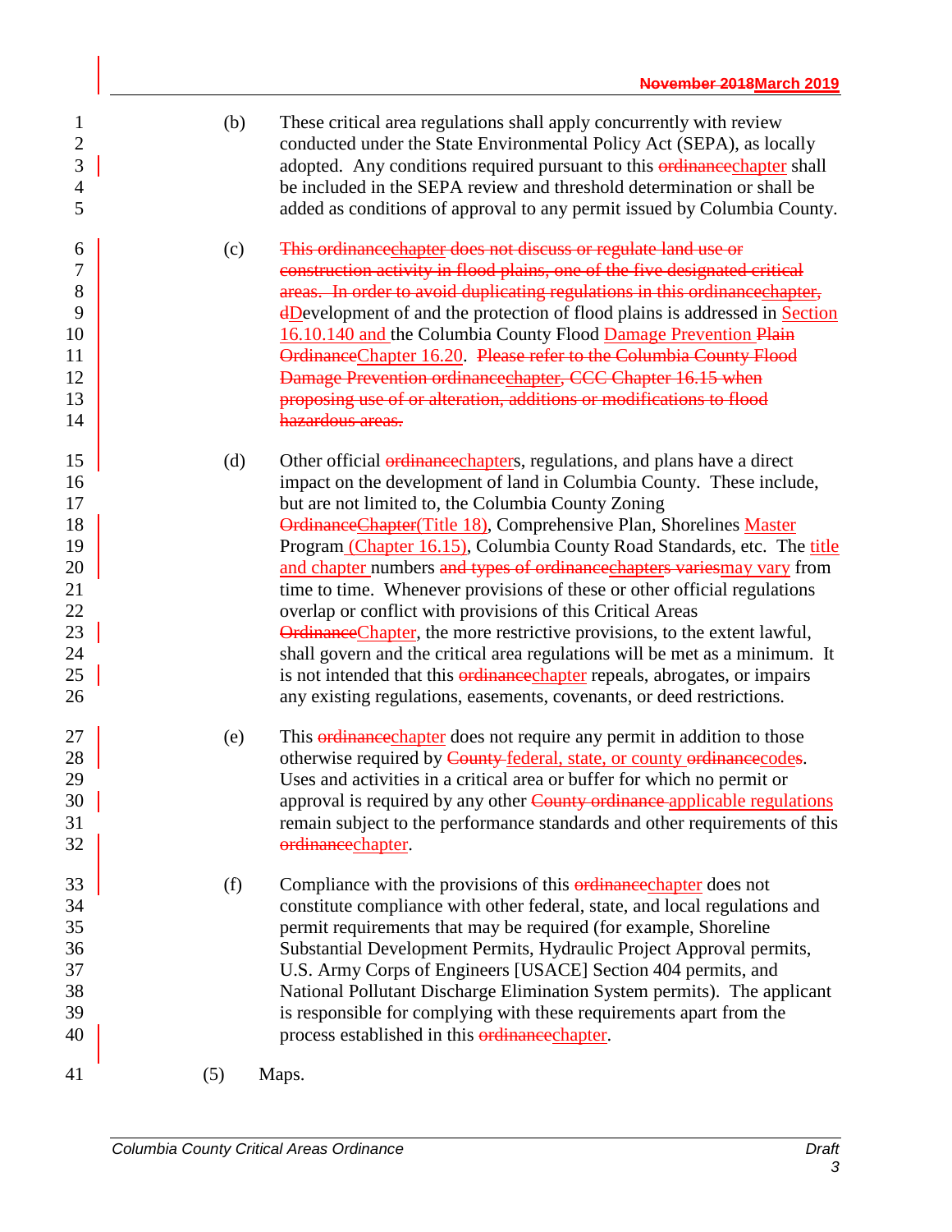(b) These critical area regulations shall apply concurrently with review conducted under the State Environmental Policy Act (SEPA), as locally adopted. Any conditions required pursuant to this ~~ordinance~~chapter shall be included in the SEPA review and threshold determination or shall be added as conditions of approval to any permit issued by Columbia County.

(c) ~~This ordinance~~~~chapter~~ ~~does not discuss or regulate land use or construction activity in flood plains, one of the five designated critical areas. In order to avoid duplicating regulations in this ordinance~~~~chapter,~~ ~~d~~Development of and the protection of flood plains is addressed in Section 16.10.140 and the Columbia County Flood Damage Prevention ~~Plain Ordinance~~Chapter 16.20. ~~Please refer to the Columbia County Flood Damage Prevention ordinance~~~~chapter,~~ ~~CCC Chapter 16.15 when proposing use of or alteration, additions or modifications to flood hazardous areas.~~

(d) Other official ~~ordinance~~chapters, regulations, and plans have a direct impact on the development of land in Columbia County. These include, but are not limited to, the Columbia County Zoning ~~Ordinance~~Chapter(Title 18), Comprehensive Plan, Shorelines Master Program (Chapter 16.15), Columbia County Road Standards, etc. The title and chapter numbers ~~and types of ordinance~~~~chapters~~ ~~varies~~may vary from time to time. Whenever provisions of these or other official regulations overlap or conflict with provisions of this Critical Areas ~~Ordinance~~Chapter, the more restrictive provisions, to the extent lawful, shall govern and the critical area regulations will be met as a minimum. It is not intended that this ~~ordinance~~chapter repeals, abrogates, or impairs any existing regulations, easements, covenants, or deed restrictions.

(e) This ~~ordinance~~chapter does not require any permit in addition to those otherwise required by ~~County~~ federal, state, or county ~~ordinance~~codes. Uses and activities in a critical area or buffer for which no permit or approval is required by any other ~~County ordinance~~ applicable regulations remain subject to the performance standards and other requirements of this ~~ordinance~~chapter.

(f) Compliance with the provisions of this ~~ordinance~~chapter does not constitute compliance with other federal, state, and local regulations and permit requirements that may be required (for example, Shoreline Substantial Development Permits, Hydraulic Project Approval permits, U.S. Army Corps of Engineers [USACE] Section 404 permits, and National Pollutant Discharge Elimination System permits). The applicant is responsible for complying with these requirements apart from the process established in this ~~ordinance~~chapter.

(5) Maps.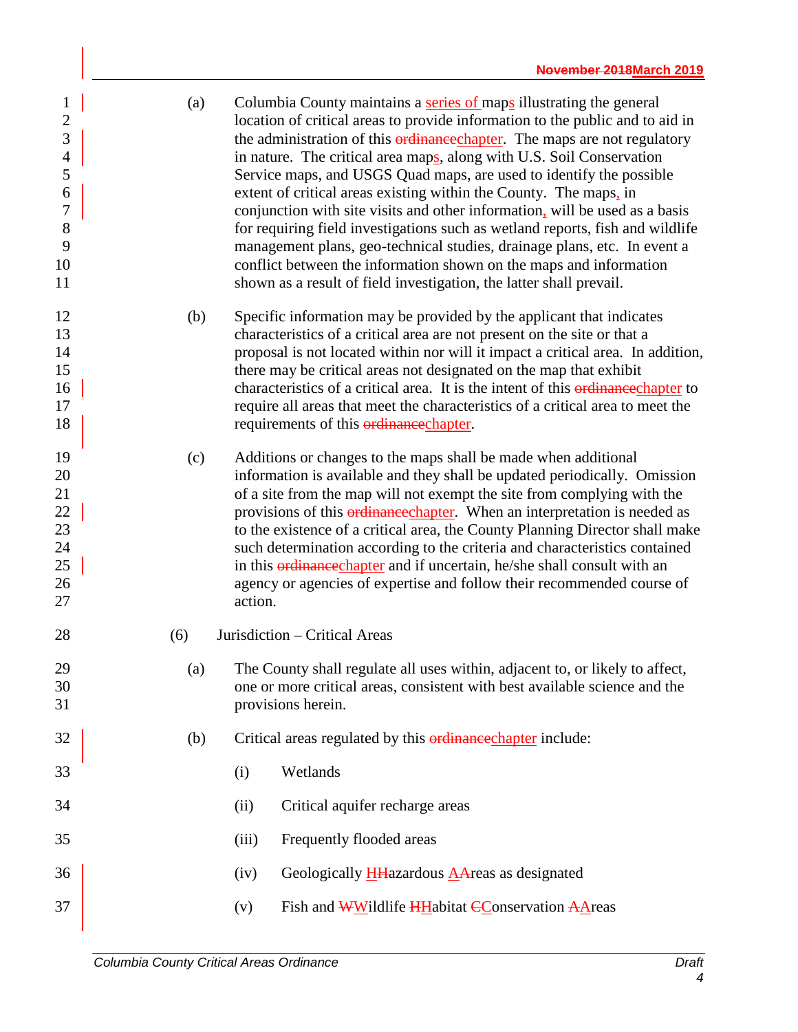(a) Columbia County maintains a ~~series of~~ maps illustrating the general location of critical areas to provide information to the public and to aid in the administration of this ~~ordinance~~chapter. The maps are not regulatory in nature. The critical area maps, along with U.S. Soil Conservation Service maps, and USGS Quad maps, are used to identify the possible extent of critical areas existing within the County. The maps, in conjunction with site visits and other information, will be used as a basis for requiring field investigations such as wetland reports, fish and wildlife management plans, geo-technical studies, drainage plans, etc. In event a conflict between the information shown on the maps and information shown as a result of field investigation, the latter shall prevail.

(b) Specific information may be provided by the applicant that indicates characteristics of a critical area are not present on the site or that a proposal is not located within nor will it impact a critical area. In addition, there may be critical areas not designated on the map that exhibit characteristics of a critical area. It is the intent of this ~~ordinance~~chapter to require all areas that meet the characteristics of a critical area to meet the requirements of this ~~ordinance~~chapter.

(c) Additions or changes to the maps shall be made when additional information is available and they shall be updated periodically. Omission of a site from the map will not exempt the site from complying with the provisions of this ~~ordinance~~chapter. When an interpretation is needed as to the existence of a critical area, the County Planning Director shall make such determination according to the criteria and characteristics contained in this ~~ordinance~~chapter and if uncertain, he/she shall consult with an agency or agencies of expertise and follow their recommended course of action.

(6) Jurisdiction – Critical Areas

(a) The County shall regulate all uses within, adjacent to, or likely to affect, one or more critical areas, consistent with best available science and the provisions herein.

(b) Critical areas regulated by this ~~ordinance~~chapter include:

(i) Wetlands

(ii) Critical aquifer recharge areas

(iii) Frequently flooded areas

(iv) Geologically H~~H~~azardous A~~A~~reas as designated

(v) Fish and ~~W~~Wildlife ~~H~~Habitat ~~C~~Conservation ~~A~~Areas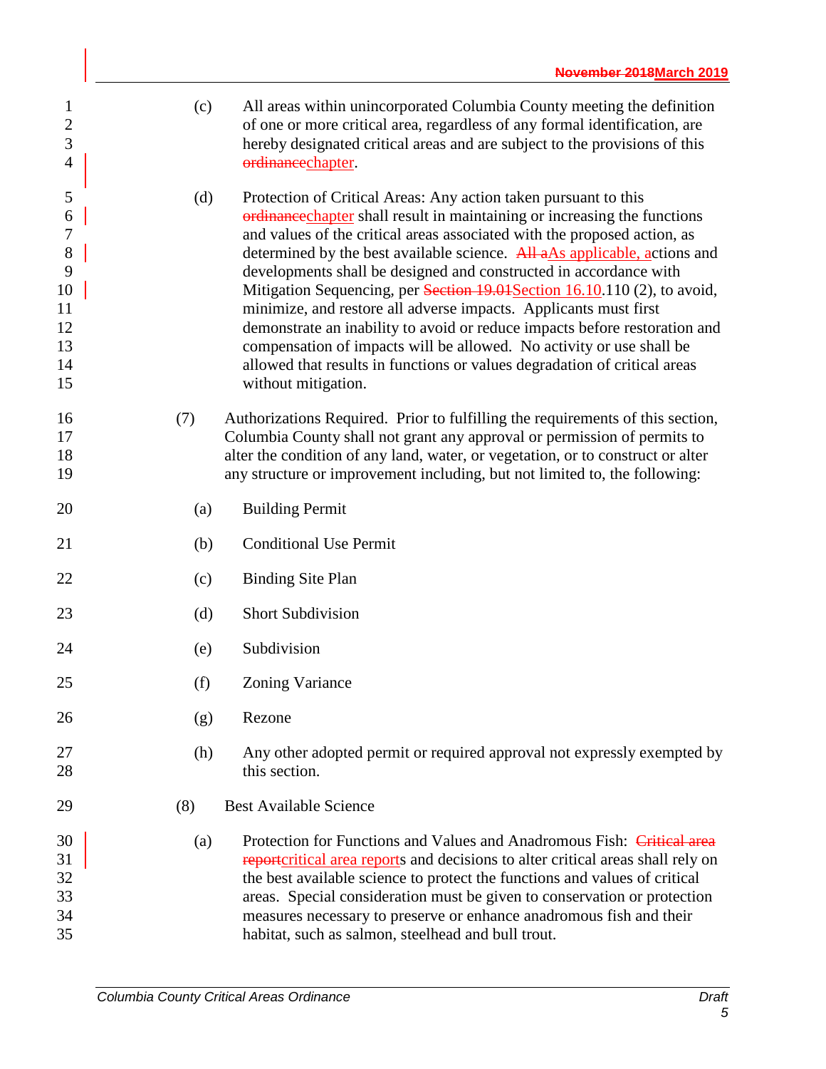(c) All areas within unincorporated Columbia County meeting the definition of one or more critical area, regardless of any formal identification, are hereby designated critical areas and are subject to the provisions of this ~~ordinance~~chapter.

(d) Protection of Critical Areas: Any action taken pursuant to this ~~ordinance~~chapter shall result in maintaining or increasing the functions and values of the critical areas associated with the proposed action, as determined by the best available science. ~~All a~~As applicable, actions and developments shall be designed and constructed in accordance with Mitigation Sequencing, per ~~Section 19.01~~Section 16.10.110 (2), to avoid, minimize, and restore all adverse impacts. Applicants must first demonstrate an inability to avoid or reduce impacts before restoration and compensation of impacts will be allowed. No activity or use shall be allowed that results in functions or values degradation of critical areas without mitigation.

(7) Authorizations Required. Prior to fulfilling the requirements of this section, Columbia County shall not grant any approval or permission of permits to alter the condition of any land, water, or vegetation, or to construct or alter any structure or improvement including, but not limited to, the following:

(a) Building Permit

(b) Conditional Use Permit

(c) Binding Site Plan

(d) Short Subdivision

(e) Subdivision

(f) Zoning Variance

(g) Rezone

(h) Any other adopted permit or required approval not expressly exempted by this section.

(8) Best Available Science

(a) Protection for Functions and Values and Anadromous Fish: ~~Critical area report~~critical area reports and decisions to alter critical areas shall rely on the best available science to protect the functions and values of critical areas. Special consideration must be given to conservation or protection measures necessary to preserve or enhance anadromous fish and their habitat, such as salmon, steelhead and bull trout.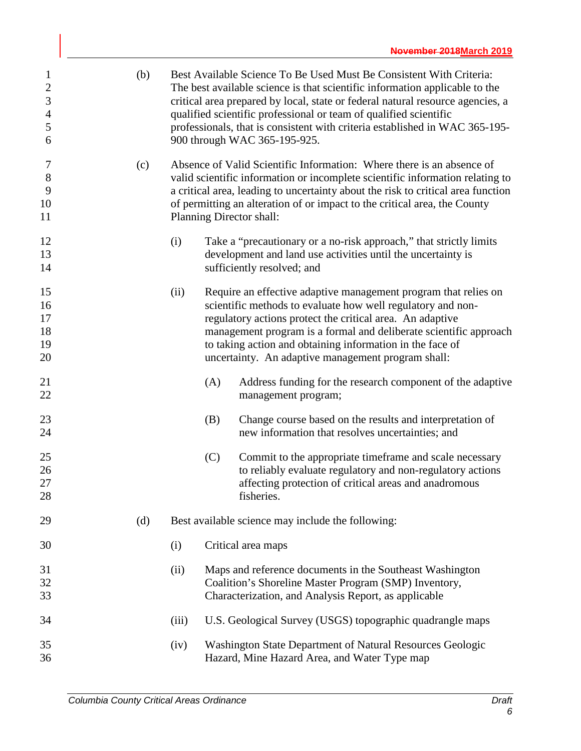(b) Best Available Science To Be Used Must Be Consistent With Criteria: The best available science is that scientific information applicable to the critical area prepared by local, state or federal natural resource agencies, a qualified scientific professional or team of qualified scientific professionals, that is consistent with criteria established in WAC 365-195-900 through WAC 365-195-925.

(c) Absence of Valid Scientific Information: Where there is an absence of valid scientific information or incomplete scientific information relating to a critical area, leading to uncertainty about the risk to critical area function of permitting an alteration of or impact to the critical area, the County Planning Director shall:

- (i) Take a "precautionary or a no-risk approach," that strictly limits development and land use activities until the uncertainty is sufficiently resolved; and

- (ii) Require an effective adaptive management program that relies on scientific methods to evaluate how well regulatory and non-regulatory actions protect the critical area. An adaptive management program is a formal and deliberate scientific approach to taking action and obtaining information in the face of uncertainty. An adaptive management program shall:

  - (A) Address funding for the research component of the adaptive management program;

  - (B) Change course based on the results and interpretation of new information that resolves uncertainties; and

  - (C) Commit to the appropriate timeframe and scale necessary to reliably evaluate regulatory and non-regulatory actions affecting protection of critical areas and anadromous fisheries.

(d) Best available science may include the following:

- (i) Critical area maps

- (ii) Maps and reference documents in the Southeast Washington Coalition's Shoreline Master Program (SMP) Inventory, Characterization, and Analysis Report, as applicable

- (iii) U.S. Geological Survey (USGS) topographic quadrangle maps

- (iv) Washington State Department of Natural Resources Geologic Hazard, Mine Hazard Area, and Water Type map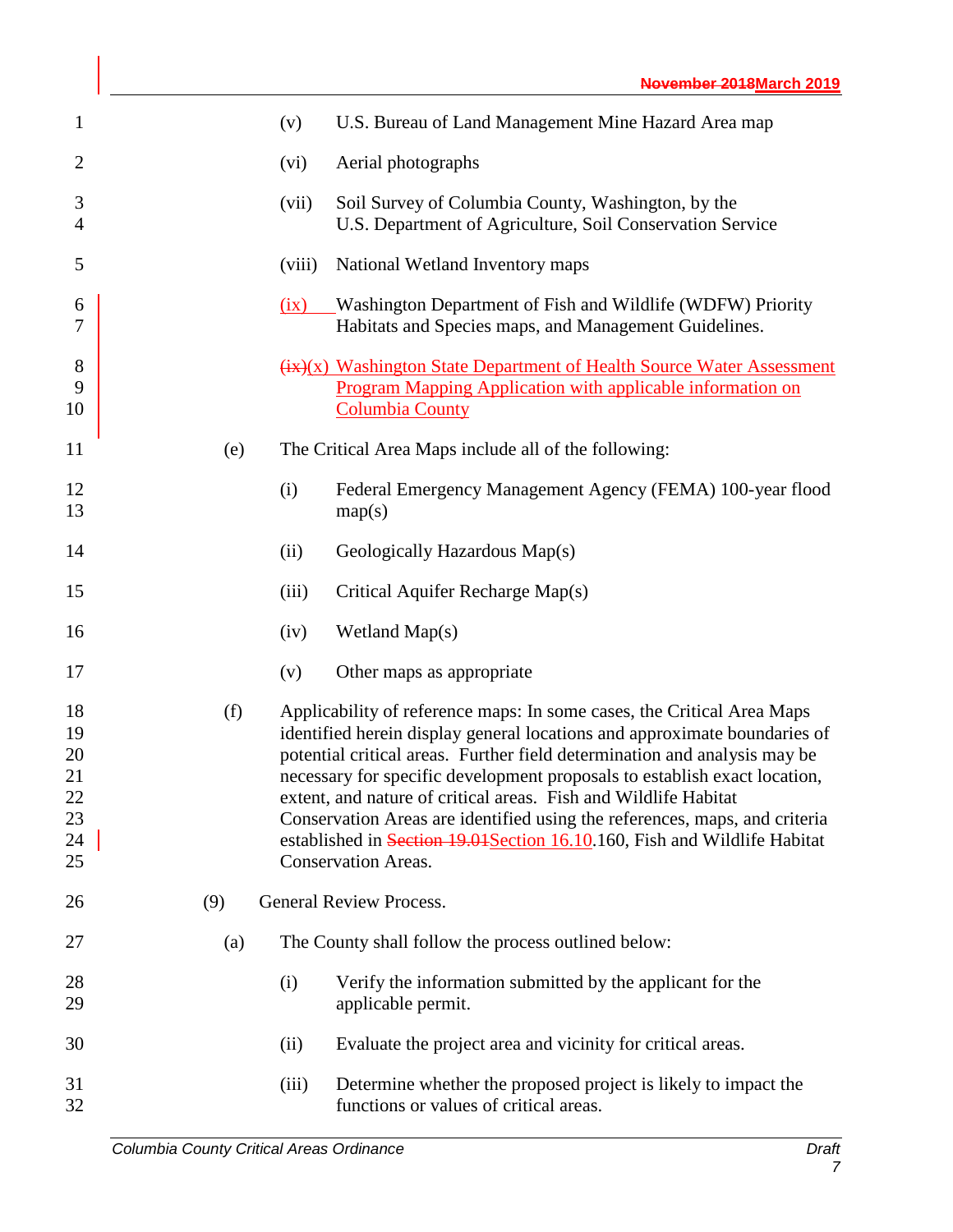(v) U.S. Bureau of Land Management Mine Hazard Area map

(vi) Aerial photographs

(vii) Soil Survey of Columbia County, Washington, by the U.S. Department of Agriculture, Soil Conservation Service

(viii) National Wetland Inventory maps

(ix) Washington Department of Fish and Wildlife (WDFW) Priority Habitats and Species maps, and Management Guidelines.

~~(ix)~~(x) Washington State Department of Health Source Water Assessment Program Mapping Application with applicable information on Columbia County

(e) The Critical Area Maps include all of the following:

(i) Federal Emergency Management Agency (FEMA) 100-year flood map(s)

(ii) Geologically Hazardous Map(s)

(iii) Critical Aquifer Recharge Map(s)

(iv) Wetland Map(s)

(v) Other maps as appropriate

(f) Applicability of reference maps: In some cases, the Critical Area Maps identified herein display general locations and approximate boundaries of potential critical areas. Further field determination and analysis may be necessary for specific development proposals to establish exact location, extent, and nature of critical areas. Fish and Wildlife Habitat Conservation Areas are identified using the references, maps, and criteria established in ~~Section 19.01~~Section 16.10.160, Fish and Wildlife Habitat Conservation Areas.

(9) General Review Process.

(a) The County shall follow the process outlined below:

(i) Verify the information submitted by the applicant for the applicable permit.

(ii) Evaluate the project area and vicinity for critical areas.

(iii) Determine whether the proposed project is likely to impact the functions or values of critical areas.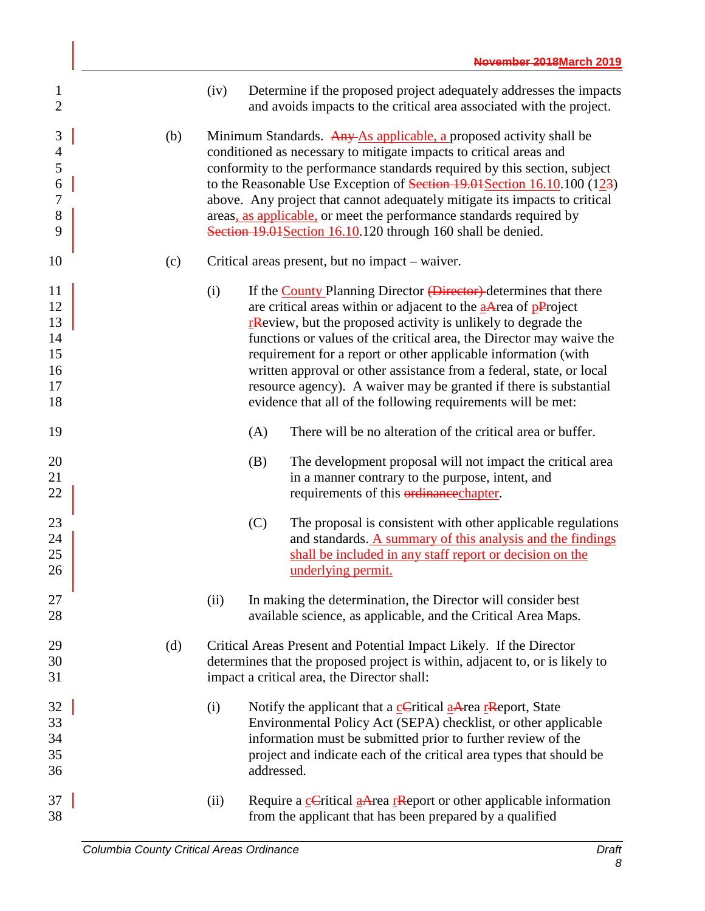(iv) Determine if the proposed project adequately addresses the impacts and avoids impacts to the critical area associated with the project.

(b) Minimum Standards. ~~Any~~ As applicable, a proposed activity shall be conditioned as necessary to mitigate impacts to critical areas and conformity to the performance standards required by this section, subject to the Reasonable Use Exception of ~~Section 19.01~~Section 16.10.100 (1~~3~~2) above. Any project that cannot adequately mitigate its impacts to critical areas, as applicable, or meet the performance standards required by ~~Section 19.01~~Section 16.10.120 through 160 shall be denied.

(c) Critical areas present, but no impact – waiver.

(i) If the County Planning Director ~~(Director)~~ determines that there are critical areas within or adjacent to the a~~A~~rea of p~~P~~roject r~~R~~eview, but the proposed activity is unlikely to degrade the functions or values of the critical area, the Director may waive the requirement for a report or other applicable information (with written approval or other assistance from a federal, state, or local resource agency). A waiver may be granted if there is substantial evidence that all of the following requirements will be met:

(A) There will be no alteration of the critical area or buffer.

(B) The development proposal will not impact the critical area in a manner contrary to the purpose, intent, and requirements of this ~~ordinance~~chapter.

(C) The proposal is consistent with other applicable regulations and standards. A summary of this analysis and the findings shall be included in any staff report or decision on the underlying permit.

(ii) In making the determination, the Director will consider best available science, as applicable, and the Critical Area Maps.

(d) Critical Areas Present and Potential Impact Likely. If the Director determines that the proposed project is within, adjacent to, or is likely to impact a critical area, the Director shall:

(i) Notify the applicant that a c~~C~~ritical a~~A~~rea r~~R~~eport, State Environmental Policy Act (SEPA) checklist, or other applicable information must be submitted prior to further review of the project and indicate each of the critical area types that should be addressed.

(ii) Require a c~~C~~ritical a~~A~~rea r~~R~~eport or other applicable information from the applicant that has been prepared by a qualified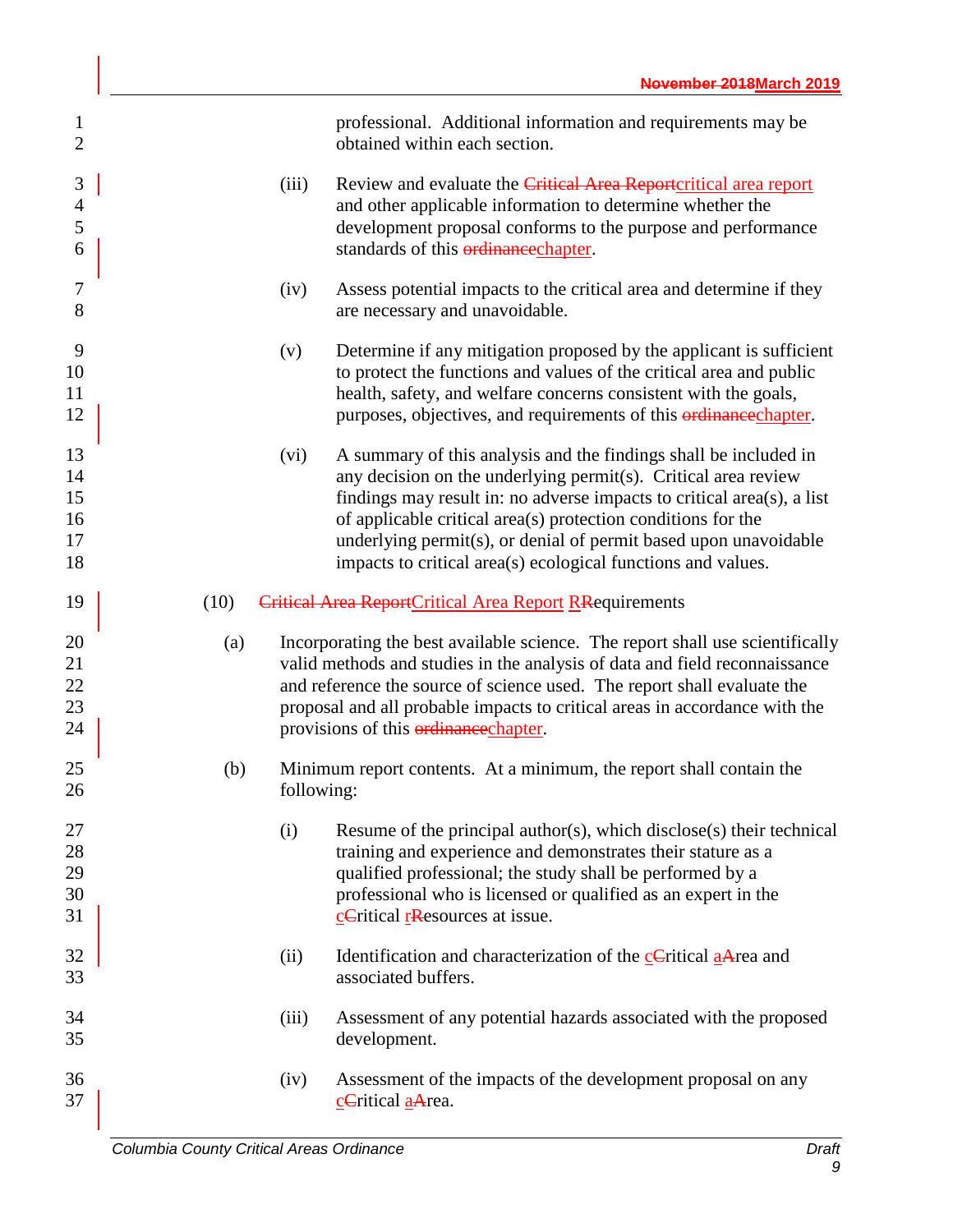professional. Additional information and requirements may be obtained within each section.

(iii) Review and evaluate the ~~Critical Area Report~~critical area report and other applicable information to determine whether the development proposal conforms to the purpose and performance standards of this ~~ordinance~~chapter.

(iv) Assess potential impacts to the critical area and determine if they are necessary and unavoidable.

(v) Determine if any mitigation proposed by the applicant is sufficient to protect the functions and values of the critical area and public health, safety, and welfare concerns consistent with the goals, purposes, objectives, and requirements of this ~~ordinance~~chapter.

(vi) A summary of this analysis and the findings shall be included in any decision on the underlying permit(s). Critical area review findings may result in: no adverse impacts to critical area(s), a list of applicable critical area(s) protection conditions for the underlying permit(s), or denial of permit based upon unavoidable impacts to critical area(s) ecological functions and values.

(10) ~~Critical Area Report~~Critical Area Report R~~R~~equirements

(a) Incorporating the best available science. The report shall use scientifically valid methods and studies in the analysis of data and field reconnaissance and reference the source of science used. The report shall evaluate the proposal and all probable impacts to critical areas in accordance with the provisions of this ~~ordinance~~chapter.

(b) Minimum report contents. At a minimum, the report shall contain the following:

(i) Resume of the principal author(s), which disclose(s) their technical training and experience and demonstrates their stature as a qualified professional; the study shall be performed by a professional who is licensed or qualified as an expert in the c~~C~~ritical r~~R~~esources at issue.

(ii) Identification and characterization of the c~~C~~ritical a~~A~~rea and associated buffers.

(iii) Assessment of any potential hazards associated with the proposed development.

(iv) Assessment of the impacts of the development proposal on any c~~C~~ritical a~~A~~rea.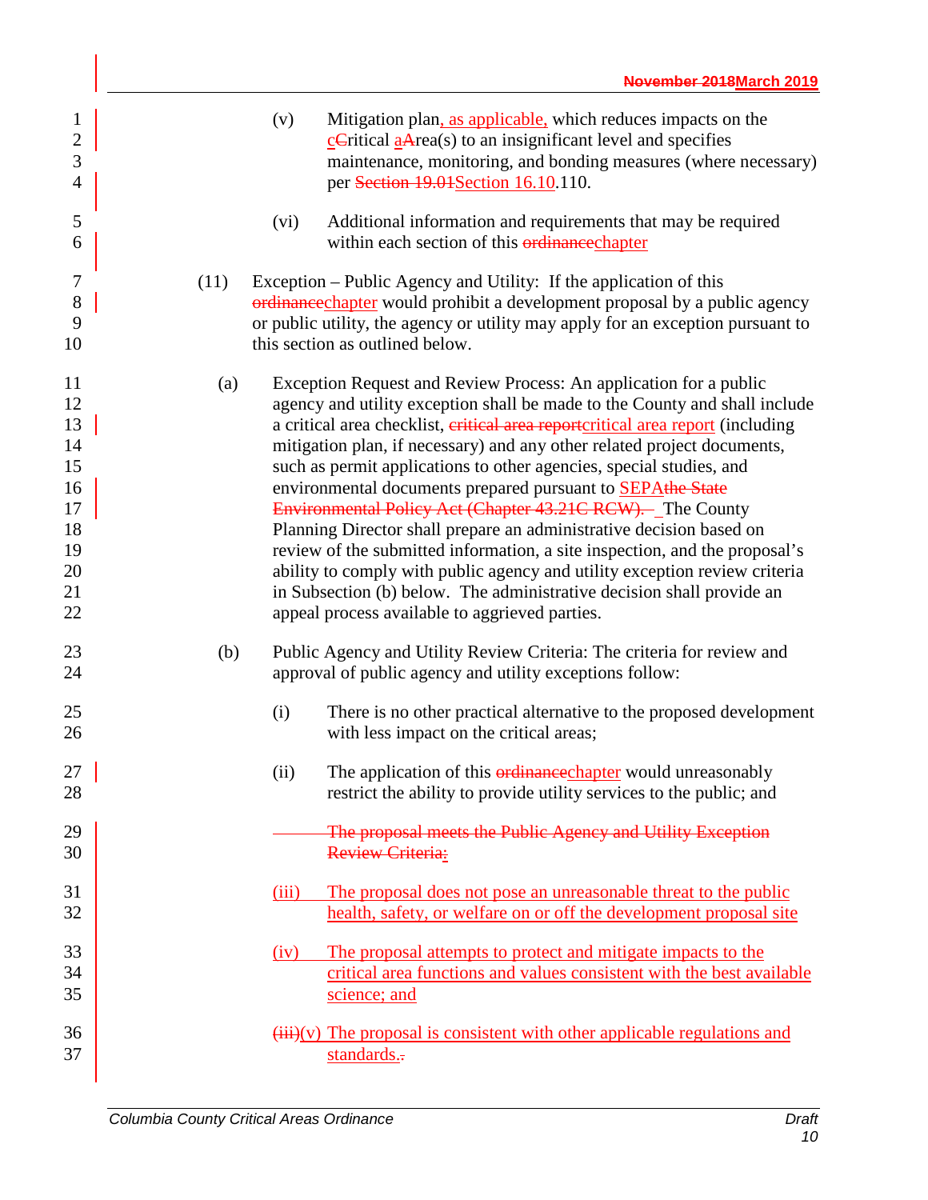(v) Mitigation plan, as applicable, which reduces impacts on the cCritical aArea(s) to an insignificant level and specifies maintenance, monitoring, and bonding measures (where necessary) per Section 19.01Section 16.10.110.

(vi) Additional information and requirements that may be required within each section of this ordinancechapter

(11) Exception – Public Agency and Utility: If the application of this ordinancechapter would prohibit a development proposal by a public agency or public utility, the agency or utility may apply for an exception pursuant to this section as outlined below.

(a) Exception Request and Review Process: An application for a public agency and utility exception shall be made to the County and shall include a critical area checklist, critical area reportcritical area report (including mitigation plan, if necessary) and any other related project documents, such as permit applications to other agencies, special studies, and environmental documents prepared pursuant to SEPAthe State Environmental Policy Act (Chapter 43.21C RCW). The County Planning Director shall prepare an administrative decision based on review of the submitted information, a site inspection, and the proposal's ability to comply with public agency and utility exception review criteria in Subsection (b) below. The administrative decision shall provide an appeal process available to aggrieved parties.

(b) Public Agency and Utility Review Criteria: The criteria for review and approval of public agency and utility exceptions follow:

(i) There is no other practical alternative to the proposed development with less impact on the critical areas;

(ii) The application of this ordinancechapter would unreasonably restrict the ability to provide utility services to the public; and

The proposal meets the Public Agency and Utility Exception Review Criteria:

(iii) The proposal does not pose an unreasonable threat to the public health, safety, or welfare on or off the development proposal site

(iv) The proposal attempts to protect and mitigate impacts to the critical area functions and values consistent with the best available science; and

(iii)(v) The proposal is consistent with other applicable regulations and standards..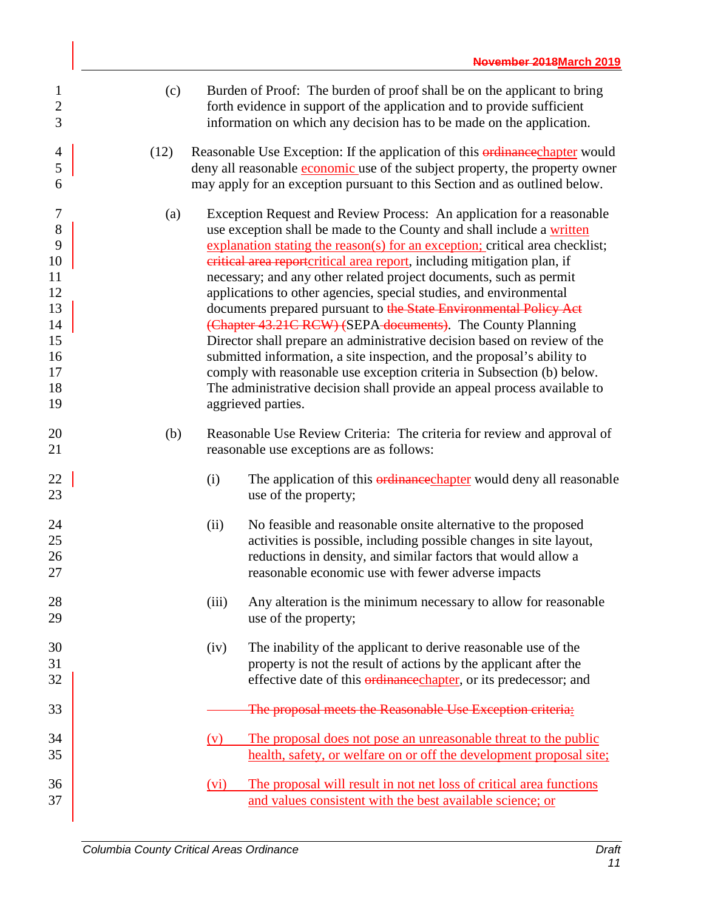(c) Burden of Proof: The burden of proof shall be on the applicant to bring forth evidence in support of the application and to provide sufficient information on which any decision has to be made on the application.

(12) Reasonable Use Exception: If the application of this ~~ordinance~~chapter would deny all reasonable economic use of the subject property, the property owner may apply for an exception pursuant to this Section and as outlined below.

(a) Exception Request and Review Process: An application for a reasonable use exception shall be made to the County and shall include a written explanation stating the reason(s) for an exception; critical area checklist; ~~critical area report~~critical area report, including mitigation plan, if necessary; and any other related project documents, such as permit applications to other agencies, special studies, and environmental documents prepared pursuant to ~~the State Environmental Policy Act (Chapter 43.21C RCW) (~~SEPA ~~documents)~~. The County Planning Director shall prepare an administrative decision based on review of the submitted information, a site inspection, and the proposal's ability to comply with reasonable use exception criteria in Subsection (b) below. The administrative decision shall provide an appeal process available to aggrieved parties.

(b) Reasonable Use Review Criteria: The criteria for review and approval of reasonable use exceptions are as follows:

(i) The application of this ~~ordinance~~chapter would deny all reasonable use of the property;

(ii) No feasible and reasonable onsite alternative to the proposed activities is possible, including possible changes in site layout, reductions in density, and similar factors that would allow a reasonable economic use with fewer adverse impacts

(iii) Any alteration is the minimum necessary to allow for reasonable use of the property;

(iv) The inability of the applicant to derive reasonable use of the property is not the result of actions by the applicant after the effective date of this ~~ordinance~~chapter, or its predecessor; and

~~The proposal meets the Reasonable Use Exception criteria:~~

(v) The proposal does not pose an unreasonable threat to the public health, safety, or welfare on or off the development proposal site;

(vi) The proposal will result in not net loss of critical area functions and values consistent with the best available science; or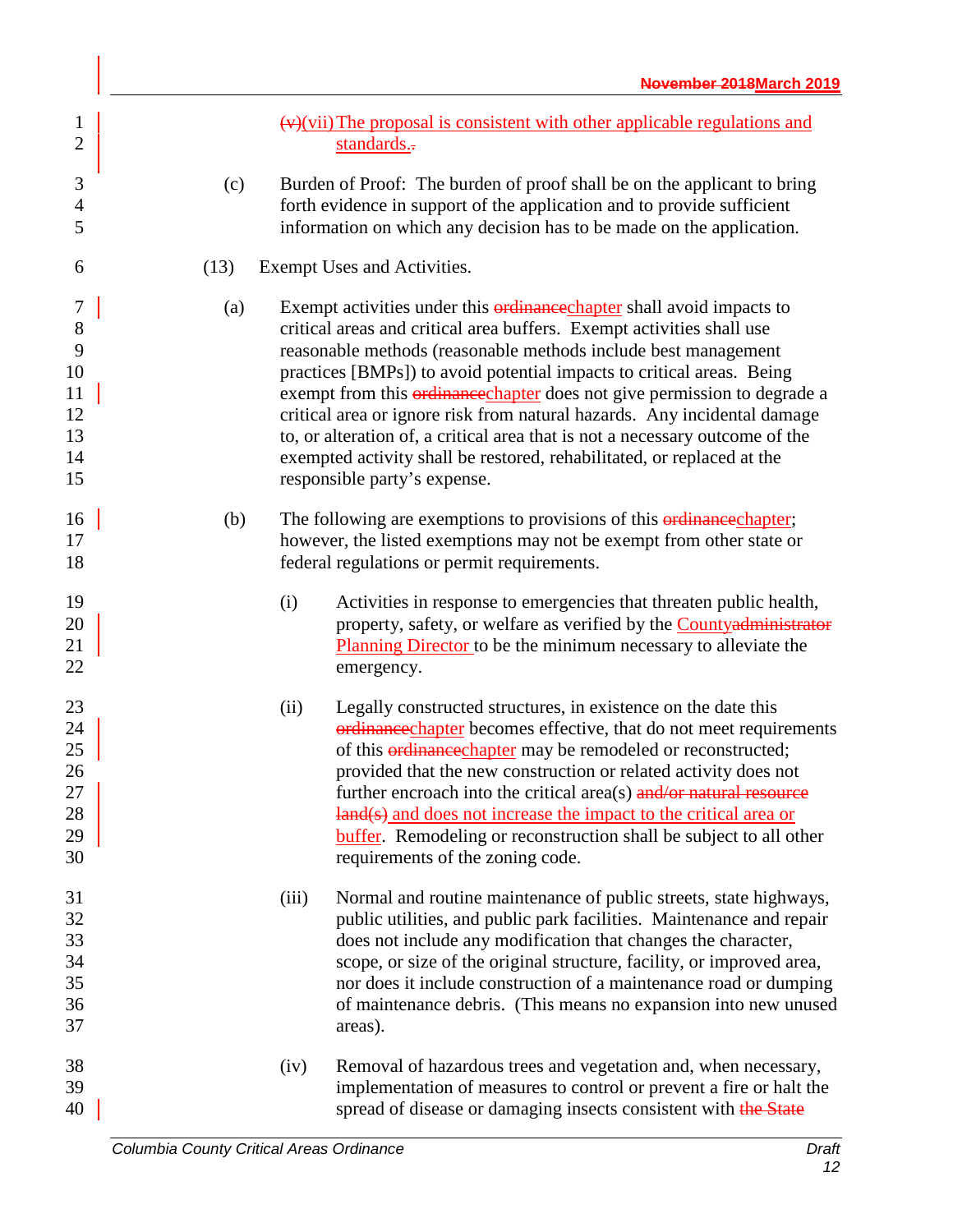~~(v)~~(vii) The proposal is consistent with other applicable regulations and standards.~~.~~

(c) Burden of Proof: The burden of proof shall be on the applicant to bring forth evidence in support of the application and to provide sufficient information on which any decision has to be made on the application.

(13) Exempt Uses and Activities.

(a) Exempt activities under this ~~ordinance~~chapter shall avoid impacts to critical areas and critical area buffers. Exempt activities shall use reasonable methods (reasonable methods include best management practices [BMPs]) to avoid potential impacts to critical areas. Being exempt from this ~~ordinance~~chapter does not give permission to degrade a critical area or ignore risk from natural hazards. Any incidental damage to, or alteration of, a critical area that is not a necessary outcome of the exempted activity shall be restored, rehabilitated, or replaced at the responsible party's expense.

(b) The following are exemptions to provisions of this ~~ordinance~~chapter; however, the listed exemptions may not be exempt from other state or federal regulations or permit requirements.

(i) Activities in response to emergencies that threaten public health, property, safety, or welfare as verified by the County~~administrator~~ Planning Director to be the minimum necessary to alleviate the emergency.

(ii) Legally constructed structures, in existence on the date this ~~ordinance~~chapter becomes effective, that do not meet requirements of this ~~ordinance~~chapter may be remodeled or reconstructed; provided that the new construction or related activity does not further encroach into the critical area(s) ~~and/or natural resource land(s)~~ and does not increase the impact to the critical area or buffer. Remodeling or reconstruction shall be subject to all other requirements of the zoning code.

(iii) Normal and routine maintenance of public streets, state highways, public utilities, and public park facilities. Maintenance and repair does not include any modification that changes the character, scope, or size of the original structure, facility, or improved area, nor does it include construction of a maintenance road or dumping of maintenance debris. (This means no expansion into new unused areas).

(iv) Removal of hazardous trees and vegetation and, when necessary, implementation of measures to control or prevent a fire or halt the spread of disease or damaging insects consistent with ~~the State~~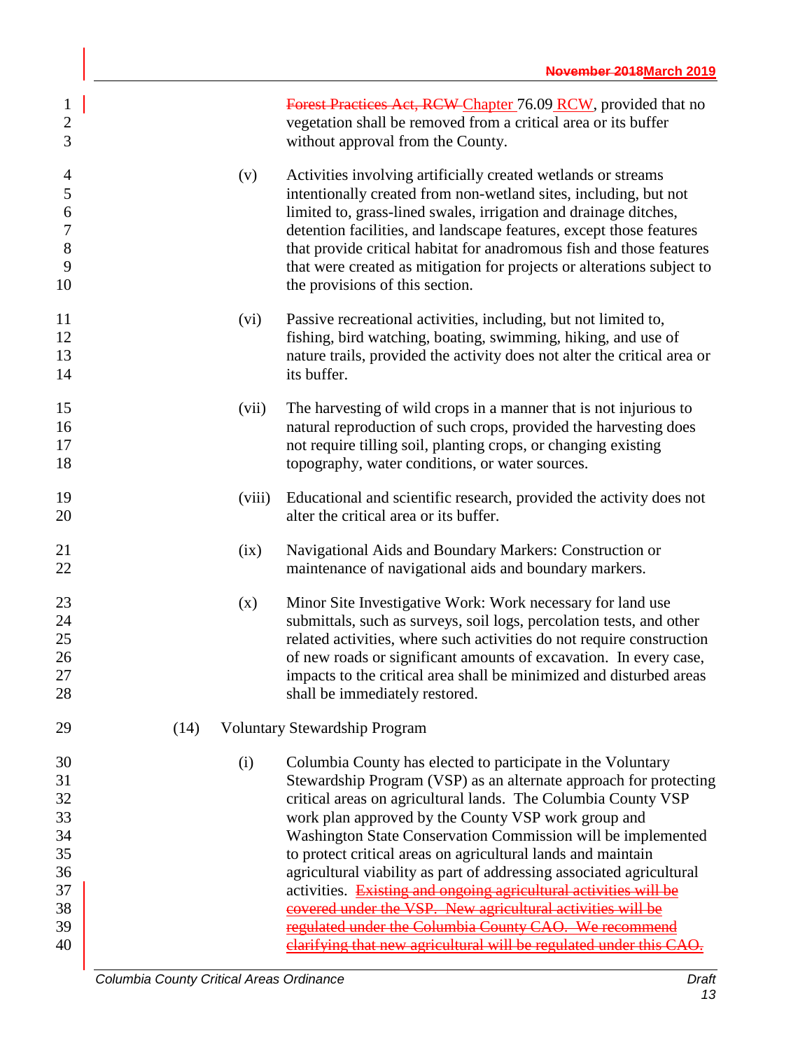~~Forest Practices Act, RCW~~ Chapter 76.09 RCW, provided that no vegetation shall be removed from a critical area or its buffer without approval from the County.

(v) Activities involving artificially created wetlands or streams intentionally created from non-wetland sites, including, but not limited to, grass-lined swales, irrigation and drainage ditches, detention facilities, and landscape features, except those features that provide critical habitat for anadromous fish and those features that were created as mitigation for projects or alterations subject to the provisions of this section.

(vi) Passive recreational activities, including, but not limited to, fishing, bird watching, boating, swimming, hiking, and use of nature trails, provided the activity does not alter the critical area or its buffer.

(vii) The harvesting of wild crops in a manner that is not injurious to natural reproduction of such crops, provided the harvesting does not require tilling soil, planting crops, or changing existing topography, water conditions, or water sources.

(viii) Educational and scientific research, provided the activity does not alter the critical area or its buffer.

(ix) Navigational Aids and Boundary Markers: Construction or maintenance of navigational aids and boundary markers.

(x) Minor Site Investigative Work: Work necessary for land use submittals, such as surveys, soil logs, percolation tests, and other related activities, where such activities do not require construction of new roads or significant amounts of excavation. In every case, impacts to the critical area shall be minimized and disturbed areas shall be immediately restored.

(14) Voluntary Stewardship Program

(i) Columbia County has elected to participate in the Voluntary Stewardship Program (VSP) as an alternate approach for protecting critical areas on agricultural lands. The Columbia County VSP work plan approved by the County VSP work group and Washington State Conservation Commission will be implemented to protect critical areas on agricultural lands and maintain agricultural viability as part of addressing associated agricultural activities. ~~Existing and ongoing agricultural activities will be covered under the VSP. New agricultural activities will be regulated under the Columbia County CAO. We recommend clarifying that new agricultural will be regulated under this CAO.~~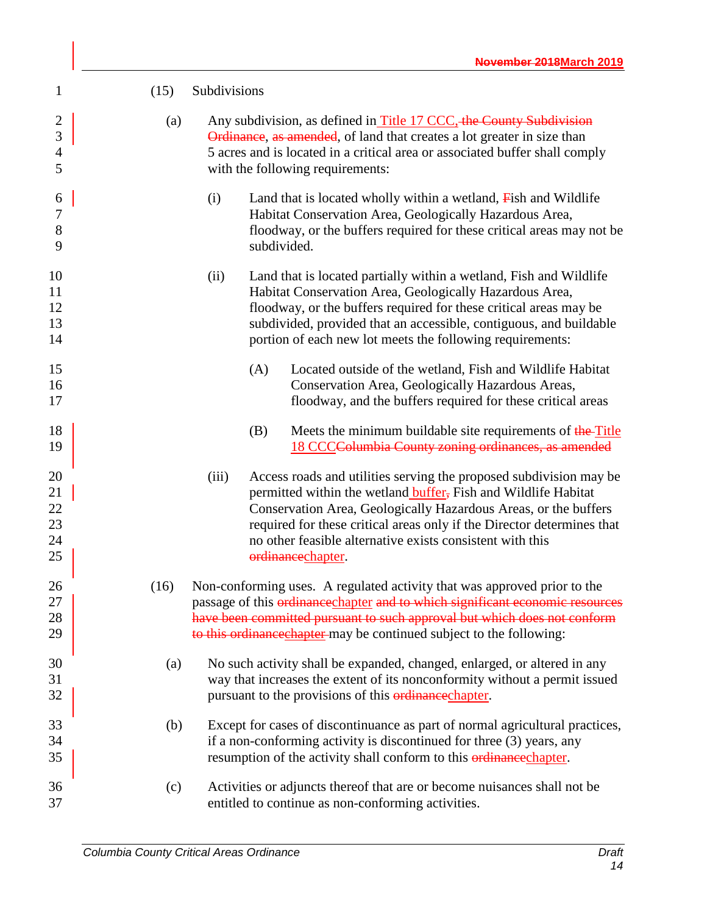(15) Subdivisions

(a) Any subdivision, as defined in Title 17 CCC, the County Subdivision Ordinance, as amended, of land that creates a lot greater in size than 5 acres and is located in a critical area or associated buffer shall comply with the following requirements:

(i) Land that is located wholly within a wetland, Fish and Wildlife Habitat Conservation Area, Geologically Hazardous Area, floodway, or the buffers required for these critical areas may not be subdivided.

(ii) Land that is located partially within a wetland, Fish and Wildlife Habitat Conservation Area, Geologically Hazardous Area, floodway, or the buffers required for these critical areas may be subdivided, provided that an accessible, contiguous, and buildable portion of each new lot meets the following requirements:

(A) Located outside of the wetland, Fish and Wildlife Habitat Conservation Area, Geologically Hazardous Areas, floodway, and the buffers required for these critical areas

(B) Meets the minimum buildable site requirements of the Title 18 CCCColumbia County zoning ordinances, as amended

(iii) Access roads and utilities serving the proposed subdivision may be permitted within the wetland buffer, Fish and Wildlife Habitat Conservation Area, Geologically Hazardous Areas, or the buffers required for these critical areas only if the Director determines that no other feasible alternative exists consistent with this ordinancechapter.

(16) Non-conforming uses. A regulated activity that was approved prior to the passage of this ordinancechapter and to which significant economic resources have been committed pursuant to such approval but which does not conform to this ordinancechapter may be continued subject to the following:

(a) No such activity shall be expanded, changed, enlarged, or altered in any way that increases the extent of its nonconformity without a permit issued pursuant to the provisions of this ordinancechapter.

(b) Except for cases of discontinuance as part of normal agricultural practices, if a non-conforming activity is discontinued for three (3) years, any resumption of the activity shall conform to this ordinancechapter.

(c) Activities or adjuncts thereof that are or become nuisances shall not be entitled to continue as non-conforming activities.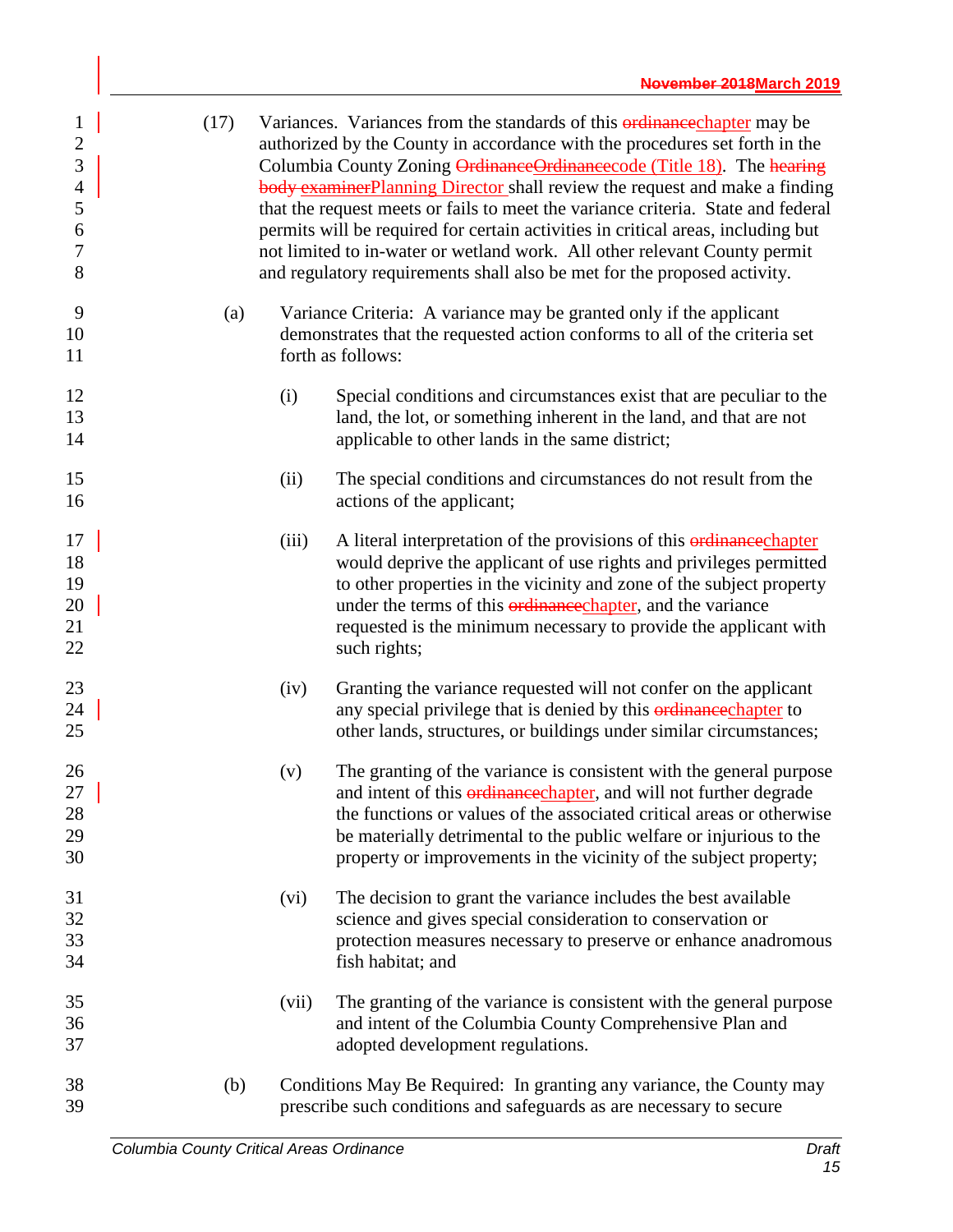(17) Variances. Variances from the standards of this ~~ordinance~~chapter may be authorized by the County in accordance with the procedures set forth in the Columbia County Zoning ~~Ordinance~~~~Ordinance~~code (Title 18). The ~~hearing body~~ ~~examiner~~Planning Director shall review the request and make a finding that the request meets or fails to meet the variance criteria. State and federal permits will be required for certain activities in critical areas, including but not limited to in-water or wetland work. All other relevant County permit and regulatory requirements shall also be met for the proposed activity.

(a) Variance Criteria: A variance may be granted only if the applicant demonstrates that the requested action conforms to all of the criteria set forth as follows:

(i) Special conditions and circumstances exist that are peculiar to the land, the lot, or something inherent in the land, and that are not applicable to other lands in the same district;

(ii) The special conditions and circumstances do not result from the actions of the applicant;

(iii) A literal interpretation of the provisions of this ~~ordinance~~chapter would deprive the applicant of use rights and privileges permitted to other properties in the vicinity and zone of the subject property under the terms of this ~~ordinance~~chapter, and the variance requested is the minimum necessary to provide the applicant with such rights;

(iv) Granting the variance requested will not confer on the applicant any special privilege that is denied by this ~~ordinance~~chapter to other lands, structures, or buildings under similar circumstances;

(v) The granting of the variance is consistent with the general purpose and intent of this ~~ordinance~~chapter, and will not further degrade the functions or values of the associated critical areas or otherwise be materially detrimental to the public welfare or injurious to the property or improvements in the vicinity of the subject property;

(vi) The decision to grant the variance includes the best available science and gives special consideration to conservation or protection measures necessary to preserve or enhance anadromous fish habitat; and

(vii) The granting of the variance is consistent with the general purpose and intent of the Columbia County Comprehensive Plan and adopted development regulations.

(b) Conditions May Be Required: In granting any variance, the County may prescribe such conditions and safeguards as are necessary to secure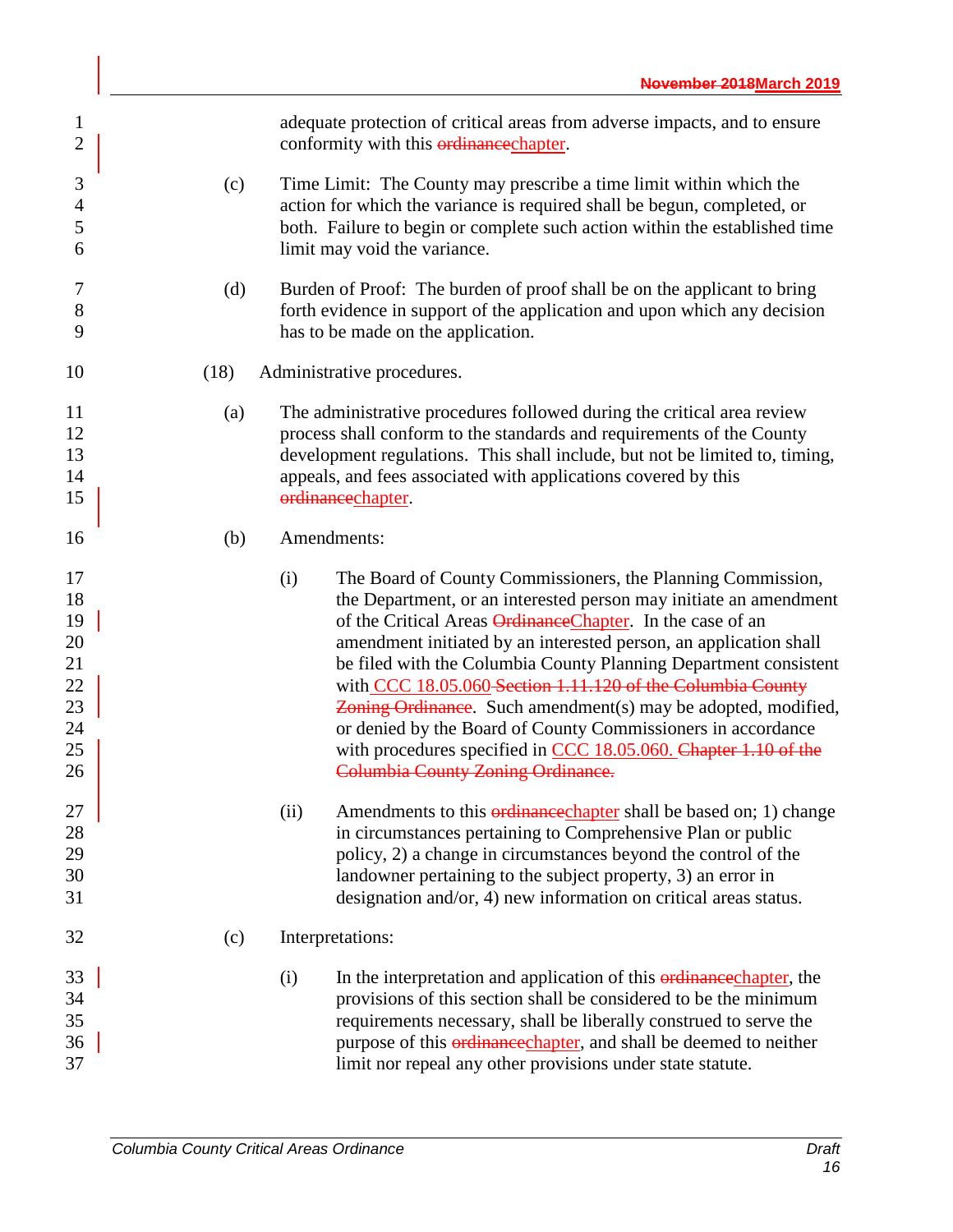adequate protection of critical areas from adverse impacts, and to ensure conformity with this ~~ordinance~~chapter.

(c) Time Limit: The County may prescribe a time limit within which the action for which the variance is required shall be begun, completed, or both. Failure to begin or complete such action within the established time limit may void the variance.

(d) Burden of Proof: The burden of proof shall be on the applicant to bring forth evidence in support of the application and upon which any decision has to be made on the application.

(18) Administrative procedures.

(a) The administrative procedures followed during the critical area review process shall conform to the standards and requirements of the County development regulations. This shall include, but not be limited to, timing, appeals, and fees associated with applications covered by this ~~ordinance~~chapter.

(b) Amendments:

(i) The Board of County Commissioners, the Planning Commission, the Department, or an interested person may initiate an amendment of the Critical Areas ~~Ordinance~~Chapter. In the case of an amendment initiated by an interested person, an application shall be filed with the Columbia County Planning Department consistent with CCC 18.05.060 ~~Section 1.11.120 of the Columbia County Zoning Ordinance~~. Such amendment(s) may be adopted, modified, or denied by the Board of County Commissioners in accordance with procedures specified in CCC 18.05.060. ~~Chapter 1.10 of the Columbia County Zoning Ordinance.~~

(ii) Amendments to this ~~ordinance~~chapter shall be based on; 1) change in circumstances pertaining to Comprehensive Plan or public policy, 2) a change in circumstances beyond the control of the landowner pertaining to the subject property, 3) an error in designation and/or, 4) new information on critical areas status.

(c) Interpretations:

(i) In the interpretation and application of this ~~ordinance~~chapter, the provisions of this section shall be considered to be the minimum requirements necessary, shall be liberally construed to serve the purpose of this ~~ordinance~~chapter, and shall be deemed to neither limit nor repeal any other provisions under state statute.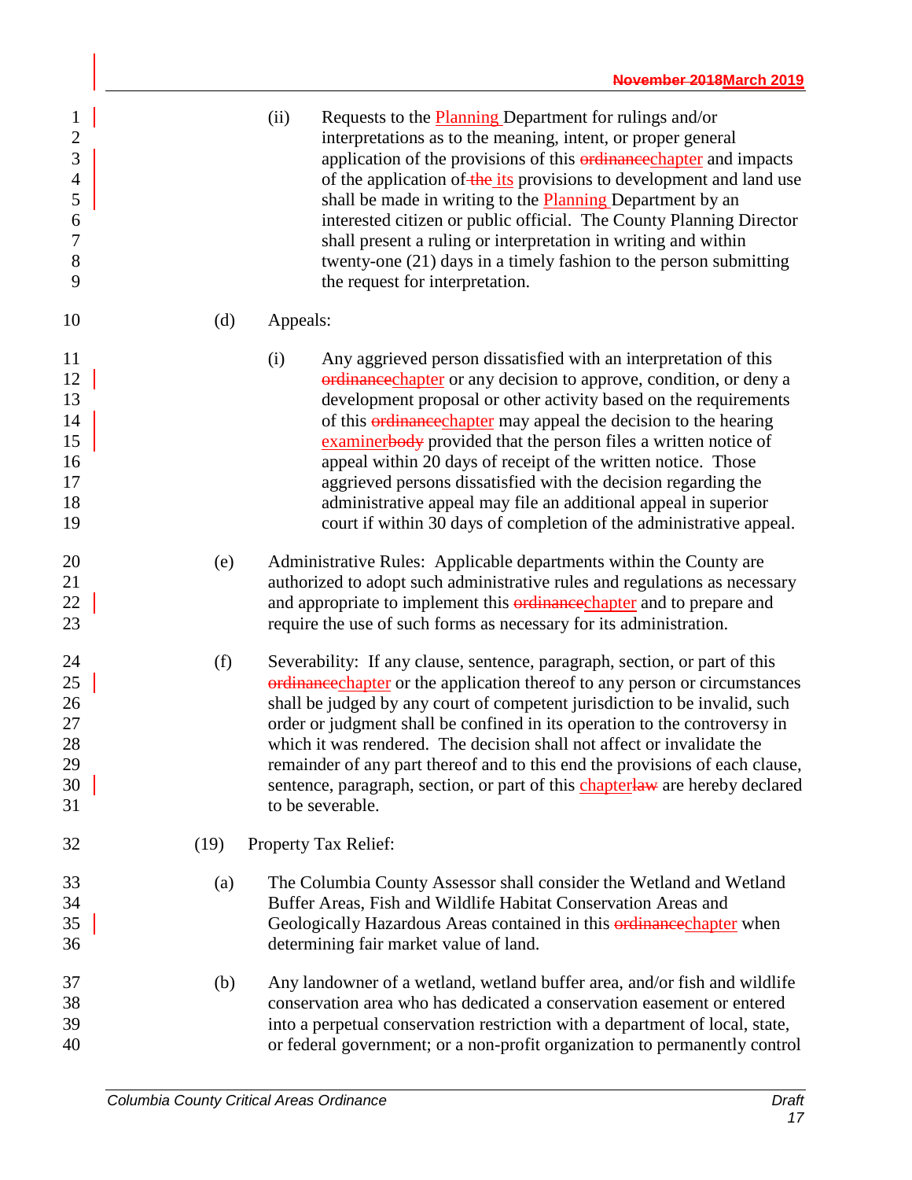(ii) Requests to the ~~ordinance~~Planning Department for rulings and/or interpretations as to the meaning, intent, or proper general application of the provisions of this ~~ordinance~~chapter and impacts of the application of ~~the~~ its provisions to development and land use shall be made in writing to the Planning Department by an interested citizen or public official. The County Planning Director shall present a ruling or interpretation in writing and within twenty-one (21) days in a timely fashion to the person submitting the request for interpretation.

(d) Appeals:

(i) Any aggrieved person dissatisfied with an interpretation of this ~~ordinance~~chapter or any decision to approve, condition, or deny a development proposal or other activity based on the requirements of this ~~ordinance~~chapter may appeal the decision to the hearing examiner~~body~~ provided that the person files a written notice of appeal within 20 days of receipt of the written notice. Those aggrieved persons dissatisfied with the decision regarding the administrative appeal may file an additional appeal in superior court if within 30 days of completion of the administrative appeal.

(e) Administrative Rules: Applicable departments within the County are authorized to adopt such administrative rules and regulations as necessary and appropriate to implement this ~~ordinance~~chapter and to prepare and require the use of such forms as necessary for its administration.

(f) Severability: If any clause, sentence, paragraph, section, or part of this ~~ordinance~~chapter or the application thereof to any person or circumstances shall be judged by any court of competent jurisdiction to be invalid, such order or judgment shall be confined in its operation to the controversy in which it was rendered. The decision shall not affect or invalidate the remainder of any part thereof and to this end the provisions of each clause, sentence, paragraph, section, or part of this chapter~~law~~ are hereby declared to be severable.

(19) Property Tax Relief:

(a) The Columbia County Assessor shall consider the Wetland and Wetland Buffer Areas, Fish and Wildlife Habitat Conservation Areas and Geologically Hazardous Areas contained in this ~~ordinance~~chapter when determining fair market value of land.

(b) Any landowner of a wetland, wetland buffer area, and/or fish and wildlife conservation area who has dedicated a conservation easement or entered into a perpetual conservation restriction with a department of local, state, or federal government; or a non-profit organization to permanently control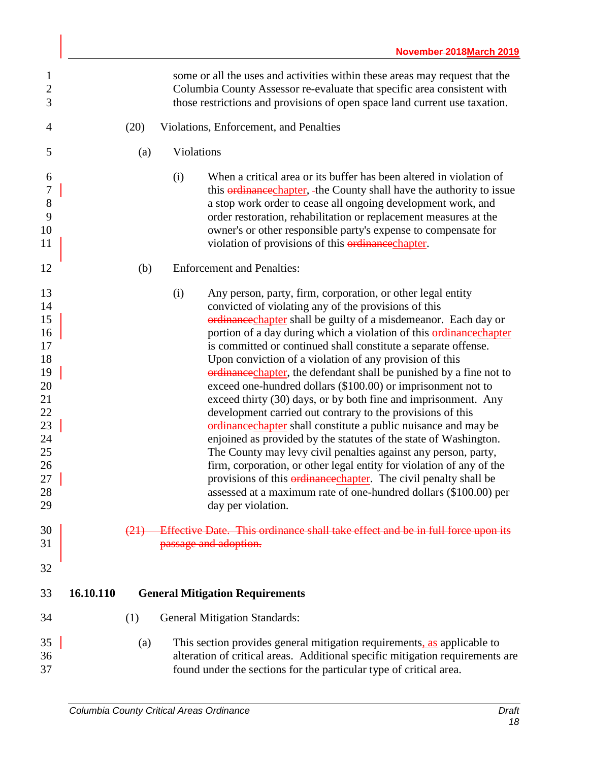some or all the uses and activities within these areas may request that the Columbia County Assessor re-evaluate that specific area consistent with those restrictions and provisions of open space land current use taxation.

(20) Violations, Enforcement, and Penalties

(a) Violations

(i) When a critical area or its buffer has been altered in violation of this ~~ordinance~~chapter, the County shall have the authority to issue a stop work order to cease all ongoing development work, and order restoration, rehabilitation or replacement measures at the owner's or other responsible party's expense to compensate for violation of provisions of this ~~ordinance~~chapter.

(b) Enforcement and Penalties:

(i) Any person, party, firm, corporation, or other legal entity convicted of violating any of the provisions of this ~~ordinance~~chapter shall be guilty of a misdemeanor. Each day or portion of a day during which a violation of this ~~ordinance~~chapter is committed or continued shall constitute a separate offense. Upon conviction of a violation of any provision of this ~~ordinance~~chapter, the defendant shall be punished by a fine not to exceed one-hundred dollars ($100.00) or imprisonment not to exceed thirty (30) days, or by both fine and imprisonment. Any development carried out contrary to the provisions of this ~~ordinance~~chapter shall constitute a public nuisance and may be enjoined as provided by the statutes of the state of Washington. The County may levy civil penalties against any person, party, firm, corporation, or other legal entity for violation of any of the provisions of this ~~ordinance~~chapter. The civil penalty shall be assessed at a maximum rate of one-hundred dollars ($100.00) per day per violation.

~~(21) Effective Date. This ordinance shall take effect and be in full force upon its passage and adoption.~~

## 16.10.110 General Mitigation Requirements

(1) General Mitigation Standards:

(a) This section provides general mitigation requirements, as applicable to alteration of critical areas. Additional specific mitigation requirements are found under the sections for the particular type of critical area.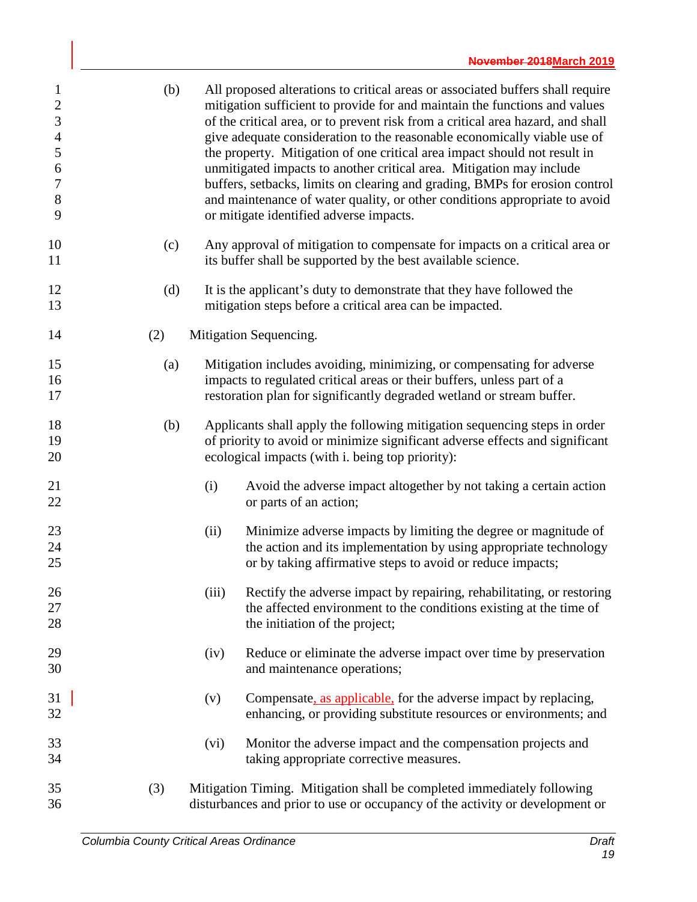(b) All proposed alterations to critical areas or associated buffers shall require mitigation sufficient to provide for and maintain the functions and values of the critical area, or to prevent risk from a critical area hazard, and shall give adequate consideration to the reasonable economically viable use of the property. Mitigation of one critical area impact should not result in unmitigated impacts to another critical area. Mitigation may include buffers, setbacks, limits on clearing and grading, BMPs for erosion control and maintenance of water quality, or other conditions appropriate to avoid or mitigate identified adverse impacts.

(c) Any approval of mitigation to compensate for impacts on a critical area or its buffer shall be supported by the best available science.

(d) It is the applicant's duty to demonstrate that they have followed the mitigation steps before a critical area can be impacted.

(2) Mitigation Sequencing.

(a) Mitigation includes avoiding, minimizing, or compensating for adverse impacts to regulated critical areas or their buffers, unless part of a restoration plan for significantly degraded wetland or stream buffer.

(b) Applicants shall apply the following mitigation sequencing steps in order of priority to avoid or minimize significant adverse effects and significant ecological impacts (with i. being top priority):

(i) Avoid the adverse impact altogether by not taking a certain action or parts of an action;

(ii) Minimize adverse impacts by limiting the degree or magnitude of the action and its implementation by using appropriate technology or by taking affirmative steps to avoid or reduce impacts;

(iii) Rectify the adverse impact by repairing, rehabilitating, or restoring the affected environment to the conditions existing at the time of the initiation of the project;

(iv) Reduce or eliminate the adverse impact over time by preservation and maintenance operations;

(v) Compensate, as applicable, for the adverse impact by replacing, enhancing, or providing substitute resources or environments; and

(vi) Monitor the adverse impact and the compensation projects and taking appropriate corrective measures.

(3) Mitigation Timing. Mitigation shall be completed immediately following disturbances and prior to use or occupancy of the activity or development or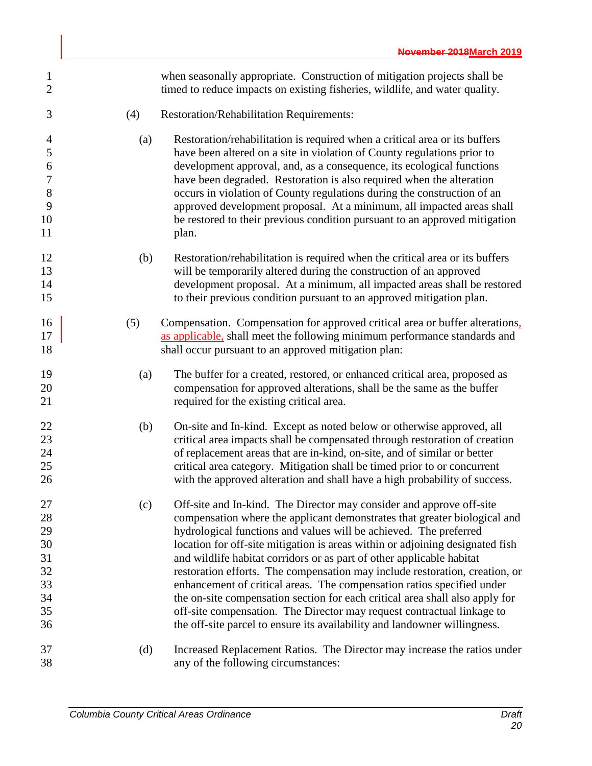when seasonally appropriate. Construction of mitigation projects shall be timed to reduce impacts on existing fisheries, wildlife, and water quality.

(4) Restoration/Rehabilitation Requirements:

(a) Restoration/rehabilitation is required when a critical area or its buffers have been altered on a site in violation of County regulations prior to development approval, and, as a consequence, its ecological functions have been degraded. Restoration is also required when the alteration occurs in violation of County regulations during the construction of an approved development proposal. At a minimum, all impacted areas shall be restored to their previous condition pursuant to an approved mitigation plan.

(b) Restoration/rehabilitation is required when the critical area or its buffers will be temporarily altered during the construction of an approved development proposal. At a minimum, all impacted areas shall be restored to their previous condition pursuant to an approved mitigation plan.

(5) Compensation. Compensation for approved critical area or buffer alterations, as applicable, shall meet the following minimum performance standards and shall occur pursuant to an approved mitigation plan:

(a) The buffer for a created, restored, or enhanced critical area, proposed as compensation for approved alterations, shall be the same as the buffer required for the existing critical area.

(b) On-site and In-kind. Except as noted below or otherwise approved, all critical area impacts shall be compensated through restoration of creation of replacement areas that are in-kind, on-site, and of similar or better critical area category. Mitigation shall be timed prior to or concurrent with the approved alteration and shall have a high probability of success.

(c) Off-site and In-kind. The Director may consider and approve off-site compensation where the applicant demonstrates that greater biological and hydrological functions and values will be achieved. The preferred location for off-site mitigation is areas within or adjoining designated fish and wildlife habitat corridors or as part of other applicable habitat restoration efforts. The compensation may include restoration, creation, or enhancement of critical areas. The compensation ratios specified under the on-site compensation section for each critical area shall also apply for off-site compensation. The Director may request contractual linkage to the off-site parcel to ensure its availability and landowner willingness.

(d) Increased Replacement Ratios. The Director may increase the ratios under any of the following circumstances: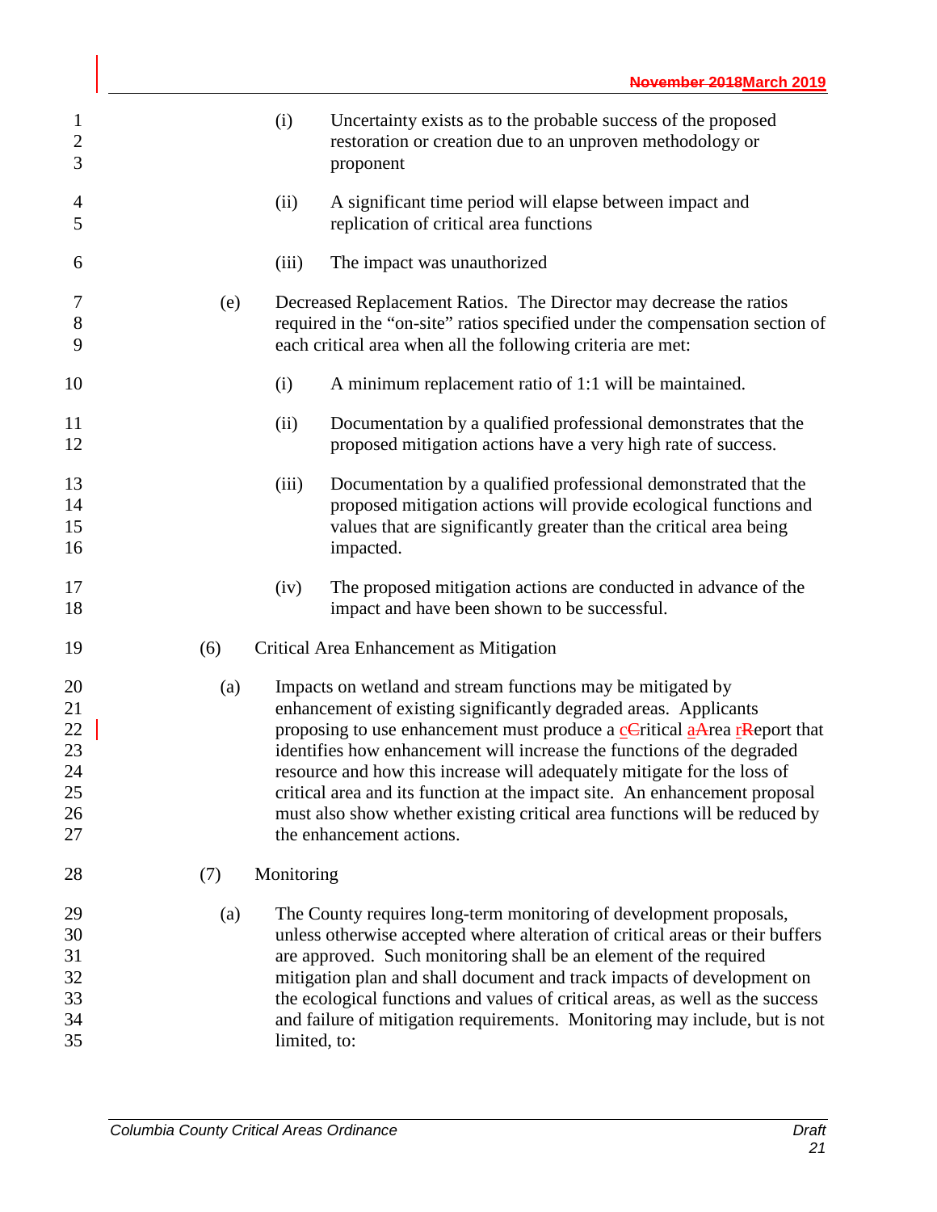(i) Uncertainty exists as to the probable success of the proposed restoration or creation due to an unproven methodology or proponent

(ii) A significant time period will elapse between impact and replication of critical area functions

(iii) The impact was unauthorized

(e) Decreased Replacement Ratios. The Director may decrease the ratios required in the "on-site" ratios specified under the compensation section of each critical area when all the following criteria are met:

(i) A minimum replacement ratio of 1:1 will be maintained.

(ii) Documentation by a qualified professional demonstrates that the proposed mitigation actions have a very high rate of success.

(iii) Documentation by a qualified professional demonstrated that the proposed mitigation actions will provide ecological functions and values that are significantly greater than the critical area being impacted.

(iv) The proposed mitigation actions are conducted in advance of the impact and have been shown to be successful.

(6) Critical Area Enhancement as Mitigation

(a) Impacts on wetland and stream functions may be mitigated by enhancement of existing significantly degraded areas. Applicants proposing to use enhancement must produce a critical area report that identifies how enhancement will increase the functions of the degraded resource and how this increase will adequately mitigate for the loss of critical area and its function at the impact site. An enhancement proposal must also show whether existing critical area functions will be reduced by the enhancement actions.

(7) Monitoring

(a) The County requires long-term monitoring of development proposals, unless otherwise accepted where alteration of critical areas or their buffers are approved. Such monitoring shall be an element of the required mitigation plan and shall document and track impacts of development on the ecological functions and values of critical areas, as well as the success and failure of mitigation requirements. Monitoring may include, but is not limited, to: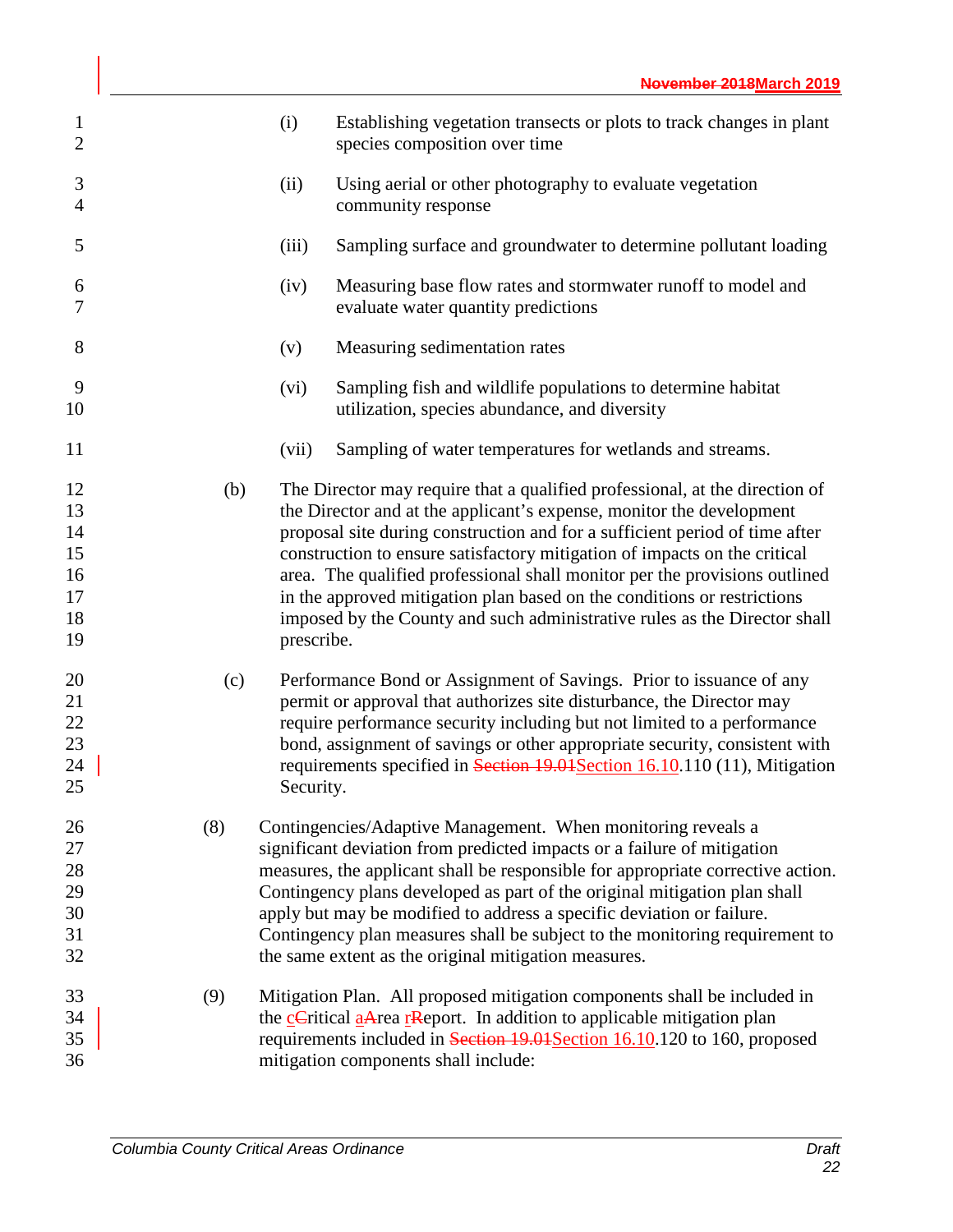(i) Establishing vegetation transects or plots to track changes in plant species composition over time

(ii) Using aerial or other photography to evaluate vegetation community response

(iii) Sampling surface and groundwater to determine pollutant loading

(iv) Measuring base flow rates and stormwater runoff to model and evaluate water quantity predictions

(v) Measuring sedimentation rates

(vi) Sampling fish and wildlife populations to determine habitat utilization, species abundance, and diversity

(vii) Sampling of water temperatures for wetlands and streams.

(b) The Director may require that a qualified professional, at the direction of the Director and at the applicant's expense, monitor the development proposal site during construction and for a sufficient period of time after construction to ensure satisfactory mitigation of impacts on the critical area. The qualified professional shall monitor per the provisions outlined in the approved mitigation plan based on the conditions or restrictions imposed by the County and such administrative rules as the Director shall prescribe.

(c) Performance Bond or Assignment of Savings. Prior to issuance of any permit or approval that authorizes site disturbance, the Director may require performance security including but not limited to a performance bond, assignment of savings or other appropriate security, consistent with requirements specified in ~~Section 19.01~~Section 16.10.110 (11), Mitigation Security.

(8) Contingencies/Adaptive Management. When monitoring reveals a significant deviation from predicted impacts or a failure of mitigation measures, the applicant shall be responsible for appropriate corrective action. Contingency plans developed as part of the original mitigation plan shall apply but may be modified to address a specific deviation or failure. Contingency plan measures shall be subject to the monitoring requirement to the same extent as the original mitigation measures.

(9) Mitigation Plan. All proposed mitigation components shall be included in the c~~C~~ritical a~~A~~rea r~~R~~eport. In addition to applicable mitigation plan requirements included in ~~Section 19.01~~Section 16.10.120 to 160, proposed mitigation components shall include: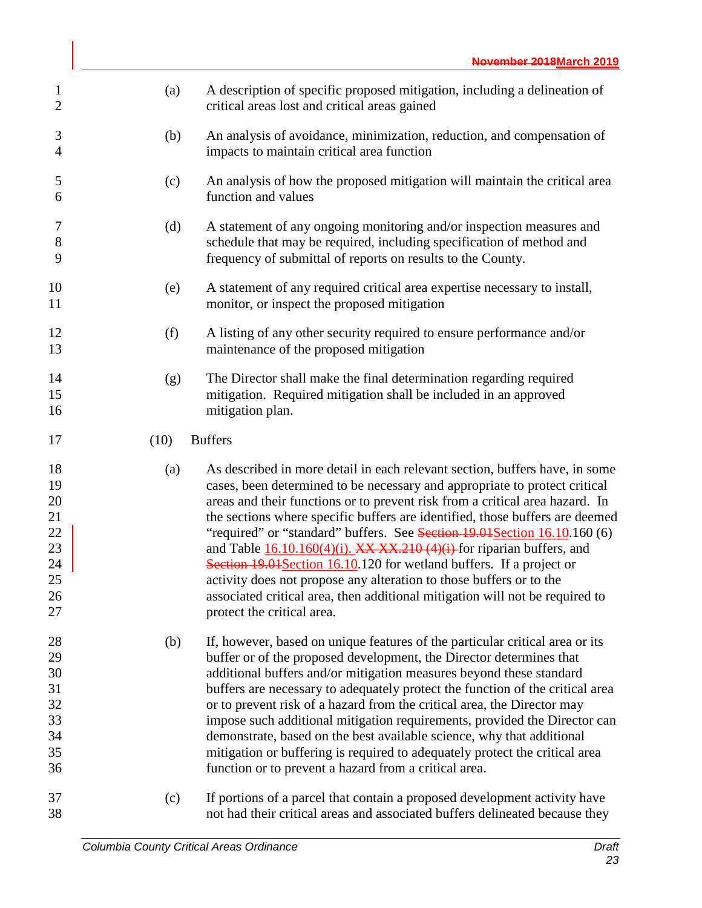(a) A description of specific proposed mitigation, including a delineation of critical areas lost and critical areas gained

(b) An analysis of avoidance, minimization, reduction, and compensation of impacts to maintain critical area function

(c) An analysis of how the proposed mitigation will maintain the critical area function and values

(d) A statement of any ongoing monitoring and/or inspection measures and schedule that may be required, including specification of method and frequency of submittal of reports on results to the County.

(e) A statement of any required critical area expertise necessary to install, monitor, or inspect the proposed mitigation

(f) A listing of any other security required to ensure performance and/or maintenance of the proposed mitigation

(g) The Director shall make the final determination regarding required mitigation. Required mitigation shall be included in an approved mitigation plan.

(10) Buffers

(a) As described in more detail in each relevant section, buffers have, in some cases, been determined to be necessary and appropriate to protect critical areas and their functions or to prevent risk from a critical area hazard. In the sections where specific buffers are identified, those buffers are deemed "required" or "standard" buffers. See ~~Section 19.01~~Section 16.10.160 (6) and Table 16.10.160(4)(i). ~~XX XX.210 (4)(i)~~ for riparian buffers, and ~~Section 19.01~~Section 16.10.120 for wetland buffers. If a project or activity does not propose any alteration to those buffers or to the associated critical area, then additional mitigation will not be required to protect the critical area.

(b) If, however, based on unique features of the particular critical area or its buffer or of the proposed development, the Director determines that additional buffers and/or mitigation measures beyond these standard buffers are necessary to adequately protect the function of the critical area or to prevent risk of a hazard from the critical area, the Director may impose such additional mitigation requirements, provided the Director can demonstrate, based on the best available science, why that additional mitigation or buffering is required to adequately protect the critical area function or to prevent a hazard from a critical area.

(c) If portions of a parcel that contain a proposed development activity have not had their critical areas and associated buffers delineated because they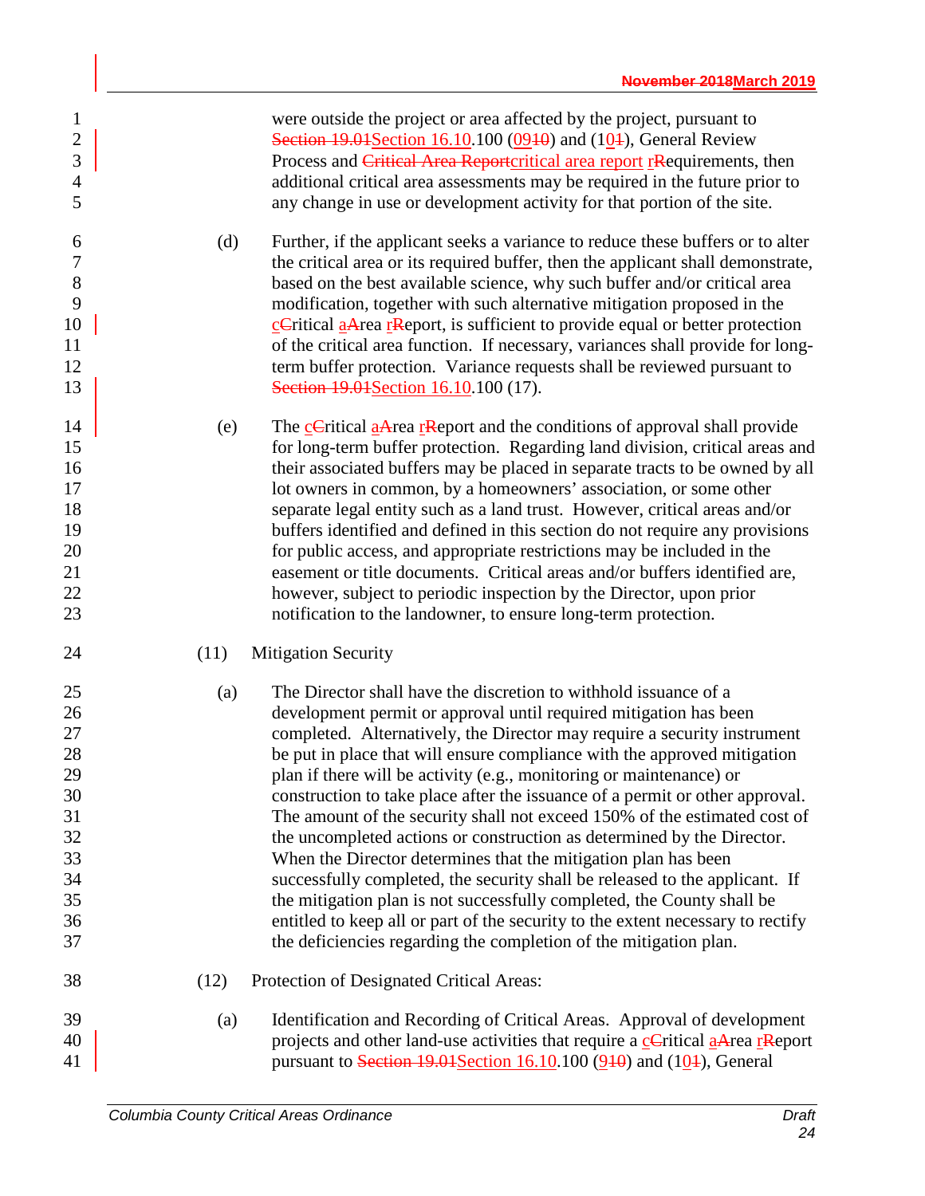were outside the project or area affected by the project, pursuant to ~~Section 19.01~~Section 16.10.100 (~~10~~09) and (~~1~~10), General Review Process and ~~Critical Area Report~~critical area report ~~R~~requirements, then additional critical area assessments may be required in the future prior to any change in use or development activity for that portion of the site.

(d) Further, if the applicant seeks a variance to reduce these buffers or to alter the critical area or its required buffer, then the applicant shall demonstrate, based on the best available science, why such buffer and/or critical area modification, together with such alternative mitigation proposed in the ~~C~~critical ~~A~~area ~~R~~report, is sufficient to provide equal or better protection of the critical area function. If necessary, variances shall provide for long-term buffer protection. Variance requests shall be reviewed pursuant to ~~Section 19.01~~Section 16.10.100 (17).

(e) The ~~C~~critical ~~A~~area ~~R~~report and the conditions of approval shall provide for long-term buffer protection. Regarding land division, critical areas and their associated buffers may be placed in separate tracts to be owned by all lot owners in common, by a homeowners' association, or some other separate legal entity such as a land trust. However, critical areas and/or buffers identified and defined in this section do not require any provisions for public access, and appropriate restrictions may be included in the easement or title documents. Critical areas and/or buffers identified are, however, subject to periodic inspection by the Director, upon prior notification to the landowner, to ensure long-term protection.

(11) Mitigation Security

(a) The Director shall have the discretion to withhold issuance of a development permit or approval until required mitigation has been completed. Alternatively, the Director may require a security instrument be put in place that will ensure compliance with the approved mitigation plan if there will be activity (e.g., monitoring or maintenance) or construction to take place after the issuance of a permit or other approval. The amount of the security shall not exceed 150% of the estimated cost of the uncompleted actions or construction as determined by the Director. When the Director determines that the mitigation plan has been successfully completed, the security shall be released to the applicant. If the mitigation plan is not successfully completed, the County shall be entitled to keep all or part of the security to the extent necessary to rectify the deficiencies regarding the completion of the mitigation plan.

(12) Protection of Designated Critical Areas:

(a) Identification and Recording of Critical Areas. Approval of development projects and other land-use activities that require a ~~C~~critical ~~A~~area ~~R~~report pursuant to ~~Section 19.01~~Section 16.10.100 (~~10~~9) and (~~1~~10), General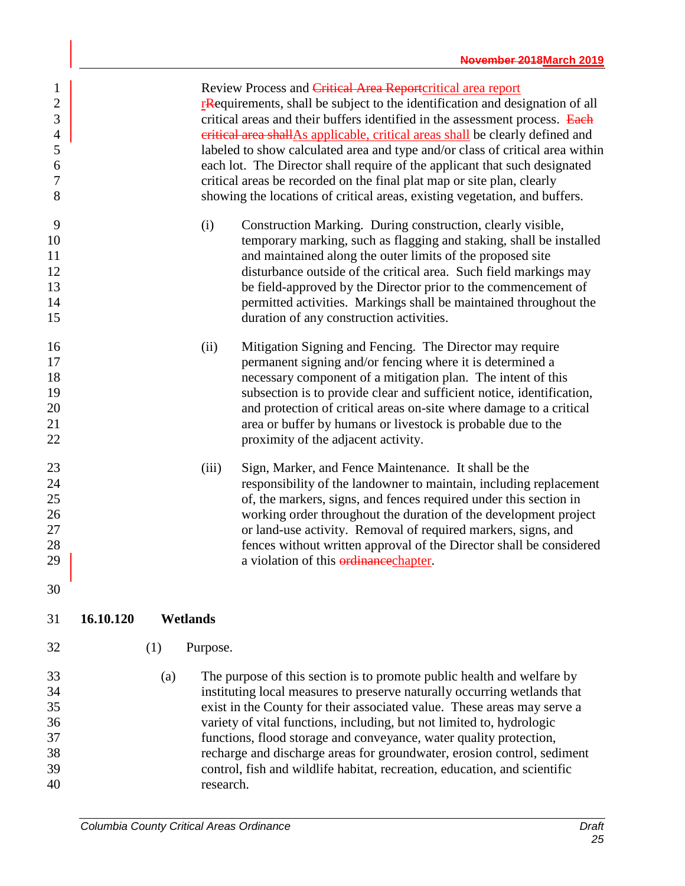Review Process and ~~Critical Area Report~~critical area report ~~R~~rRequirements, shall be subject to the identification and designation of all critical areas and their buffers identified in the assessment process. ~~Each critical area shall~~As applicable, critical areas shall be clearly defined and labeled to show calculated area and type and/or class of critical area within each lot. The Director shall require of the applicant that such designated critical areas be recorded on the final plat map or site plan, clearly showing the locations of critical areas, existing vegetation, and buffers.

(i) Construction Marking. During construction, clearly visible, temporary marking, such as flagging and staking, shall be installed and maintained along the outer limits of the proposed site disturbance outside of the critical area. Such field markings may be field-approved by the Director prior to the commencement of permitted activities. Markings shall be maintained throughout the duration of any construction activities.

(ii) Mitigation Signing and Fencing. The Director may require permanent signing and/or fencing where it is determined a necessary component of a mitigation plan. The intent of this subsection is to provide clear and sufficient notice, identification, and protection of critical areas on-site where damage to a critical area or buffer by humans or livestock is probable due to the proximity of the adjacent activity.

(iii) Sign, Marker, and Fence Maintenance. It shall be the responsibility of the landowner to maintain, including replacement of, the markers, signs, and fences required under this section in working order throughout the duration of the development project or land-use activity. Removal of required markers, signs, and fences without written approval of the Director shall be considered a violation of this ~~ordinance~~chapter.

## 16.10.120 Wetlands

(1) Purpose.

(a) The purpose of this section is to promote public health and welfare by instituting local measures to preserve naturally occurring wetlands that exist in the County for their associated value. These areas may serve a variety of vital functions, including, but not limited to, hydrologic functions, flood storage and conveyance, water quality protection, recharge and discharge areas for groundwater, erosion control, sediment control, fish and wildlife habitat, recreation, education, and scientific research.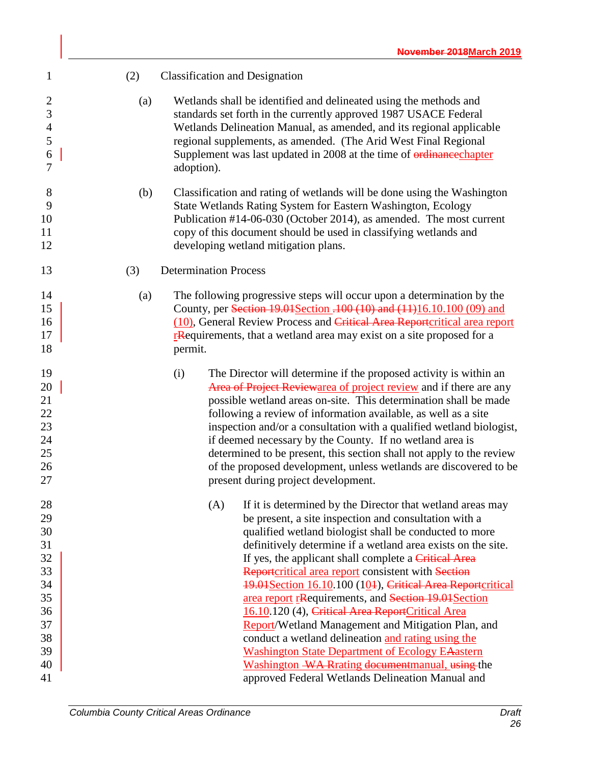(2) Classification and Designation

(a) Wetlands shall be identified and delineated using the methods and standards set forth in the currently approved 1987 USACE Federal Wetlands Delineation Manual, as amended, and its regional applicable regional supplements, as amended. (The Arid West Final Regional Supplement was last updated in 2008 at the time of ~~ordinance~~chapter adoption).

(b) Classification and rating of wetlands will be done using the Washington State Wetlands Rating System for Eastern Washington, Ecology Publication #14-06-030 (October 2014), as amended. The most current copy of this document should be used in classifying wetlands and developing wetland mitigation plans.

(3) Determination Process

(a) The following progressive steps will occur upon a determination by the County, per ~~Section 19.01~~Section ~~.100 (10) and (11)~~16.10.100 (09) and (10), General Review Process and ~~Critical Area Report~~critical area report ~~R~~requirements, that a wetland area may exist on a site proposed for a permit.

(i) The Director will determine if the proposed activity is within an ~~Area of Project Review~~area of project review and if there are any possible wetland areas on-site. This determination shall be made following a review of information available, as well as a site inspection and/or a consultation with a qualified wetland biologist, if deemed necessary by the County. If no wetland area is determined to be present, this section shall not apply to the review of the proposed development, unless wetlands are discovered to be present during project development.

(A) If it is determined by the Director that wetland areas may be present, a site inspection and consultation with a qualified wetland biologist shall be conducted to more definitively determine if a wetland area exists on the site. If yes, the applicant shall complete a ~~Critical Area Report~~critical area report consistent with ~~Section 19.01~~Section 16.10.100 (10~~1~~), ~~Critical Area Report~~critical area report ~~R~~requirements, and ~~Section 19.01~~Section 16.10.120 (4), ~~Critical Area Report~~Critical Area Report/Wetland Management and Mitigation Plan, and conduct a wetland delineation and rating using the Washington State Department of Ecology E~~A~~astern Washington ~~WA Rating document~~manual, ~~using~~ the approved Federal Wetlands Delineation Manual and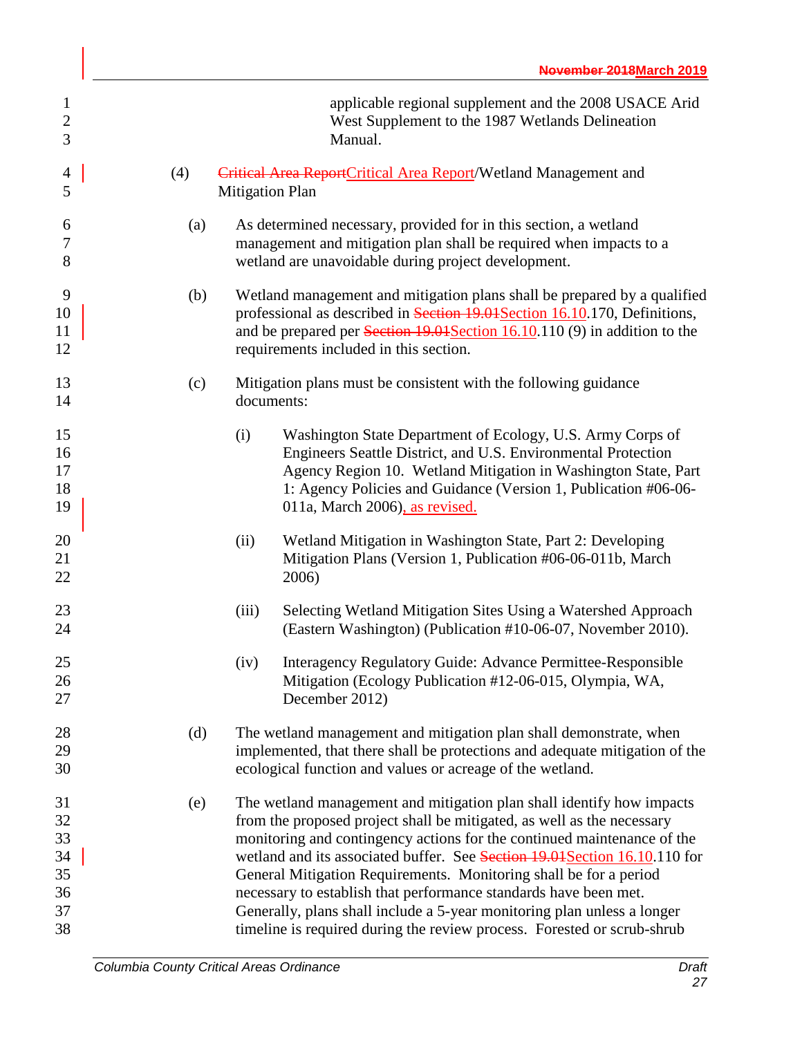applicable regional supplement and the 2008 USACE Arid West Supplement to the 1987 Wetlands Delineation Manual.

(4) ~~Critical Area Report~~Critical Area Report/Wetland Management and Mitigation Plan

(a) As determined necessary, provided for in this section, a wetland management and mitigation plan shall be required when impacts to a wetland are unavoidable during project development.

(b) Wetland management and mitigation plans shall be prepared by a qualified professional as described in ~~Section 19.01~~Section 16.10.170, Definitions, and be prepared per ~~Section 19.01~~Section 16.10.110 (9) in addition to the requirements included in this section.

(c) Mitigation plans must be consistent with the following guidance documents:

(i) Washington State Department of Ecology, U.S. Army Corps of Engineers Seattle District, and U.S. Environmental Protection Agency Region 10. Wetland Mitigation in Washington State, Part 1: Agency Policies and Guidance (Version 1, Publication #06-06-011a, March 2006), as revised.

(ii) Wetland Mitigation in Washington State, Part 2: Developing Mitigation Plans (Version 1, Publication #06-06-011b, March 2006)

(iii) Selecting Wetland Mitigation Sites Using a Watershed Approach (Eastern Washington) (Publication #10-06-07, November 2010).

(iv) Interagency Regulatory Guide: Advance Permittee-Responsible Mitigation (Ecology Publication #12-06-015, Olympia, WA, December 2012)

(d) The wetland management and mitigation plan shall demonstrate, when implemented, that there shall be protections and adequate mitigation of the ecological function and values or acreage of the wetland.

(e) The wetland management and mitigation plan shall identify how impacts from the proposed project shall be mitigated, as well as the necessary monitoring and contingency actions for the continued maintenance of the wetland and its associated buffer. See ~~Section 19.01~~Section 16.10.110 for General Mitigation Requirements. Monitoring shall be for a period necessary to establish that performance standards have been met. Generally, plans shall include a 5-year monitoring plan unless a longer timeline is required during the review process. Forested or scrub-shrub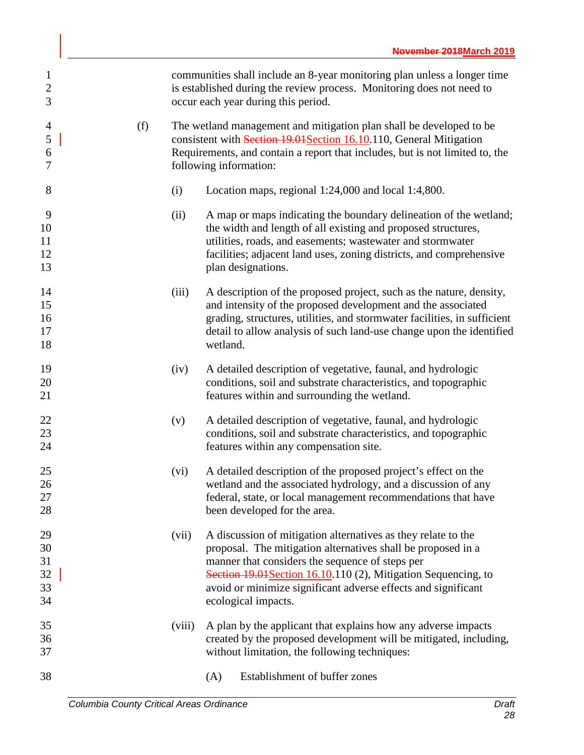communities shall include an 8-year monitoring plan unless a longer time is established during the review process. Monitoring does not need to occur each year during this period.

(f) The wetland management and mitigation plan shall be developed to be consistent with ~~Section 19.01~~Section 16.10.110, General Mitigation Requirements, and contain a report that includes, but is not limited to, the following information:

(i) Location maps, regional 1:24,000 and local 1:4,800.

(ii) A map or maps indicating the boundary delineation of the wetland; the width and length of all existing and proposed structures, utilities, roads, and easements; wastewater and stormwater facilities; adjacent land uses, zoning districts, and comprehensive plan designations.

(iii) A description of the proposed project, such as the nature, density, and intensity of the proposed development and the associated grading, structures, utilities, and stormwater facilities, in sufficient detail to allow analysis of such land-use change upon the identified wetland.

(iv) A detailed description of vegetative, faunal, and hydrologic conditions, soil and substrate characteristics, and topographic features within and surrounding the wetland.

(v) A detailed description of vegetative, faunal, and hydrologic conditions, soil and substrate characteristics, and topographic features within any compensation site.

(vi) A detailed description of the proposed project's effect on the wetland and the associated hydrology, and a discussion of any federal, state, or local management recommendations that have been developed for the area.

(vii) A discussion of mitigation alternatives as they relate to the proposal. The mitigation alternatives shall be proposed in a manner that considers the sequence of steps per ~~Section 19.01~~Section 16.10.110 (2), Mitigation Sequencing, to avoid or minimize significant adverse effects and significant ecological impacts.

(viii) A plan by the applicant that explains how any adverse impacts created by the proposed development will be mitigated, including, without limitation, the following techniques:

(A) Establishment of buffer zones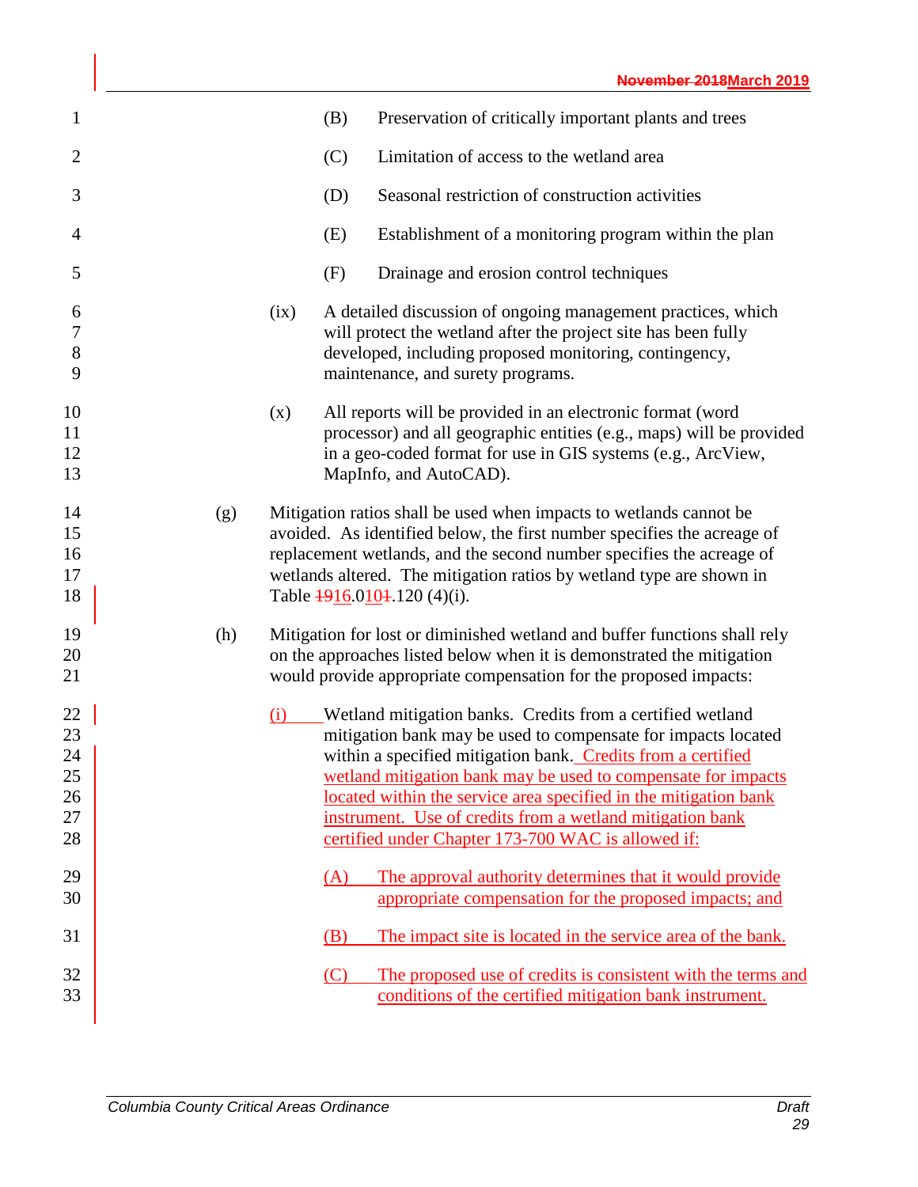(B) Preservation of critically important plants and trees

(C) Limitation of access to the wetland area

(D) Seasonal restriction of construction activities

(E) Establishment of a monitoring program within the plan

(F) Drainage and erosion control techniques

(ix) A detailed discussion of ongoing management practices, which will protect the wetland after the project site has been fully developed, including proposed monitoring, contingency, maintenance, and surety programs.

(x) All reports will be provided in an electronic format (word processor) and all geographic entities (e.g., maps) will be provided in a geo-coded format for use in GIS systems (e.g., ArcView, MapInfo, and AutoCAD).

(g) Mitigation ratios shall be used when impacts to wetlands cannot be avoided. As identified below, the first number specifies the acreage of replacement wetlands, and the second number specifies the acreage of wetlands altered. The mitigation ratios by wetland type are shown in Table ~~19~~16.0~~1~~10~~1~~.120 (4)(i).

(h) Mitigation for lost or diminished wetland and buffer functions shall rely on the approaches listed below when it is demonstrated the mitigation would provide appropriate compensation for the proposed impacts:

(i) Wetland mitigation banks. Credits from a certified wetland mitigation bank may be used to compensate for impacts located within a specified mitigation bank. Credits from a certified wetland mitigation bank may be used to compensate for impacts located within the service area specified in the mitigation bank instrument. Use of credits from a wetland mitigation bank certified under Chapter 173-700 WAC is allowed if:

(A) The approval authority determines that it would provide appropriate compensation for the proposed impacts; and

(B) The impact site is located in the service area of the bank.

(C) The proposed use of credits is consistent with the terms and conditions of the certified mitigation bank instrument.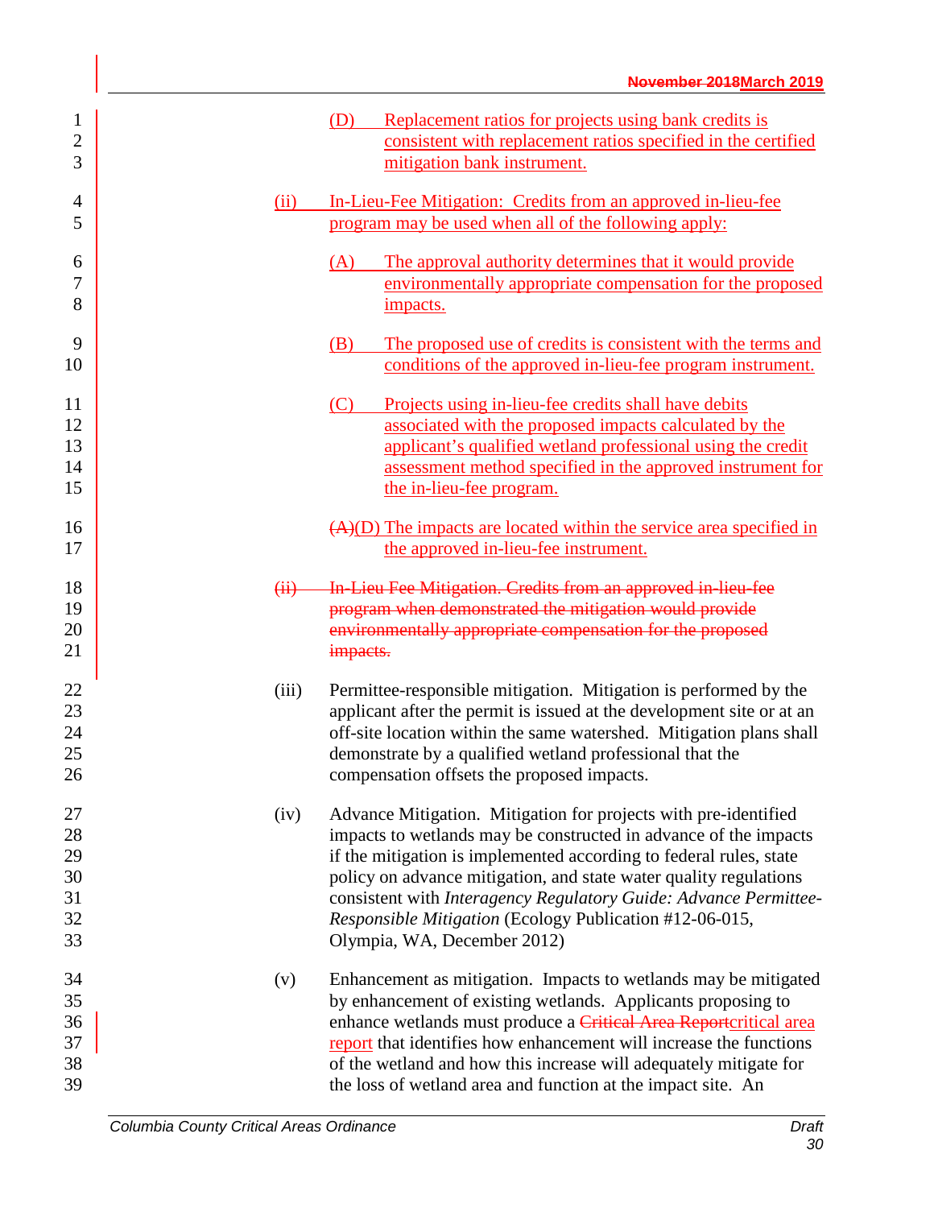(D) Replacement ratios for projects using bank credits is consistent with replacement ratios specified in the certified mitigation bank instrument.

(ii) In-Lieu-Fee Mitigation: Credits from an approved in-lieu-fee program may be used when all of the following apply:

(A) The approval authority determines that it would provide environmentally appropriate compensation for the proposed impacts.

(B) The proposed use of credits is consistent with the terms and conditions of the approved in-lieu-fee program instrument.

(C) Projects using in-lieu-fee credits shall have debits associated with the proposed impacts calculated by the applicant's qualified wetland professional using the credit assessment method specified in the approved instrument for the in-lieu-fee program.

~~(A)~~(D) The impacts are located within the service area specified in the approved in-lieu-fee instrument.

~~(ii) In-Lieu Fee Mitigation. Credits from an approved in-lieu-fee program when demonstrated the mitigation would provide environmentally appropriate compensation for the proposed impacts.~~

(iii) Permittee-responsible mitigation. Mitigation is performed by the applicant after the permit is issued at the development site or at an off-site location within the same watershed. Mitigation plans shall demonstrate by a qualified wetland professional that the compensation offsets the proposed impacts.

(iv) Advance Mitigation. Mitigation for projects with pre-identified impacts to wetlands may be constructed in advance of the impacts if the mitigation is implemented according to federal rules, state policy on advance mitigation, and state water quality regulations consistent with *Interagency Regulatory Guide: Advance Permittee-Responsible Mitigation* (Ecology Publication #12-06-015, Olympia, WA, December 2012)

(v) Enhancement as mitigation. Impacts to wetlands may be mitigated by enhancement of existing wetlands. Applicants proposing to enhance wetlands must produce a ~~Critical Area Report~~critical area report that identifies how enhancement will increase the functions of the wetland and how this increase will adequately mitigate for the loss of wetland area and function at the impact site. An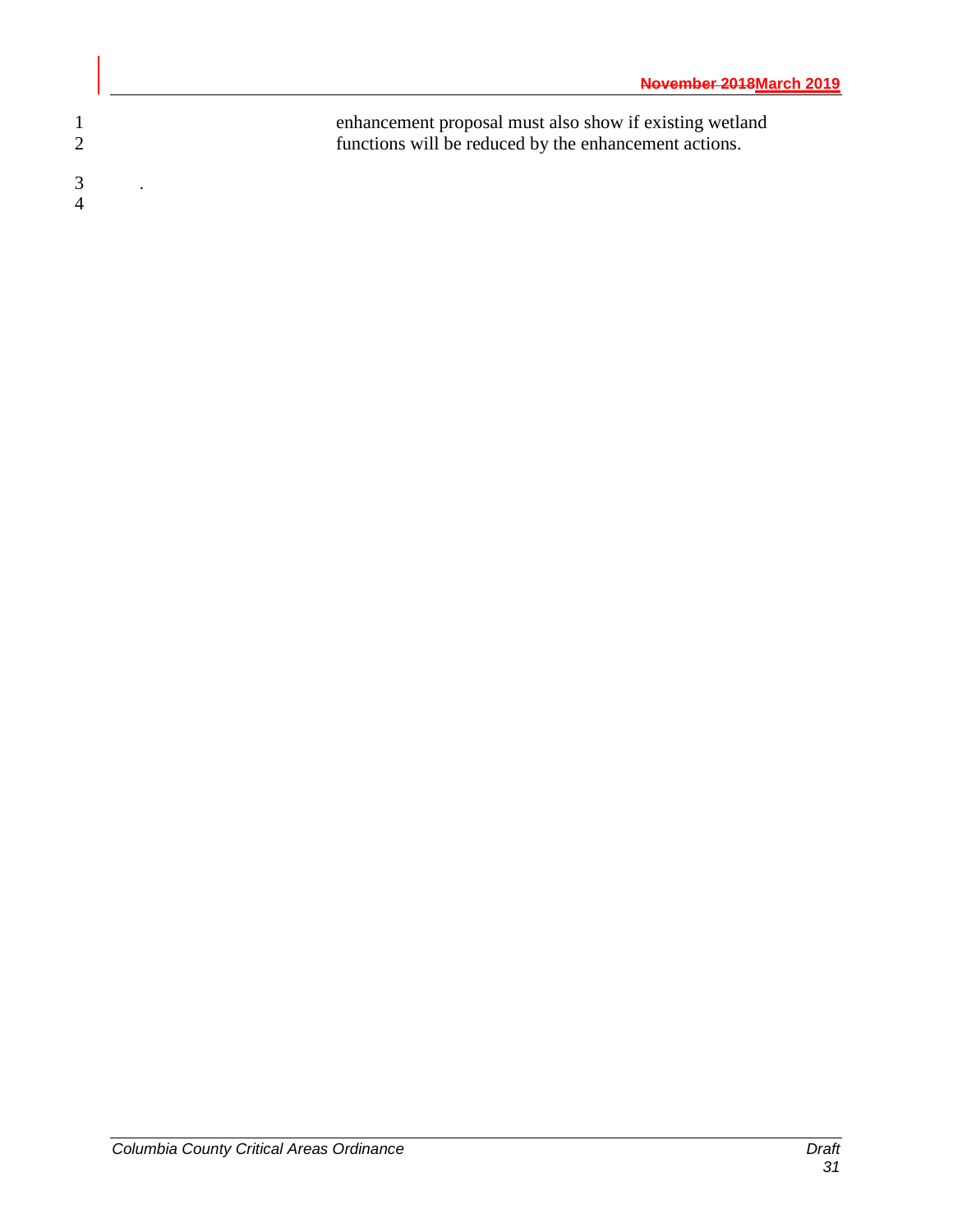enhancement proposal must also show if existing wetland functions will be reduced by the enhancement actions.

.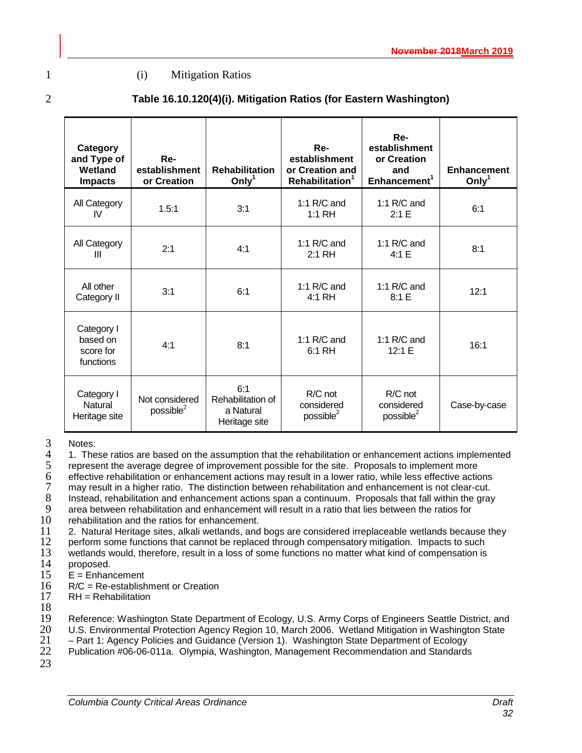(i) Mitigation Ratios

**Table 16.10.120(4)(i). Mitigation Ratios (for Eastern Washington)**

| Category and Type of Wetland Impacts | Re-establishment or Creation | Rehabilitation Only[1] | Re-establishment or Creation and Rehabilitation[1] | Re-establishment or Creation and Enhancement[1] | Enhancement Only[1] |
|---|---|---|---|---|---|
| All Category IV | 1.5:1 | 3:1 | 1:1 R/C and 1:1 RH | 1:1 R/C and 2:1 E | 6:1 |
| All Category III | 2:1 | 4:1 | 1:1 R/C and 2:1 RH | 1:1 R/C and 4:1 E | 8:1 |
| All other Category II | 3:1 | 6:1 | 1:1 R/C and 4:1 RH | 1:1 R/C and 8:1 E | 12:1 |
| Category I based on score for functions | 4:1 | 8:1 | 1:1 R/C and 6:1 RH | 1:1 R/C and 12:1 E | 16:1 |
| Category I Natural Heritage site | Not considered possible[2] | 6:1 Rehabilitation of a Natural Heritage site | R/C not considered possible[2] | R/C not considered possible[2] | Case-by-case |

Notes:
1. These ratios are based on the assumption that the rehabilitation or enhancement actions implemented represent the average degree of improvement possible for the site. Proposals to implement more effective rehabilitation or enhancement actions may result in a lower ratio, while less effective actions may result in a higher ratio. The distinction between rehabilitation and enhancement is not clear-cut. Instead, rehabilitation and enhancement actions span a continuum. Proposals that fall within the gray area between rehabilitation and enhancement will result in a ratio that lies between the ratios for rehabilitation and the ratios for enhancement.
2. Natural Heritage sites, alkali wetlands, and bogs are considered irreplaceable wetlands because they perform some functions that cannot be replaced through compensatory mitigation. Impacts to such wetlands would, therefore, result in a loss of some functions no matter what kind of compensation is proposed.
E = Enhancement
R/C = Re-establishment or Creation
RH = Rehabilitation

Reference: Washington State Department of Ecology, U.S. Army Corps of Engineers Seattle District, and U.S. Environmental Protection Agency Region 10, March 2006. Wetland Mitigation in Washington State – Part 1: Agency Policies and Guidance (Version 1). Washington State Department of Ecology Publication #06-06-011a. Olympia, Washington, Management Recommendation and Standards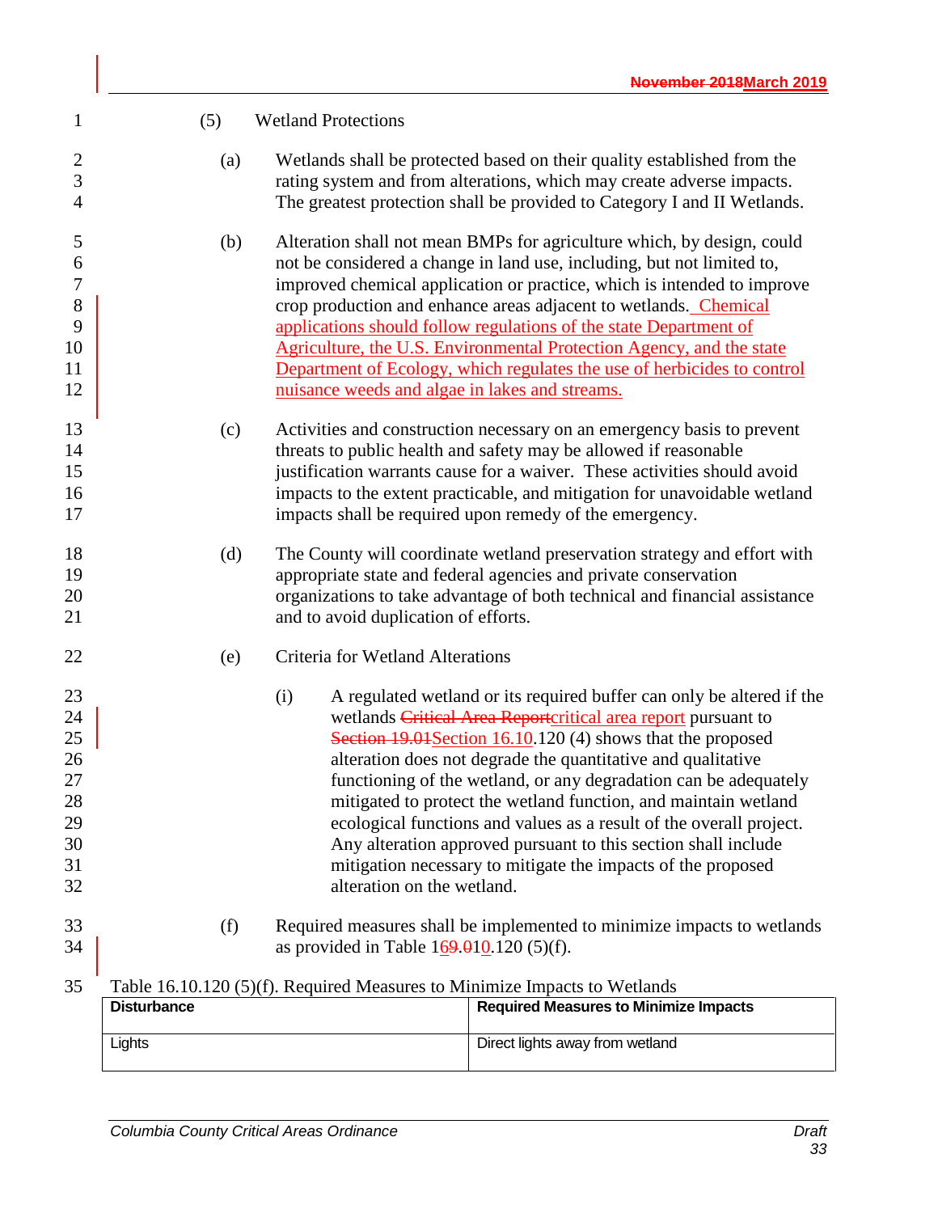(5) Wetland Protections

(a) Wetlands shall be protected based on their quality established from the rating system and from alterations, which may create adverse impacts. The greatest protection shall be provided to Category I and II Wetlands.

(b) Alteration shall not mean BMPs for agriculture which, by design, could not be considered a change in land use, including, but not limited to, improved chemical application or practice, which is intended to improve crop production and enhance areas adjacent to wetlands. Chemical applications should follow regulations of the state Department of Agriculture, the U.S. Environmental Protection Agency, and the state Department of Ecology, which regulates the use of herbicides to control nuisance weeds and algae in lakes and streams.

(c) Activities and construction necessary on an emergency basis to prevent threats to public health and safety may be allowed if reasonable justification warrants cause for a waiver. These activities should avoid impacts to the extent practicable, and mitigation for unavoidable wetland impacts shall be required upon remedy of the emergency.

(d) The County will coordinate wetland preservation strategy and effort with appropriate state and federal agencies and private conservation organizations to take advantage of both technical and financial assistance and to avoid duplication of efforts.

(e) Criteria for Wetland Alterations

(i) A regulated wetland or its required buffer can only be altered if the wetlands ~~Critical Area Report~~critical area report pursuant to ~~Section 19.01~~Section 16.10.120 (4) shows that the proposed alteration does not degrade the quantitative and qualitative functioning of the wetland, or any degradation can be adequately mitigated to protect the wetland function, and maintain wetland ecological functions and values as a result of the overall project. Any alteration approved pursuant to this section shall include mitigation necessary to mitigate the impacts of the proposed alteration on the wetland.

(f) Required measures shall be implemented to minimize impacts to wetlands as provided in Table 1~~9~~6.~~0~~10.120 (5)(f).

Table 16.10.120 (5)(f). Required Measures to Minimize Impacts to Wetlands

| Disturbance | Required Measures to Minimize Impacts |
|---|---|
| Lights | Direct lights away from wetland |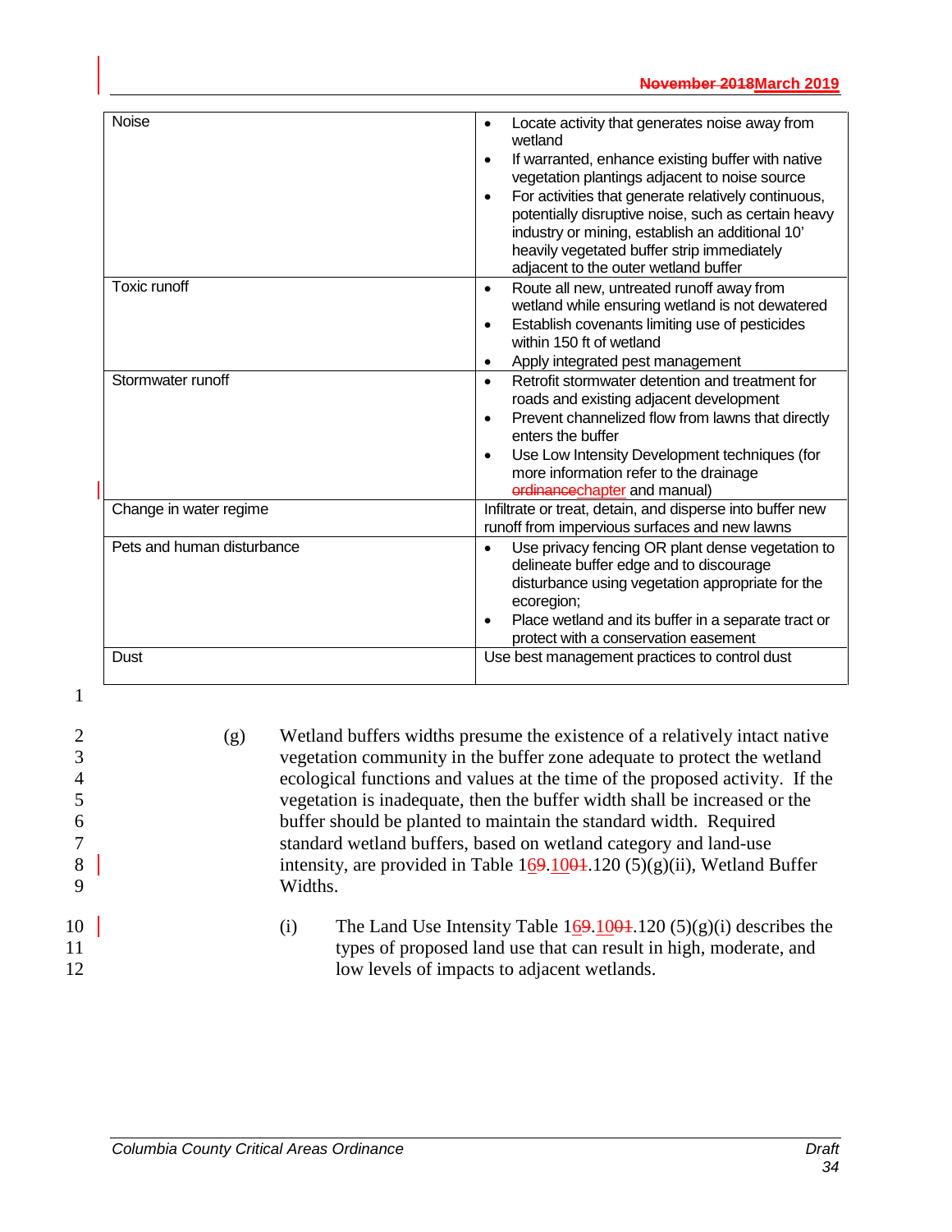| | |
|---|---|
| Noise | • Locate activity that generates noise away from wetland<br>• If warranted, enhance existing buffer with native vegetation plantings adjacent to noise source<br>• For activities that generate relatively continuous, potentially disruptive noise, such as certain heavy industry or mining, establish an additional 10' heavily vegetated buffer strip immediately adjacent to the outer wetland buffer |
| Toxic runoff | • Route all new, untreated runoff away from wetland while ensuring wetland is not dewatered<br>• Establish covenants limiting use of pesticides within 150 ft of wetland<br>• Apply integrated pest management |
| Stormwater runoff | • Retrofit stormwater detention and treatment for roads and existing adjacent development<br>• Prevent channelized flow from lawns that directly enters the buffer<br>• Use Low Intensity Development techniques (for more information refer to the drainage ~~ordinance~~chapter and manual) |
| Change in water regime | Infiltrate or treat, detain, and disperse into buffer new runoff from impervious surfaces and new lawns |
| Pets and human disturbance | • Use privacy fencing OR plant dense vegetation to delineate buffer edge and to discourage disturbance using vegetation appropriate for the ecoregion;<br>• Place wetland and its buffer in a separate tract or protect with a conservation easement |
| Dust | Use best management practices to control dust |

(g) Wetland buffers widths presume the existence of a relatively intact native vegetation community in the buffer zone adequate to protect the wetland ecological functions and values at the time of the proposed activity. If the vegetation is inadequate, then the buffer width shall be increased or the buffer should be planted to maintain the standard width. Required standard wetland buffers, based on wetland category and land-use intensity, are provided in Table 16~~9~~.100~~01~~.120 (5)(g)(ii), Wetland Buffer Widths.

(i) The Land Use Intensity Table 16~~9~~.100~~01~~.120 (5)(g)(i) describes the types of proposed land use that can result in high, moderate, and low levels of impacts to adjacent wetlands.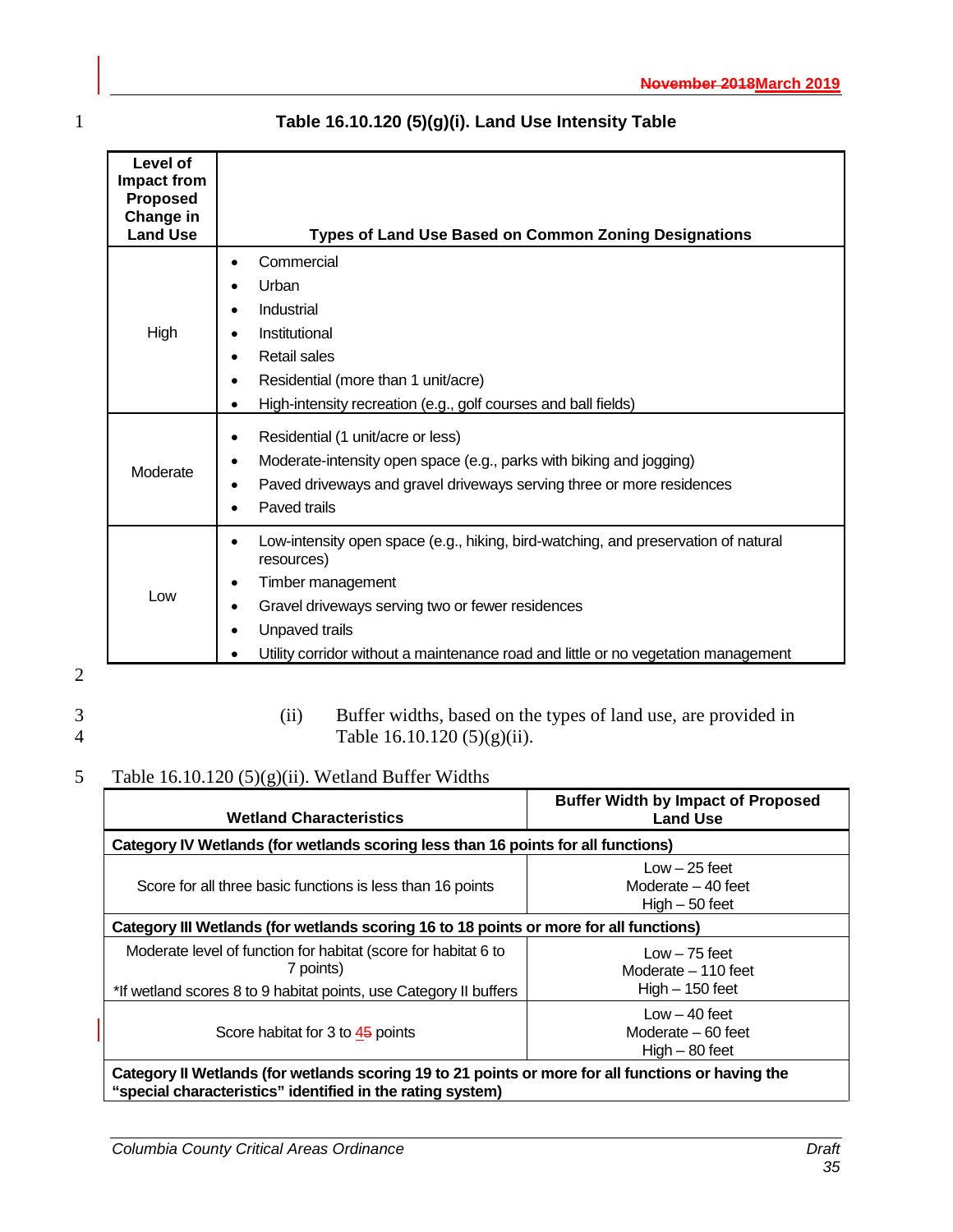**Table 16.10.120 (5)(g)(i). Land Use Intensity Table**

| Level of Impact from Proposed Change in Land Use | Types of Land Use Based on Common Zoning Designations |
|---|---|
| High | • Commercial<br>• Urban<br>• Industrial<br>• Institutional<br>• Retail sales<br>• Residential (more than 1 unit/acre)<br>• High-intensity recreation (e.g., golf courses and ball fields) |
| Moderate | • Residential (1 unit/acre or less)<br>• Moderate-intensity open space (e.g., parks with biking and jogging)<br>• Paved driveways and gravel driveways serving three or more residences<br>• Paved trails |
| Low | • Low-intensity open space (e.g., hiking, bird-watching, and preservation of natural resources)<br>• Timber management<br>• Gravel driveways serving two or fewer residences<br>• Unpaved trails<br>• Utility corridor without a maintenance road and little or no vegetation management |

(ii) Buffer widths, based on the types of land use, are provided in Table 16.10.120 (5)(g)(ii).

Table 16.10.120 (5)(g)(ii). Wetland Buffer Widths

| Wetland Characteristics | Buffer Width by Impact of Proposed Land Use |
|---|---|
| **Category IV Wetlands (for wetlands scoring less than 16 points for all functions)** | |
| Score for all three basic functions is less than 16 points | Low – 25 feet<br>Moderate – 40 feet<br>High – 50 feet |
| **Category III Wetlands (for wetlands scoring 16 to 18 points or more for all functions)** | |
| Moderate level of function for habitat (score for habitat 6 to 7 points)<br>*If wetland scores 8 to 9 habitat points, use Category II buffers | Low – 75 feet<br>Moderate – 110 feet<br>High – 150 feet |
| Score habitat for 3 to ~~5~~4 points | Low – 40 feet<br>Moderate – 60 feet<br>High – 80 feet |
| **Category II Wetlands (for wetlands scoring 19 to 21 points or more for all functions or having the "special characteristics" identified in the rating system)** | |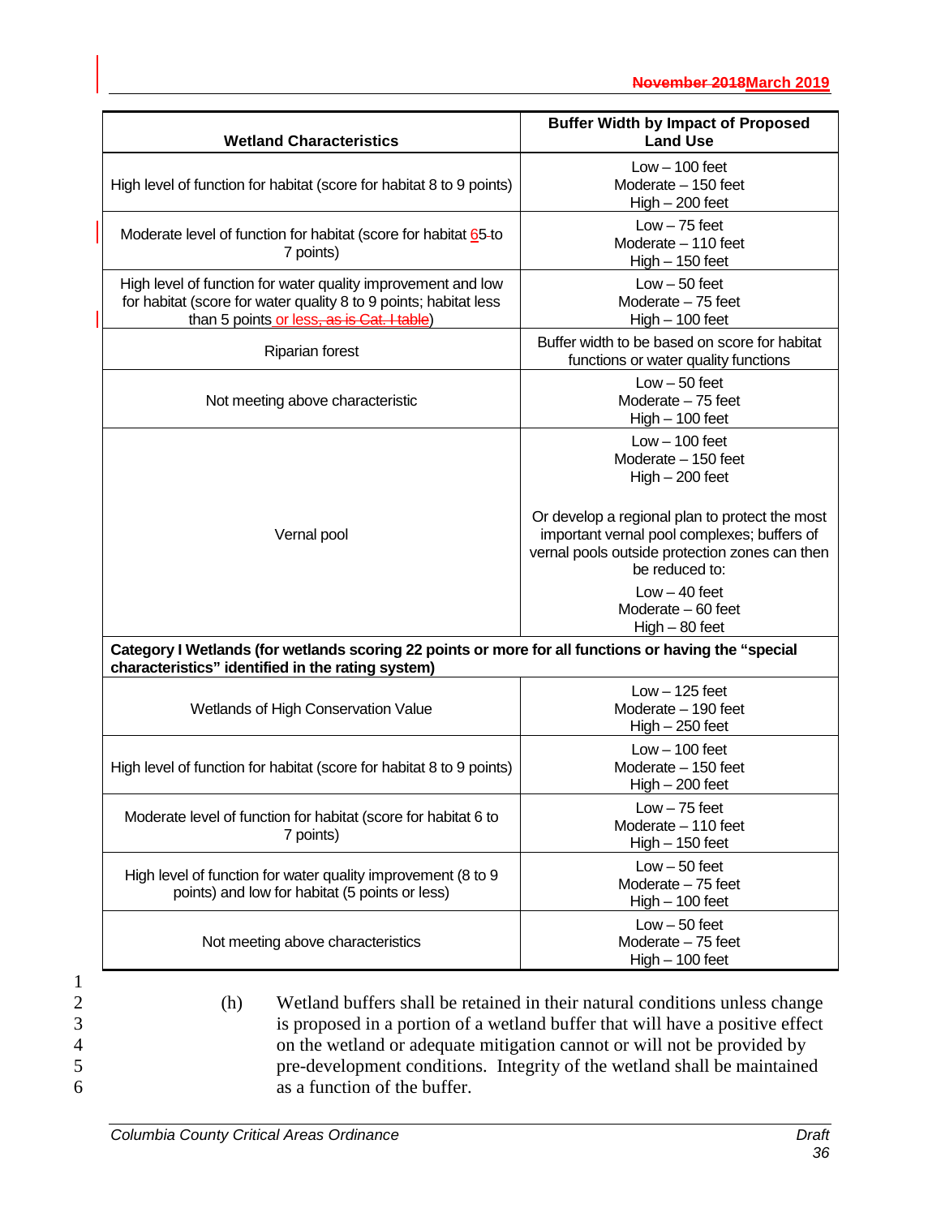| Wetland Characteristics | Buffer Width by Impact of Proposed Land Use |
|---|---|
| High level of function for habitat (score for habitat 8 to 9 points) | Low – 100 feet<br>Moderate – 150 feet<br>High – 200 feet |
| Moderate level of function for habitat (score for habitat 65 to 7 points) | Low – 75 feet<br>Moderate – 110 feet<br>High – 150 feet |
| High level of function for water quality improvement and low for habitat (score for water quality 8 to 9 points; habitat less than 5 points or less, as is Cat. I table) | Low – 50 feet<br>Moderate – 75 feet<br>High – 100 feet |
| Riparian forest | Buffer width to be based on score for habitat functions or water quality functions |
| Not meeting above characteristic | Low – 50 feet<br>Moderate – 75 feet<br>High – 100 feet |
| Vernal pool | Low – 100 feet<br>Moderate – 150 feet<br>High – 200 feet<br><br>Or develop a regional plan to protect the most important vernal pool complexes; buffers of vernal pools outside protection zones can then be reduced to:<br>Low – 40 feet<br>Moderate – 60 feet<br>High – 80 feet |
| **Category I Wetlands (for wetlands scoring 22 points or more for all functions or having the "special characteristics" identified in the rating system)** | |
| Wetlands of High Conservation Value | Low – 125 feet<br>Moderate – 190 feet<br>High – 250 feet |
| High level of function for habitat (score for habitat 8 to 9 points) | Low – 100 feet<br>Moderate – 150 feet<br>High – 200 feet |
| Moderate level of function for habitat (score for habitat 6 to 7 points) | Low – 75 feet<br>Moderate – 110 feet<br>High – 150 feet |
| High level of function for water quality improvement (8 to 9 points) and low for habitat (5 points or less) | Low – 50 feet<br>Moderate – 75 feet<br>High – 100 feet |
| Not meeting above characteristics | Low – 50 feet<br>Moderate – 75 feet<br>High – 100 feet |

(h) Wetland buffers shall be retained in their natural conditions unless change is proposed in a portion of a wetland buffer that will have a positive effect on the wetland or adequate mitigation cannot or will not be provided by pre-development conditions. Integrity of the wetland shall be maintained as a function of the buffer.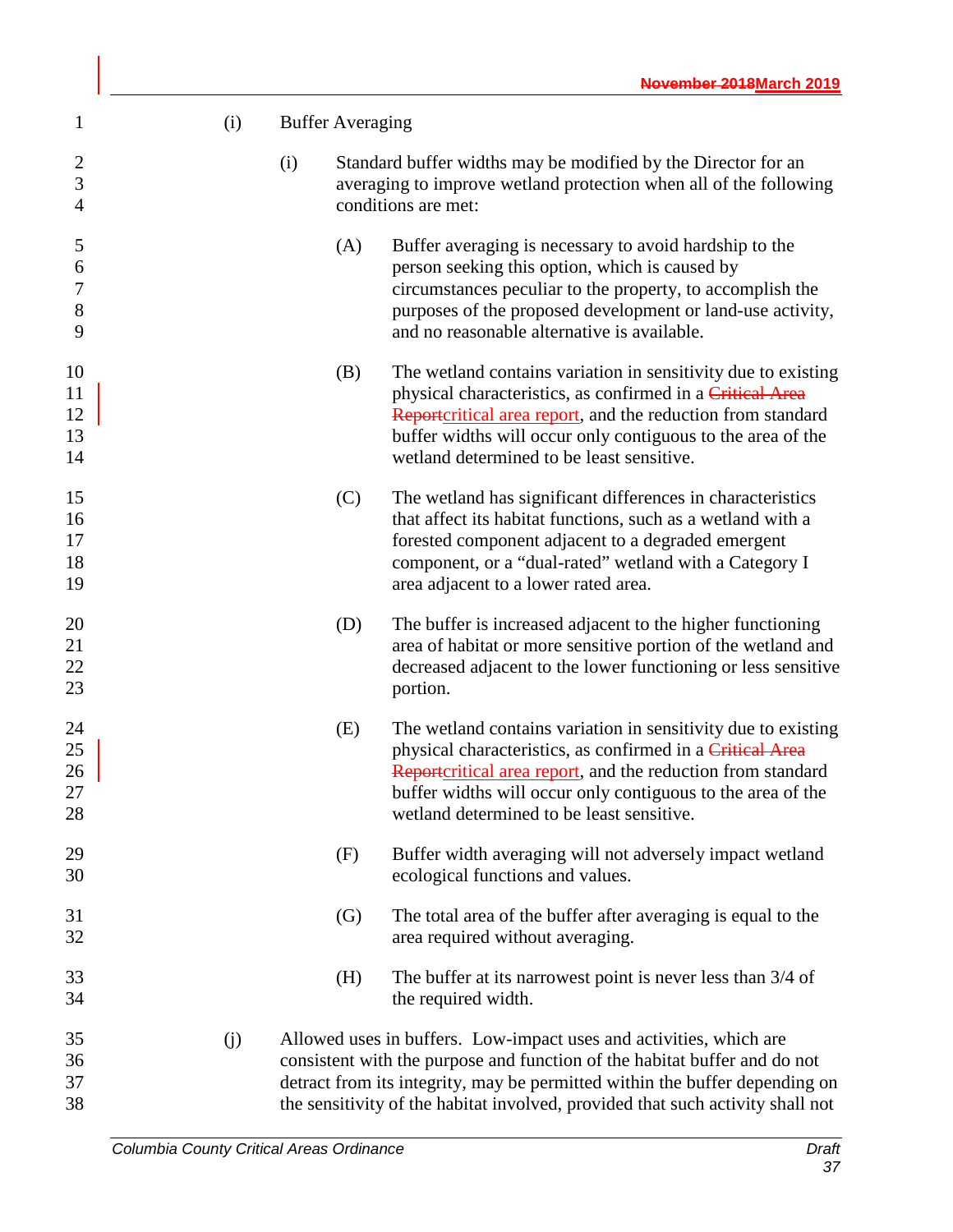(i) Buffer Averaging

(i) Standard buffer widths may be modified by the Director for an averaging to improve wetland protection when all of the following conditions are met:

(A) Buffer averaging is necessary to avoid hardship to the person seeking this option, which is caused by circumstances peculiar to the property, to accomplish the purposes of the proposed development or land-use activity, and no reasonable alternative is available.

(B) The wetland contains variation in sensitivity due to existing physical characteristics, as confirmed in a ~~Critical Area Report~~critical area report, and the reduction from standard buffer widths will occur only contiguous to the area of the wetland determined to be least sensitive.

(C) The wetland has significant differences in characteristics that affect its habitat functions, such as a wetland with a forested component adjacent to a degraded emergent component, or a "dual-rated" wetland with a Category I area adjacent to a lower rated area.

(D) The buffer is increased adjacent to the higher functioning area of habitat or more sensitive portion of the wetland and decreased adjacent to the lower functioning or less sensitive portion.

(E) The wetland contains variation in sensitivity due to existing physical characteristics, as confirmed in a ~~Critical Area Report~~critical area report, and the reduction from standard buffer widths will occur only contiguous to the area of the wetland determined to be least sensitive.

(F) Buffer width averaging will not adversely impact wetland ecological functions and values.

(G) The total area of the buffer after averaging is equal to the area required without averaging.

(H) The buffer at its narrowest point is never less than 3/4 of the required width.

(j) Allowed uses in buffers. Low-impact uses and activities, which are consistent with the purpose and function of the habitat buffer and do not detract from its integrity, may be permitted within the buffer depending on the sensitivity of the habitat involved, provided that such activity shall not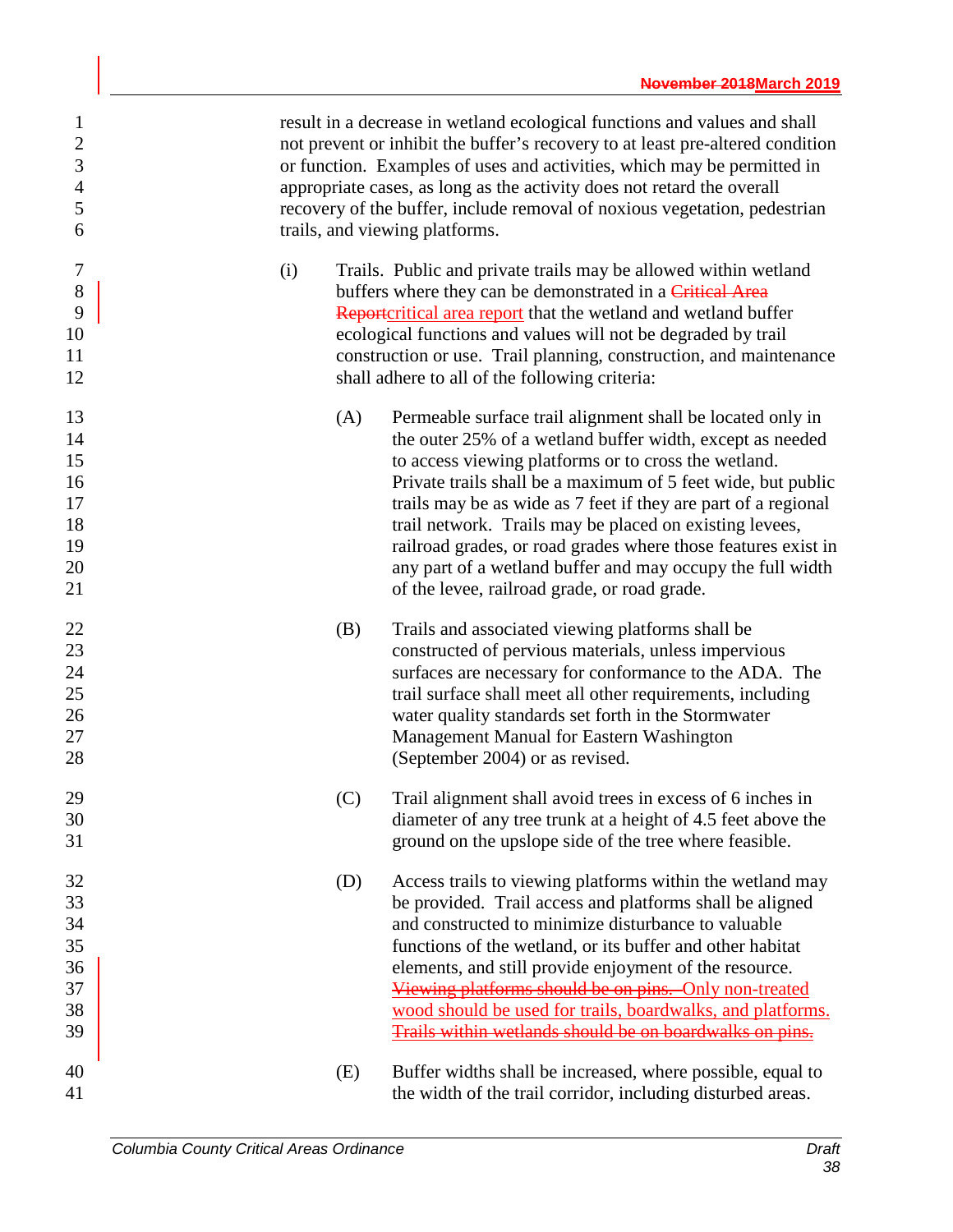result in a decrease in wetland ecological functions and values and shall not prevent or inhibit the buffer's recovery to at least pre-altered condition or function. Examples of uses and activities, which may be permitted in appropriate cases, as long as the activity does not retard the overall recovery of the buffer, include removal of noxious vegetation, pedestrian trails, and viewing platforms.

(i) Trails. Public and private trails may be allowed within wetland buffers where they can be demonstrated in a ~~Critical Area Report~~critical area report that the wetland and wetland buffer ecological functions and values will not be degraded by trail construction or use. Trail planning, construction, and maintenance shall adhere to all of the following criteria:

(A) Permeable surface trail alignment shall be located only in the outer 25% of a wetland buffer width, except as needed to access viewing platforms or to cross the wetland. Private trails shall be a maximum of 5 feet wide, but public trails may be as wide as 7 feet if they are part of a regional trail network. Trails may be placed on existing levees, railroad grades, or road grades where those features exist in any part of a wetland buffer and may occupy the full width of the levee, railroad grade, or road grade.

(B) Trails and associated viewing platforms shall be constructed of pervious materials, unless impervious surfaces are necessary for conformance to the ADA. The trail surface shall meet all other requirements, including water quality standards set forth in the Stormwater Management Manual for Eastern Washington (September 2004) or as revised.

(C) Trail alignment shall avoid trees in excess of 6 inches in diameter of any tree trunk at a height of 4.5 feet above the ground on the upslope side of the tree where feasible.

(D) Access trails to viewing platforms within the wetland may be provided. Trail access and platforms shall be aligned and constructed to minimize disturbance to valuable functions of the wetland, or its buffer and other habitat elements, and still provide enjoyment of the resource. ~~Viewing platforms should be on pins.~~ Only non-treated wood should be used for trails, boardwalks, and platforms. ~~Trails within wetlands should be on boardwalks on pins.~~

(E) Buffer widths shall be increased, where possible, equal to the width of the trail corridor, including disturbed areas.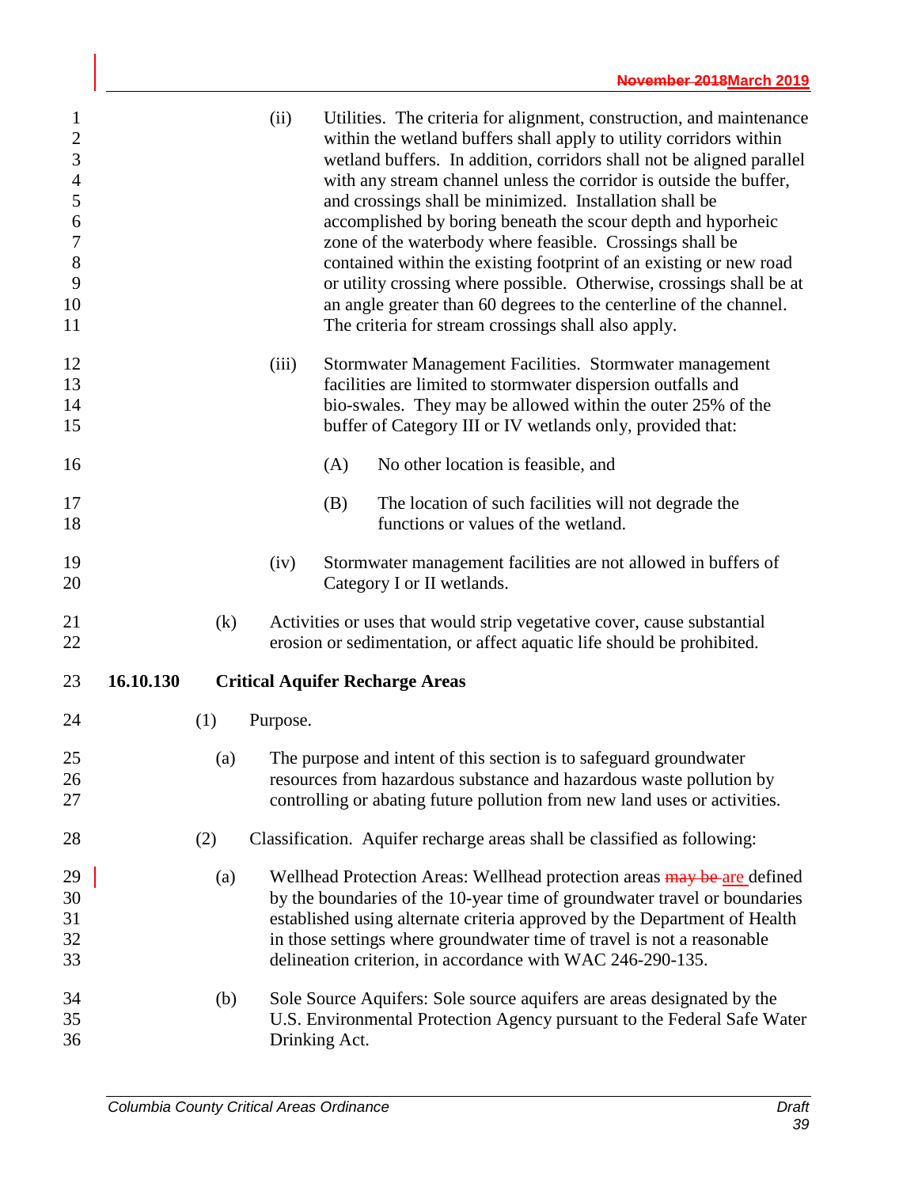(ii) Utilities. The criteria for alignment, construction, and maintenance within the wetland buffers shall apply to utility corridors within wetland buffers. In addition, corridors shall not be aligned parallel with any stream channel unless the corridor is outside the buffer, and crossings shall be minimized. Installation shall be accomplished by boring beneath the scour depth and hyporheic zone of the waterbody where feasible. Crossings shall be contained within the existing footprint of an existing or new road or utility crossing where possible. Otherwise, crossings shall be at an angle greater than 60 degrees to the centerline of the channel. The criteria for stream crossings shall also apply.

(iii) Stormwater Management Facilities. Stormwater management facilities are limited to stormwater dispersion outfalls and bio-swales. They may be allowed within the outer 25% of the buffer of Category III or IV wetlands only, provided that:

(A) No other location is feasible, and

(B) The location of such facilities will not degrade the functions or values of the wetland.

(iv) Stormwater management facilities are not allowed in buffers of Category I or II wetlands.

(k) Activities or uses that would strip vegetative cover, cause substantial erosion or sedimentation, or affect aquatic life should be prohibited.

## 16.10.130 Critical Aquifer Recharge Areas

(1) Purpose.

(a) The purpose and intent of this section is to safeguard groundwater resources from hazardous substance and hazardous waste pollution by controlling or abating future pollution from new land uses or activities.

(2) Classification. Aquifer recharge areas shall be classified as following:

(a) Wellhead Protection Areas: Wellhead protection areas ~~may be~~ are defined by the boundaries of the 10-year time of groundwater travel or boundaries established using alternate criteria approved by the Department of Health in those settings where groundwater time of travel is not a reasonable delineation criterion, in accordance with WAC 246-290-135.

(b) Sole Source Aquifers: Sole source aquifers are areas designated by the U.S. Environmental Protection Agency pursuant to the Federal Safe Water Drinking Act.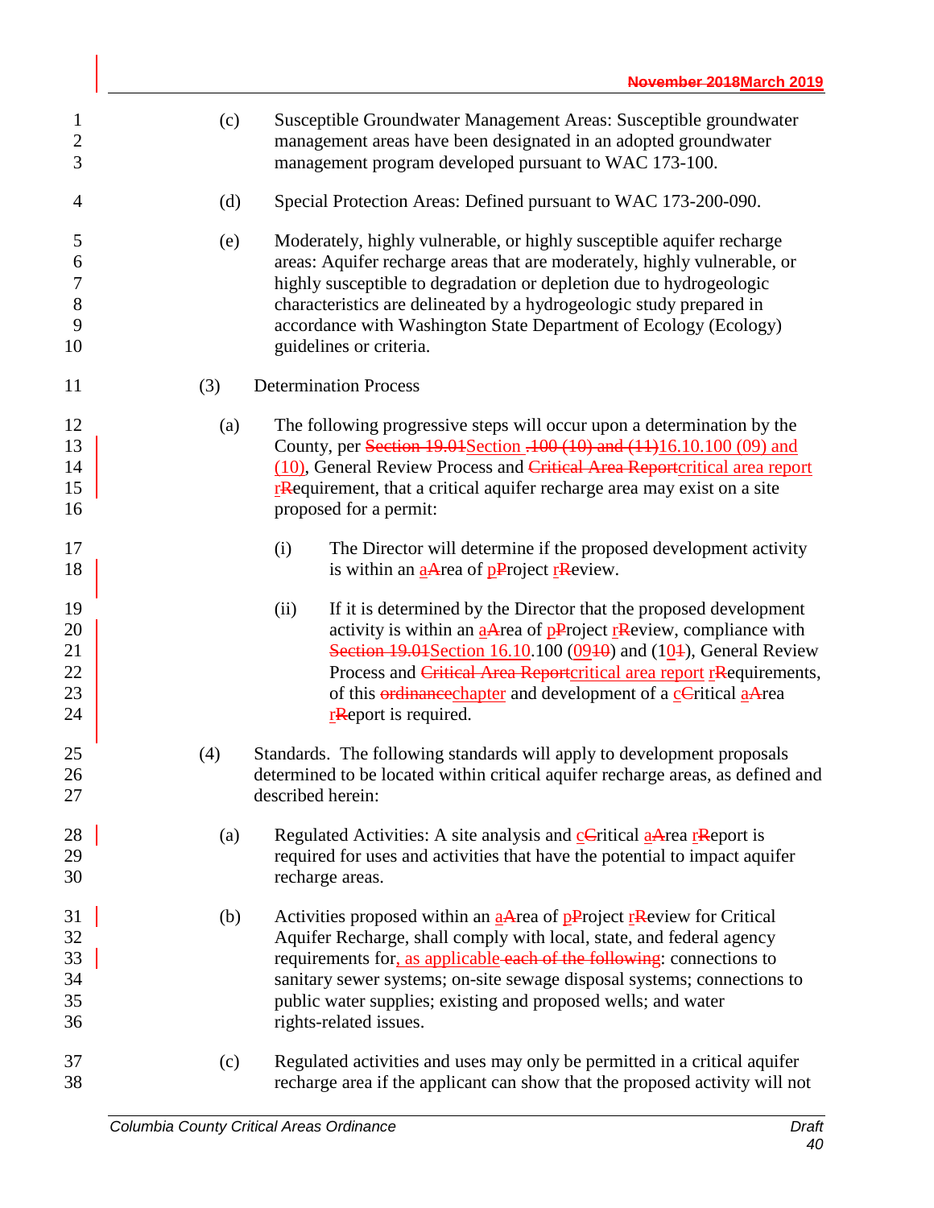(c) Susceptible Groundwater Management Areas: Susceptible groundwater management areas have been designated in an adopted groundwater management program developed pursuant to WAC 173-100.

(d) Special Protection Areas: Defined pursuant to WAC 173-200-090.

(e) Moderately, highly vulnerable, or highly susceptible aquifer recharge areas: Aquifer recharge areas that are moderately, highly vulnerable, or highly susceptible to degradation or depletion due to hydrogeologic characteristics are delineated by a hydrogeologic study prepared in accordance with Washington State Department of Ecology (Ecology) guidelines or criteria.

(3) Determination Process

(a) The following progressive steps will occur upon a determination by the County, per ~~Section 19.01~~Section ~~.100 (10) and (11)~~16.10.100 (09) and (10), General Review Process and ~~Critical Area Report~~critical area report ~~R~~requirement, that a critical aquifer recharge area may exist on a site proposed for a permit:

(i) The Director will determine if the proposed development activity is within an a~~A~~rea of p~~P~~roject r~~R~~eview.

(ii) If it is determined by the Director that the proposed development activity is within an a~~A~~rea of p~~P~~roject r~~R~~eview, compliance with ~~Section 19.01~~Section 16.10.100 (09~~10~~) and (10~~1~~), General Review Process and ~~Critical Area Report~~critical area report r~~R~~equirements, of this ~~ordinance~~chapter and development of a c~~C~~ritical a~~A~~rea r~~R~~eport is required.

(4) Standards. The following standards will apply to development proposals determined to be located within critical aquifer recharge areas, as defined and described herein:

(a) Regulated Activities: A site analysis and c~~C~~ritical a~~A~~rea r~~R~~eport is required for uses and activities that have the potential to impact aquifer recharge areas.

(b) Activities proposed within an a~~A~~rea of p~~P~~roject r~~R~~eview for Critical Aquifer Recharge, shall comply with local, state, and federal agency requirements for, as applicable ~~each of the following~~: connections to sanitary sewer systems; on-site sewage disposal systems; connections to public water supplies; existing and proposed wells; and water rights-related issues.

(c) Regulated activities and uses may only be permitted in a critical aquifer recharge area if the applicant can show that the proposed activity will not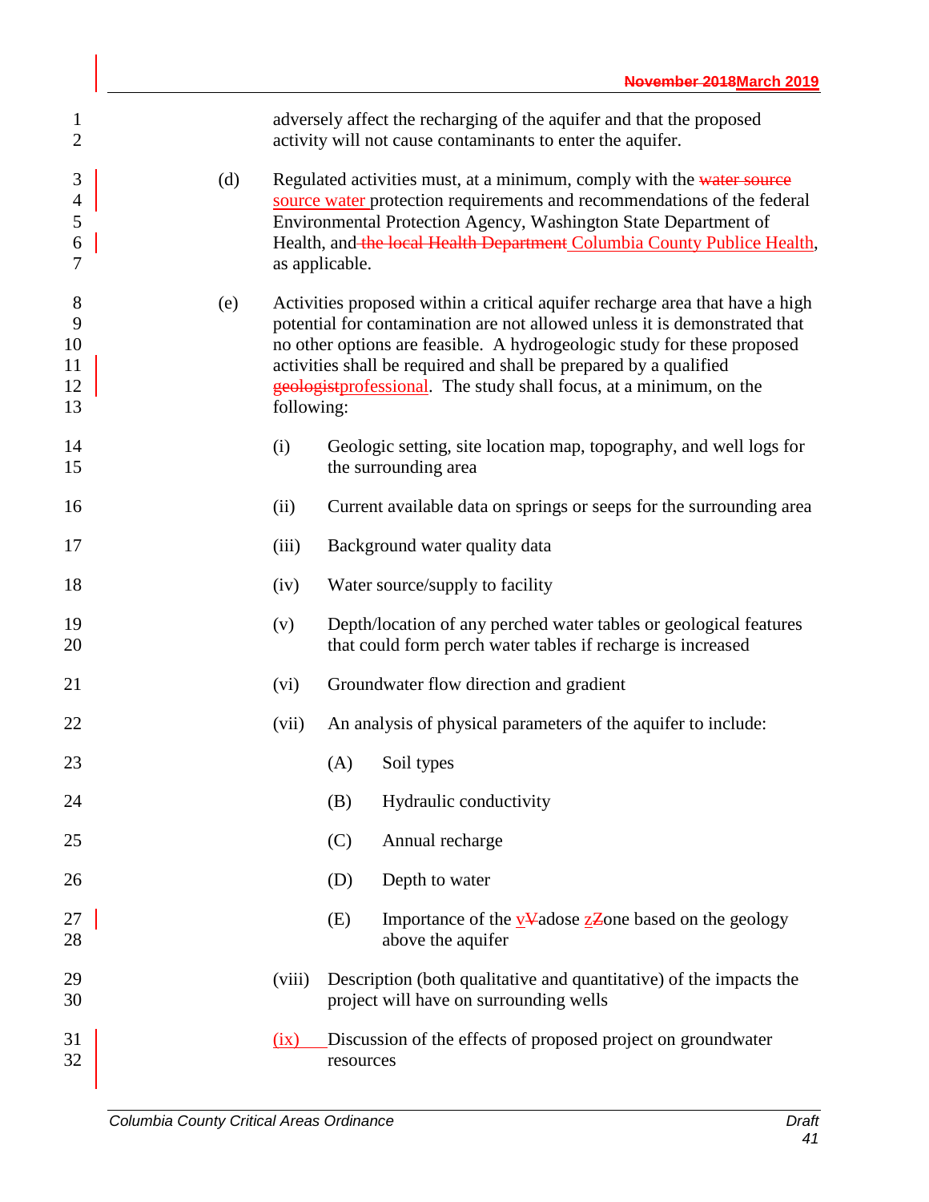adversely affect the recharging of the aquifer and that the proposed activity will not cause contaminants to enter the aquifer.

(d) Regulated activities must, at a minimum, comply with the ~~water source~~ source water protection requirements and recommendations of the federal Environmental Protection Agency, Washington State Department of Health, and ~~the local Health Department~~ Columbia County Public Health, as applicable.

(e) Activities proposed within a critical aquifer recharge area that have a high potential for contamination are not allowed unless it is demonstrated that no other options are feasible. A hydrogeologic study for these proposed activities shall be required and shall be prepared by a qualified ~~geologist~~professional. The study shall focus, at a minimum, on the following:

- (i) Geologic setting, site location map, topography, and well logs for the surrounding area
- (ii) Current available data on springs or seeps for the surrounding area
- (iii) Background water quality data
- (iv) Water source/supply to facility
- (v) Depth/location of any perched water tables or geological features that could form perch water tables if recharge is increased
- (vi) Groundwater flow direction and gradient
- (vii) An analysis of physical parameters of the aquifer to include:
  - (A) Soil types
  - (B) Hydraulic conductivity
  - (C) Annual recharge
  - (D) Depth to water
  - (E) Importance of the v~~V~~adose z~~Z~~one based on the geology above the aquifer
- (viii) Description (both qualitative and quantitative) of the impacts the project will have on surrounding wells
- (ix) Discussion of the effects of proposed project on groundwater resources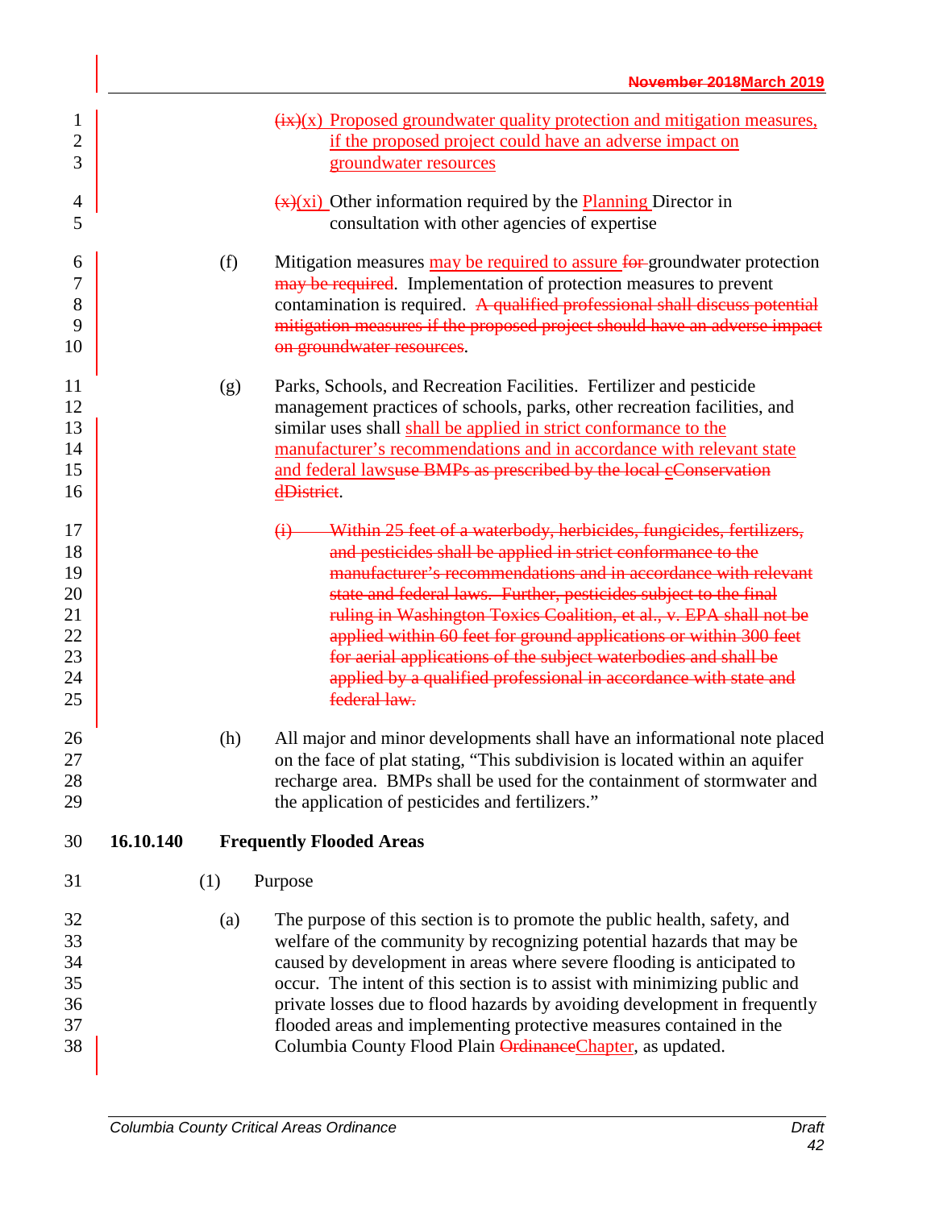~~(ix)~~(x) Proposed groundwater quality protection and mitigation measures, if the proposed project could have an adverse impact on groundwater resources

~~(x)~~(xi) Other information required by the Planning Director in consultation with other agencies of expertise

(f) Mitigation measures may be required to assure ~~for~~ groundwater protection ~~may be required~~. Implementation of protection measures to prevent contamination is required. ~~A qualified professional shall discuss potential mitigation measures if the proposed project should have an adverse impact on groundwater resources~~.

(g) Parks, Schools, and Recreation Facilities. Fertilizer and pesticide management practices of schools, parks, other recreation facilities, and similar uses shall shall be applied in strict conformance to the manufacturer's recommendations and in accordance with relevant state and federal laws~~use BMPs as prescribed by the local cConservation dDistrict~~.

~~(i) Within 25 feet of a waterbody, herbicides, fungicides, fertilizers, and pesticides shall be applied in strict conformance to the manufacturer's recommendations and in accordance with relevant state and federal laws. Further, pesticides subject to the final ruling in Washington Toxics Coalition, et al., v. EPA shall not be applied within 60 feet for ground applications or within 300 feet for aerial applications of the subject waterbodies and shall be applied by a qualified professional in accordance with state and federal law.~~

(h) All major and minor developments shall have an informational note placed on the face of plat stating, "This subdivision is located within an aquifer recharge area. BMPs shall be used for the containment of stormwater and the application of pesticides and fertilizers."

## 16.10.140 Frequently Flooded Areas

(1) Purpose

(a) The purpose of this section is to promote the public health, safety, and welfare of the community by recognizing potential hazards that may be caused by development in areas where severe flooding is anticipated to occur. The intent of this section is to assist with minimizing public and private losses due to flood hazards by avoiding development in frequently flooded areas and implementing protective measures contained in the Columbia County Flood Plain ~~Ordinance~~Chapter, as updated.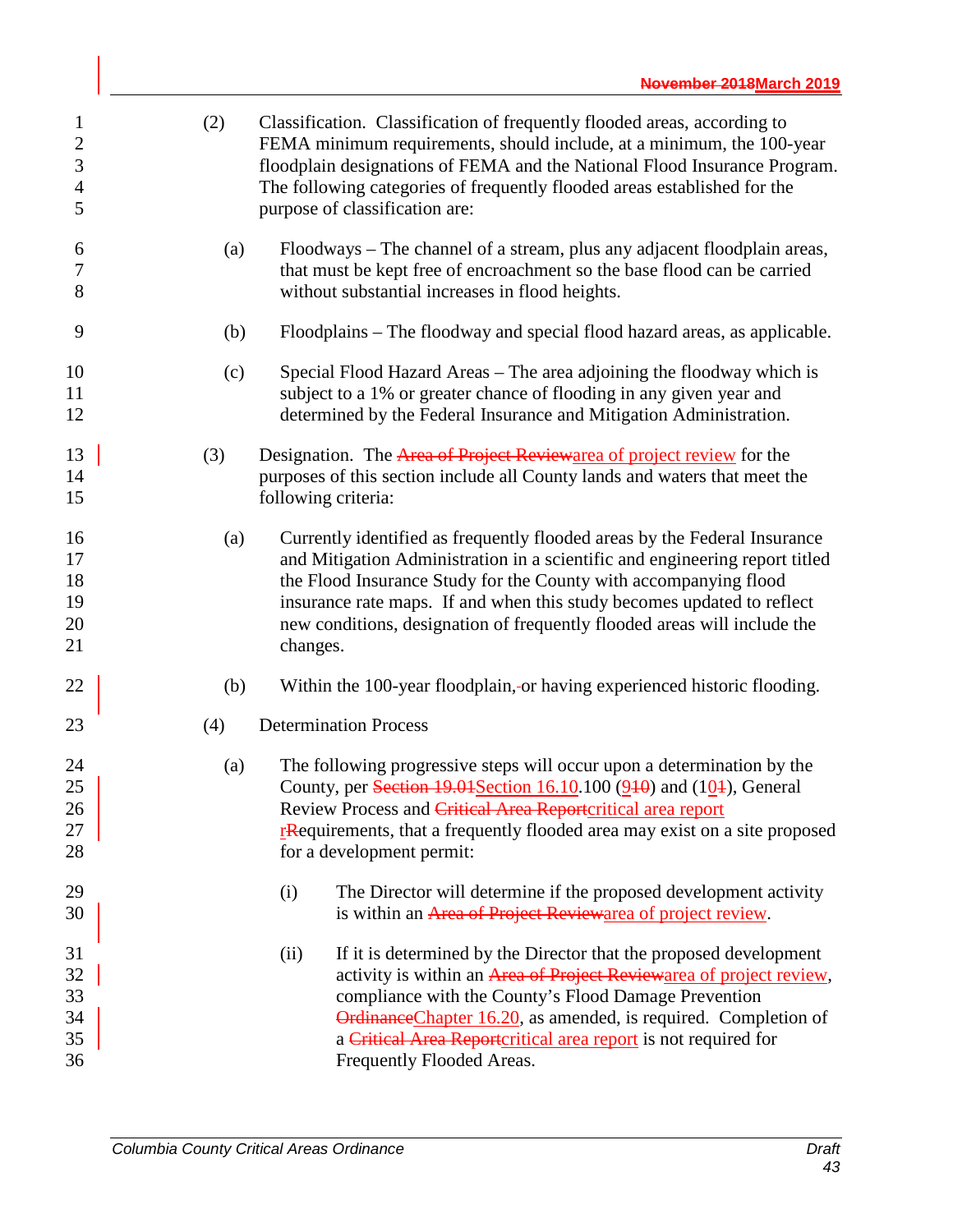(2) Classification. Classification of frequently flooded areas, according to FEMA minimum requirements, should include, at a minimum, the 100-year floodplain designations of FEMA and the National Flood Insurance Program. The following categories of frequently flooded areas established for the purpose of classification are:

(a) Floodways – The channel of a stream, plus any adjacent floodplain areas, that must be kept free of encroachment so the base flood can be carried without substantial increases in flood heights.

(b) Floodplains – The floodway and special flood hazard areas, as applicable.

(c) Special Flood Hazard Areas – The area adjoining the floodway which is subject to a 1% or greater chance of flooding in any given year and determined by the Federal Insurance and Mitigation Administration.

(3) Designation. The ~~Area of Project Review~~area of project review for the purposes of this section include all County lands and waters that meet the following criteria:

(a) Currently identified as frequently flooded areas by the Federal Insurance and Mitigation Administration in a scientific and engineering report titled the Flood Insurance Study for the County with accompanying flood insurance rate maps. If and when this study becomes updated to reflect new conditions, designation of frequently flooded areas will include the changes.

(b) Within the 100-year floodplain,~~-~~ or having experienced historic flooding.

(4) Determination Process

(a) The following progressive steps will occur upon a determination by the County, per ~~Section 19.01~~Section 16.10.100 (9~~10~~) and (10~~1~~), General Review Process and ~~Critical Area Report~~critical area report r~~R~~equirements, that a frequently flooded area may exist on a site proposed for a development permit:

(i) The Director will determine if the proposed development activity is within an ~~Area of Project Review~~area of project review.

(ii) If it is determined by the Director that the proposed development activity is within an ~~Area of Project Review~~area of project review, compliance with the County's Flood Damage Prevention ~~Ordinance~~Chapter 16.20, as amended, is required. Completion of a ~~Critical Area Report~~critical area report is not required for Frequently Flooded Areas.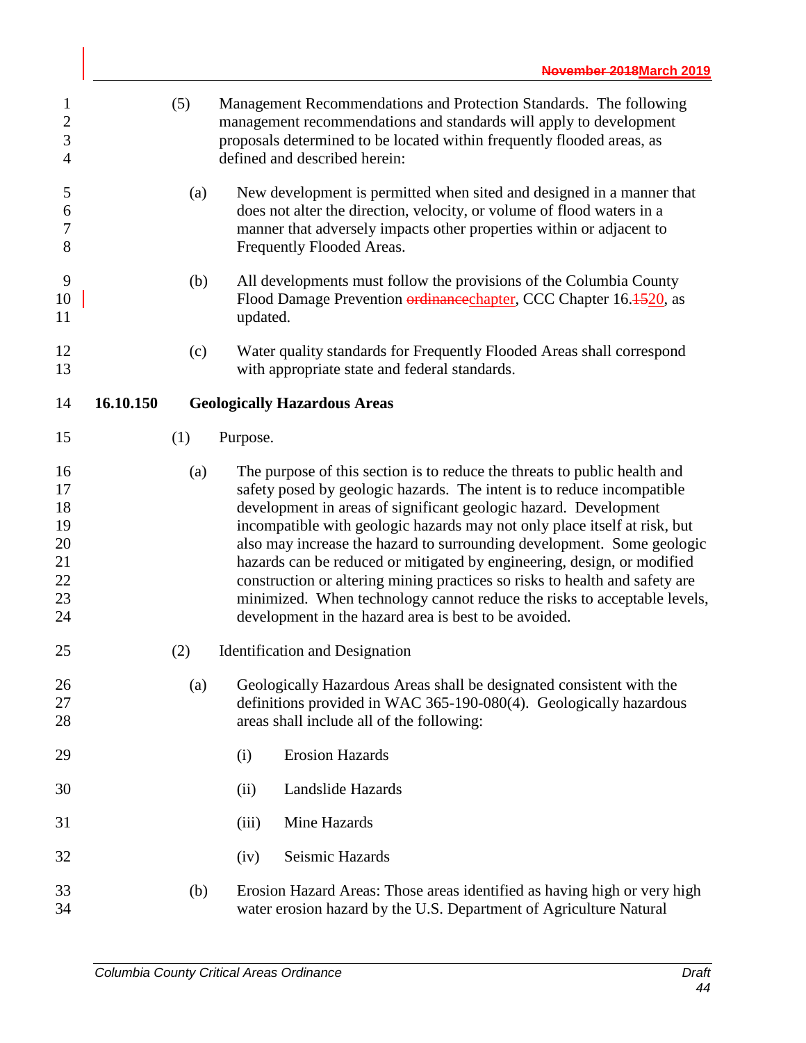(5) Management Recommendations and Protection Standards. The following management recommendations and standards will apply to development proposals determined to be located within frequently flooded areas, as defined and described herein:

(a) New development is permitted when sited and designed in a manner that does not alter the direction, velocity, or volume of flood waters in a manner that adversely impacts other properties within or adjacent to Frequently Flooded Areas.

(b) All developments must follow the provisions of the Columbia County Flood Damage Prevention ~~ordinance~~chapter, CCC Chapter 16.~~15~~20, as updated.

(c) Water quality standards for Frequently Flooded Areas shall correspond with appropriate state and federal standards.

## 16.10.150 Geologically Hazardous Areas

(1) Purpose.

(a) The purpose of this section is to reduce the threats to public health and safety posed by geologic hazards. The intent is to reduce incompatible development in areas of significant geologic hazard. Development incompatible with geologic hazards may not only place itself at risk, but also may increase the hazard to surrounding development. Some geologic hazards can be reduced or mitigated by engineering, design, or modified construction or altering mining practices so risks to health and safety are minimized. When technology cannot reduce the risks to acceptable levels, development in the hazard area is best to be avoided.

(2) Identification and Designation

(a) Geologically Hazardous Areas shall be designated consistent with the definitions provided in WAC 365-190-080(4). Geologically hazardous areas shall include all of the following:

(i) Erosion Hazards

(ii) Landslide Hazards

(iii) Mine Hazards

(iv) Seismic Hazards

(b) Erosion Hazard Areas: Those areas identified as having high or very high water erosion hazard by the U.S. Department of Agriculture Natural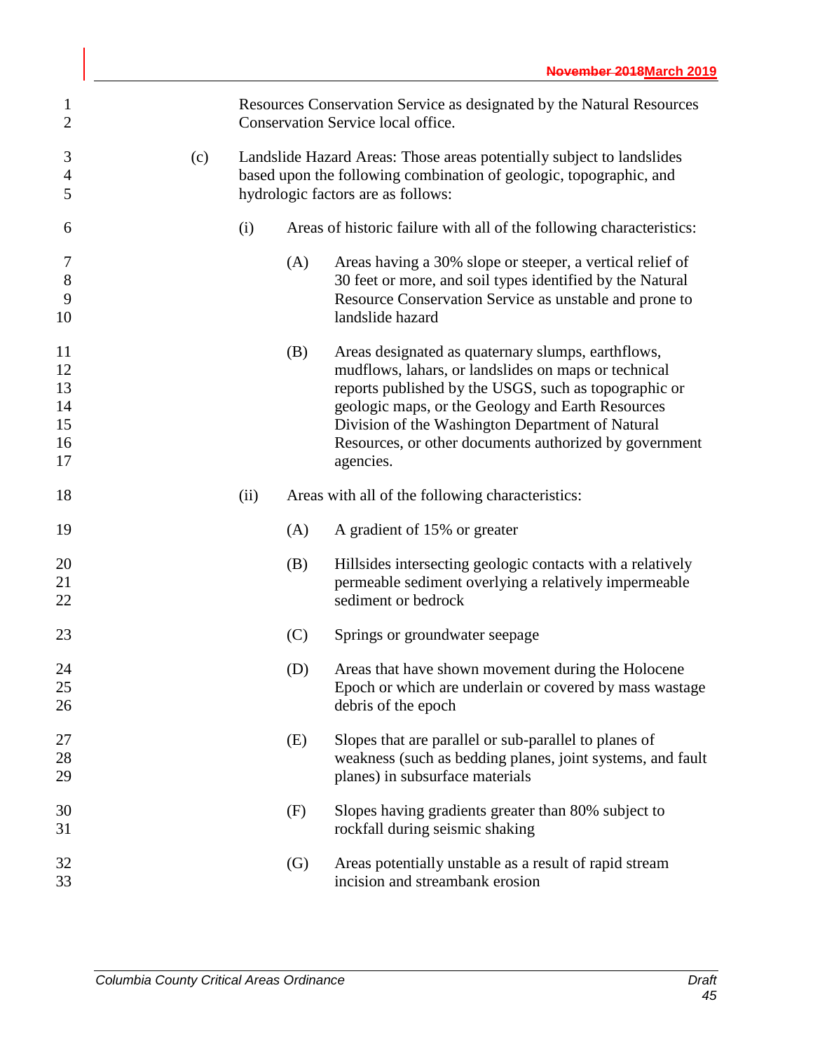Resources Conservation Service as designated by the Natural Resources Conservation Service local office.

(c) Landslide Hazard Areas: Those areas potentially subject to landslides based upon the following combination of geologic, topographic, and hydrologic factors are as follows:

   (i) Areas of historic failure with all of the following characteristics:

      (A) Areas having a 30% slope or steeper, a vertical relief of 30 feet or more, and soil types identified by the Natural Resource Conservation Service as unstable and prone to landslide hazard

      (B) Areas designated as quaternary slumps, earthflows, mudflows, lahars, or landslides on maps or technical reports published by the USGS, such as topographic or geologic maps, or the Geology and Earth Resources Division of the Washington Department of Natural Resources, or other documents authorized by government agencies.

   (ii) Areas with all of the following characteristics:

      (A) A gradient of 15% or greater

      (B) Hillsides intersecting geologic contacts with a relatively permeable sediment overlying a relatively impermeable sediment or bedrock

      (C) Springs or groundwater seepage

      (D) Areas that have shown movement during the Holocene Epoch or which are underlain or covered by mass wastage debris of the epoch

      (E) Slopes that are parallel or sub-parallel to planes of weakness (such as bedding planes, joint systems, and fault planes) in subsurface materials

      (F) Slopes having gradients greater than 80% subject to rockfall during seismic shaking

      (G) Areas potentially unstable as a result of rapid stream incision and streambank erosion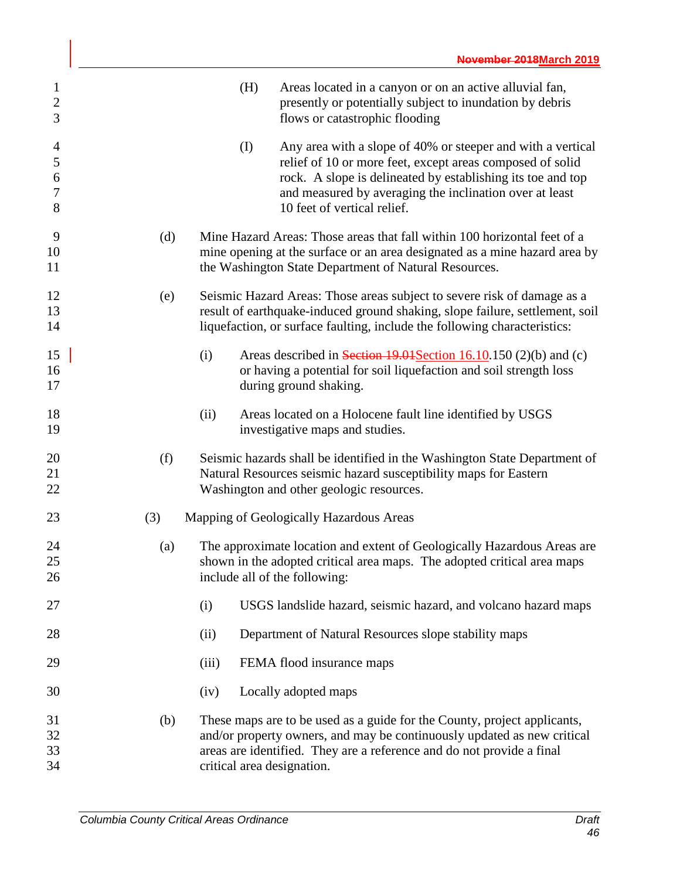(H) Areas located in a canyon or on an active alluvial fan, presently or potentially subject to inundation by debris flows or catastrophic flooding

(I) Any area with a slope of 40% or steeper and with a vertical relief of 10 or more feet, except areas composed of solid rock. A slope is delineated by establishing its toe and top and measured by averaging the inclination over at least 10 feet of vertical relief.

(d) Mine Hazard Areas: Those areas that fall within 100 horizontal feet of a mine opening at the surface or an area designated as a mine hazard area by the Washington State Department of Natural Resources.

(e) Seismic Hazard Areas: Those areas subject to severe risk of damage as a result of earthquake-induced ground shaking, slope failure, settlement, soil liquefaction, or surface faulting, include the following characteristics:

(i) Areas described in ~~Section 19.01~~Section 16.10.150 (2)(b) and (c) or having a potential for soil liquefaction and soil strength loss during ground shaking.

(ii) Areas located on a Holocene fault line identified by USGS investigative maps and studies.

(f) Seismic hazards shall be identified in the Washington State Department of Natural Resources seismic hazard susceptibility maps for Eastern Washington and other geologic resources.

(3) Mapping of Geologically Hazardous Areas

(a) The approximate location and extent of Geologically Hazardous Areas are shown in the adopted critical area maps. The adopted critical area maps include all of the following:

(i) USGS landslide hazard, seismic hazard, and volcano hazard maps

(ii) Department of Natural Resources slope stability maps

(iii) FEMA flood insurance maps

(iv) Locally adopted maps

(b) These maps are to be used as a guide for the County, project applicants, and/or property owners, and may be continuously updated as new critical areas are identified. They are a reference and do not provide a final critical area designation.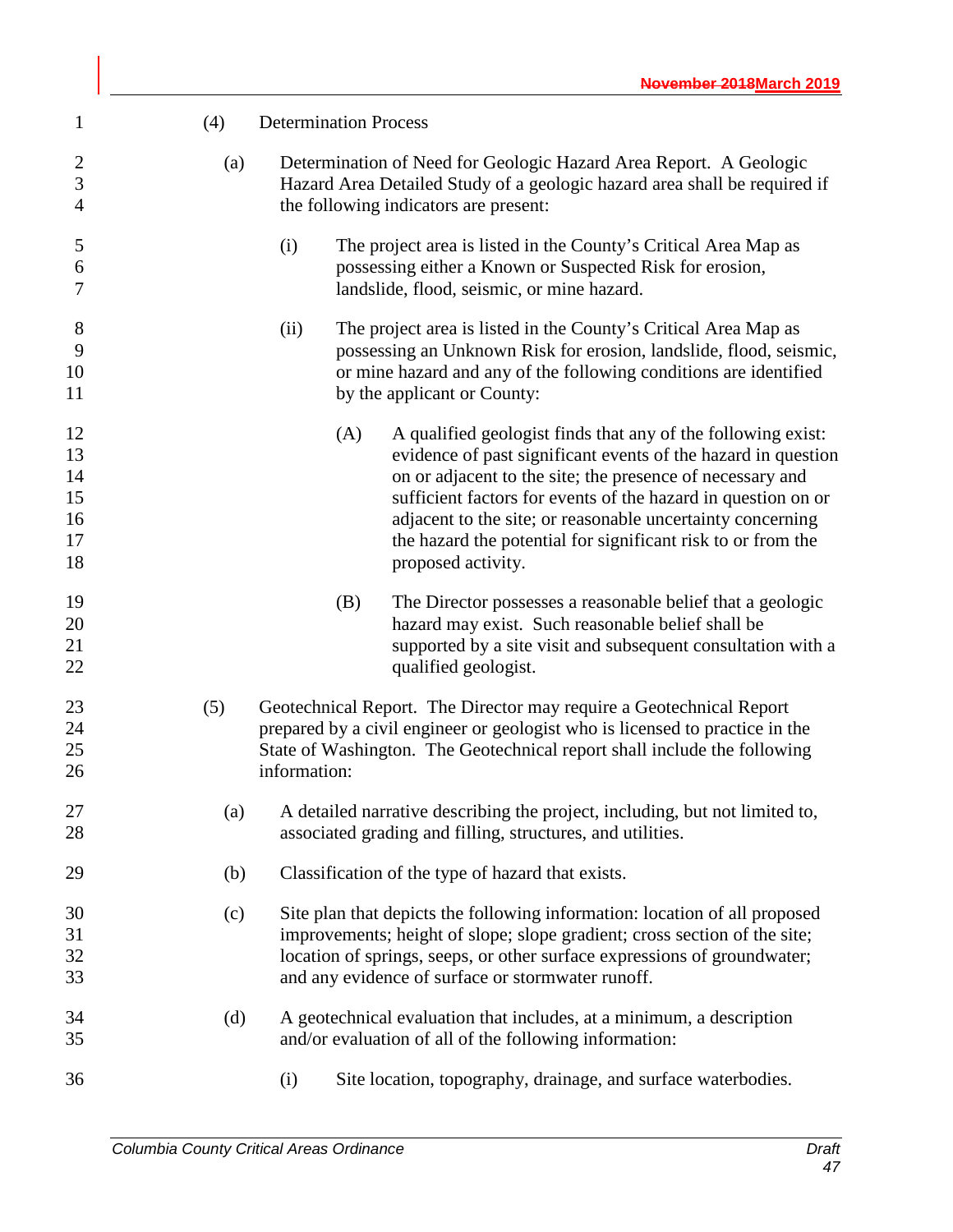(4) Determination Process

(a) Determination of Need for Geologic Hazard Area Report. A Geologic Hazard Area Detailed Study of a geologic hazard area shall be required if the following indicators are present:

(i) The project area is listed in the County's Critical Area Map as possessing either a Known or Suspected Risk for erosion, landslide, flood, seismic, or mine hazard.

(ii) The project area is listed in the County's Critical Area Map as possessing an Unknown Risk for erosion, landslide, flood, seismic, or mine hazard and any of the following conditions are identified by the applicant or County:

(A) A qualified geologist finds that any of the following exist: evidence of past significant events of the hazard in question on or adjacent to the site; the presence of necessary and sufficient factors for events of the hazard in question on or adjacent to the site; or reasonable uncertainty concerning the hazard the potential for significant risk to or from the proposed activity.

(B) The Director possesses a reasonable belief that a geologic hazard may exist. Such reasonable belief shall be supported by a site visit and subsequent consultation with a qualified geologist.

(5) Geotechnical Report. The Director may require a Geotechnical Report prepared by a civil engineer or geologist who is licensed to practice in the State of Washington. The Geotechnical report shall include the following information:

(a) A detailed narrative describing the project, including, but not limited to, associated grading and filling, structures, and utilities.

(b) Classification of the type of hazard that exists.

(c) Site plan that depicts the following information: location of all proposed improvements; height of slope; slope gradient; cross section of the site; location of springs, seeps, or other surface expressions of groundwater; and any evidence of surface or stormwater runoff.

(d) A geotechnical evaluation that includes, at a minimum, a description and/or evaluation of all of the following information:

(i) Site location, topography, drainage, and surface waterbodies.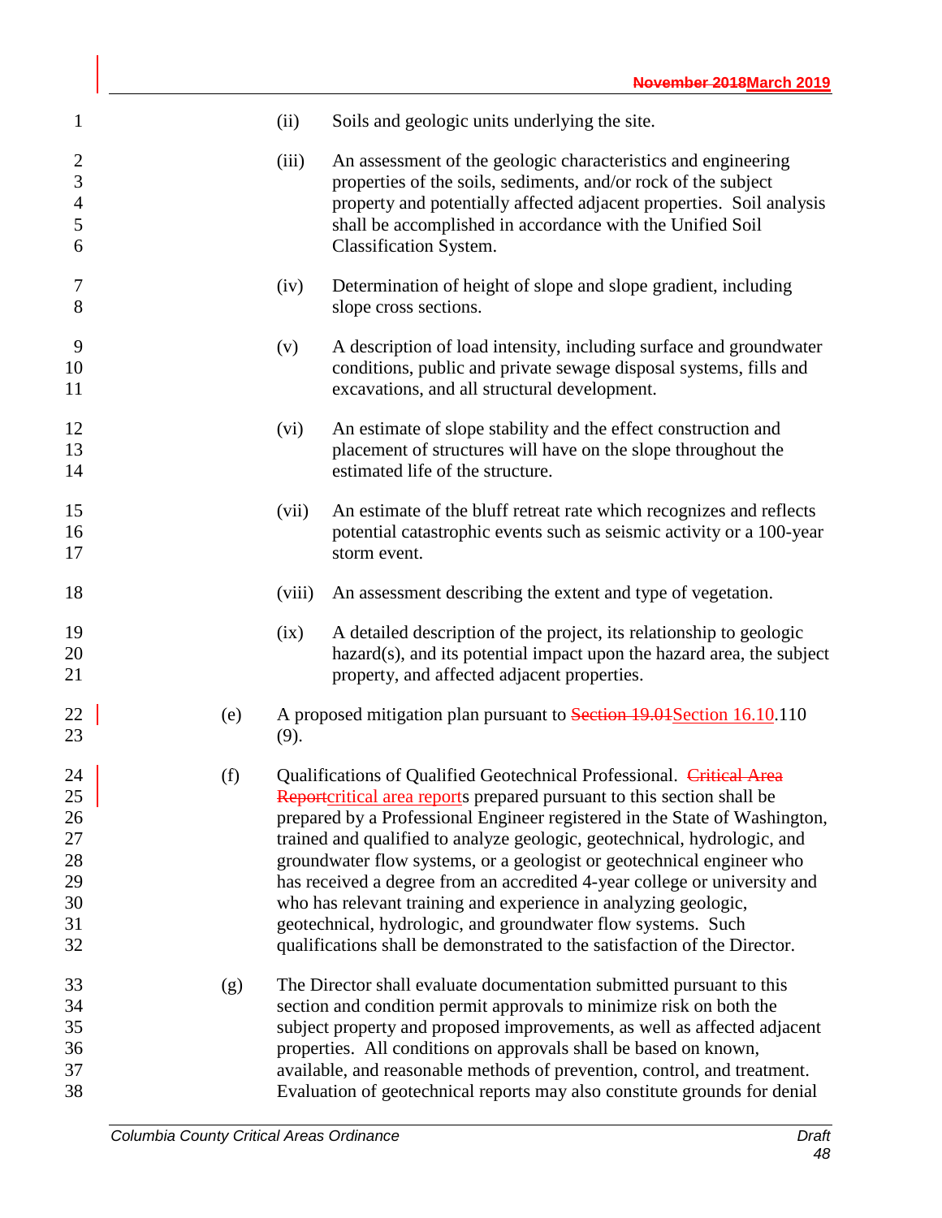(ii) Soils and geologic units underlying the site.

(iii) An assessment of the geologic characteristics and engineering properties of the soils, sediments, and/or rock of the subject property and potentially affected adjacent properties. Soil analysis shall be accomplished in accordance with the Unified Soil Classification System.

(iv) Determination of height of slope and slope gradient, including slope cross sections.

(v) A description of load intensity, including surface and groundwater conditions, public and private sewage disposal systems, fills and excavations, and all structural development.

(vi) An estimate of slope stability and the effect construction and placement of structures will have on the slope throughout the estimated life of the structure.

(vii) An estimate of the bluff retreat rate which recognizes and reflects potential catastrophic events such as seismic activity or a 100-year storm event.

(viii) An assessment describing the extent and type of vegetation.

(ix) A detailed description of the project, its relationship to geologic hazard(s), and its potential impact upon the hazard area, the subject property, and affected adjacent properties.

(e) A proposed mitigation plan pursuant to ~~Section 19.01~~Section 16.10.110 (9).

(f) Qualifications of Qualified Geotechnical Professional. ~~Critical Area Report~~critical area reports prepared pursuant to this section shall be prepared by a Professional Engineer registered in the State of Washington, trained and qualified to analyze geologic, geotechnical, hydrologic, and groundwater flow systems, or a geologist or geotechnical engineer who has received a degree from an accredited 4-year college or university and who has relevant training and experience in analyzing geologic, geotechnical, hydrologic, and groundwater flow systems. Such qualifications shall be demonstrated to the satisfaction of the Director.

(g) The Director shall evaluate documentation submitted pursuant to this section and condition permit approvals to minimize risk on both the subject property and proposed improvements, as well as affected adjacent properties. All conditions on approvals shall be based on known, available, and reasonable methods of prevention, control, and treatment. Evaluation of geotechnical reports may also constitute grounds for denial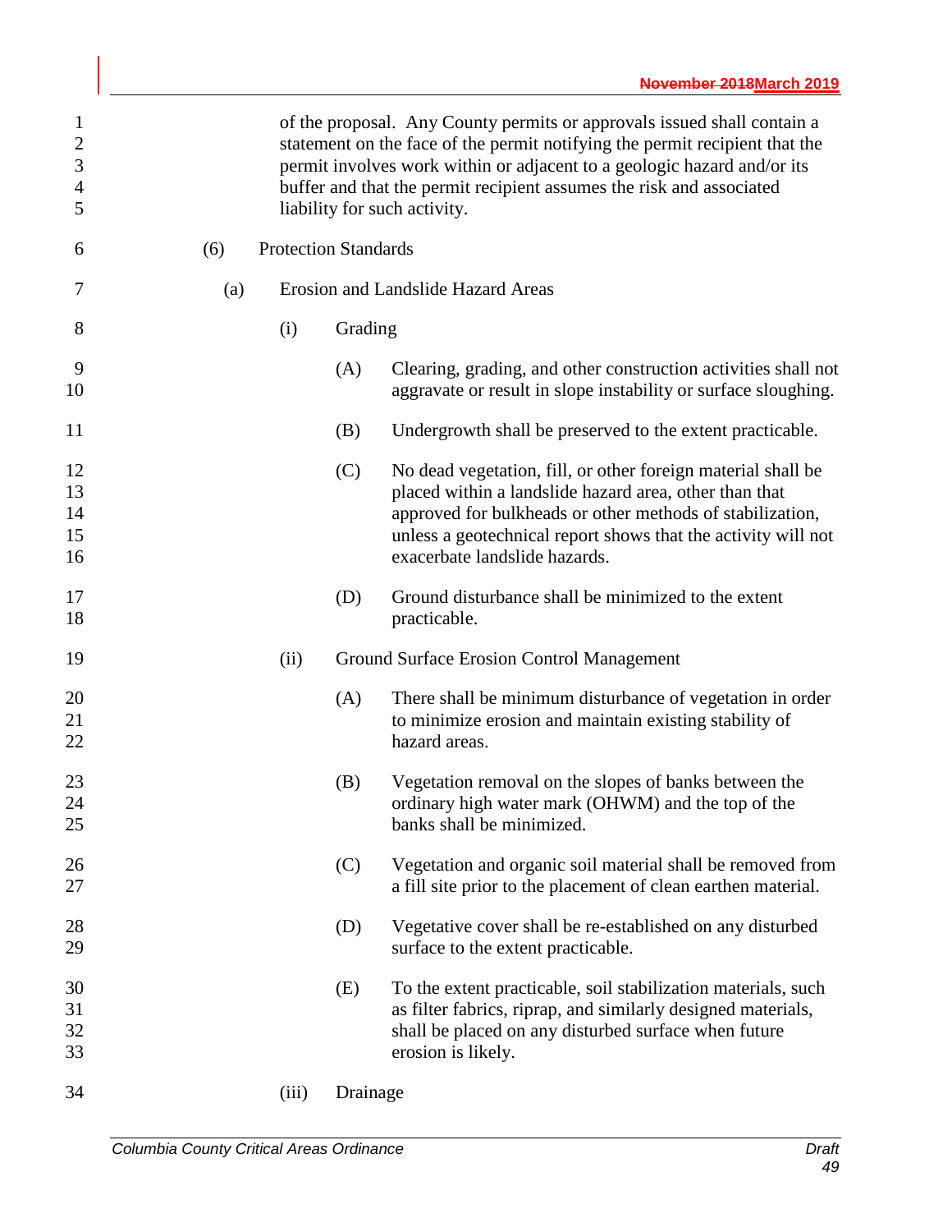of the proposal. Any County permits or approvals issued shall contain a statement on the face of the permit notifying the permit recipient that the permit involves work within or adjacent to a geologic hazard and/or its buffer and that the permit recipient assumes the risk and associated liability for such activity.

(6) Protection Standards

(a) Erosion and Landslide Hazard Areas

(i) Grading

(A) Clearing, grading, and other construction activities shall not aggravate or result in slope instability or surface sloughing.

(B) Undergrowth shall be preserved to the extent practicable.

(C) No dead vegetation, fill, or other foreign material shall be placed within a landslide hazard area, other than that approved for bulkheads or other methods of stabilization, unless a geotechnical report shows that the activity will not exacerbate landslide hazards.

(D) Ground disturbance shall be minimized to the extent practicable.

(ii) Ground Surface Erosion Control Management

(A) There shall be minimum disturbance of vegetation in order to minimize erosion and maintain existing stability of hazard areas.

(B) Vegetation removal on the slopes of banks between the ordinary high water mark (OHWM) and the top of the banks shall be minimized.

(C) Vegetation and organic soil material shall be removed from a fill site prior to the placement of clean earthen material.

(D) Vegetative cover shall be re-established on any disturbed surface to the extent practicable.

(E) To the extent practicable, soil stabilization materials, such as filter fabrics, riprap, and similarly designed materials, shall be placed on any disturbed surface when future erosion is likely.

(iii) Drainage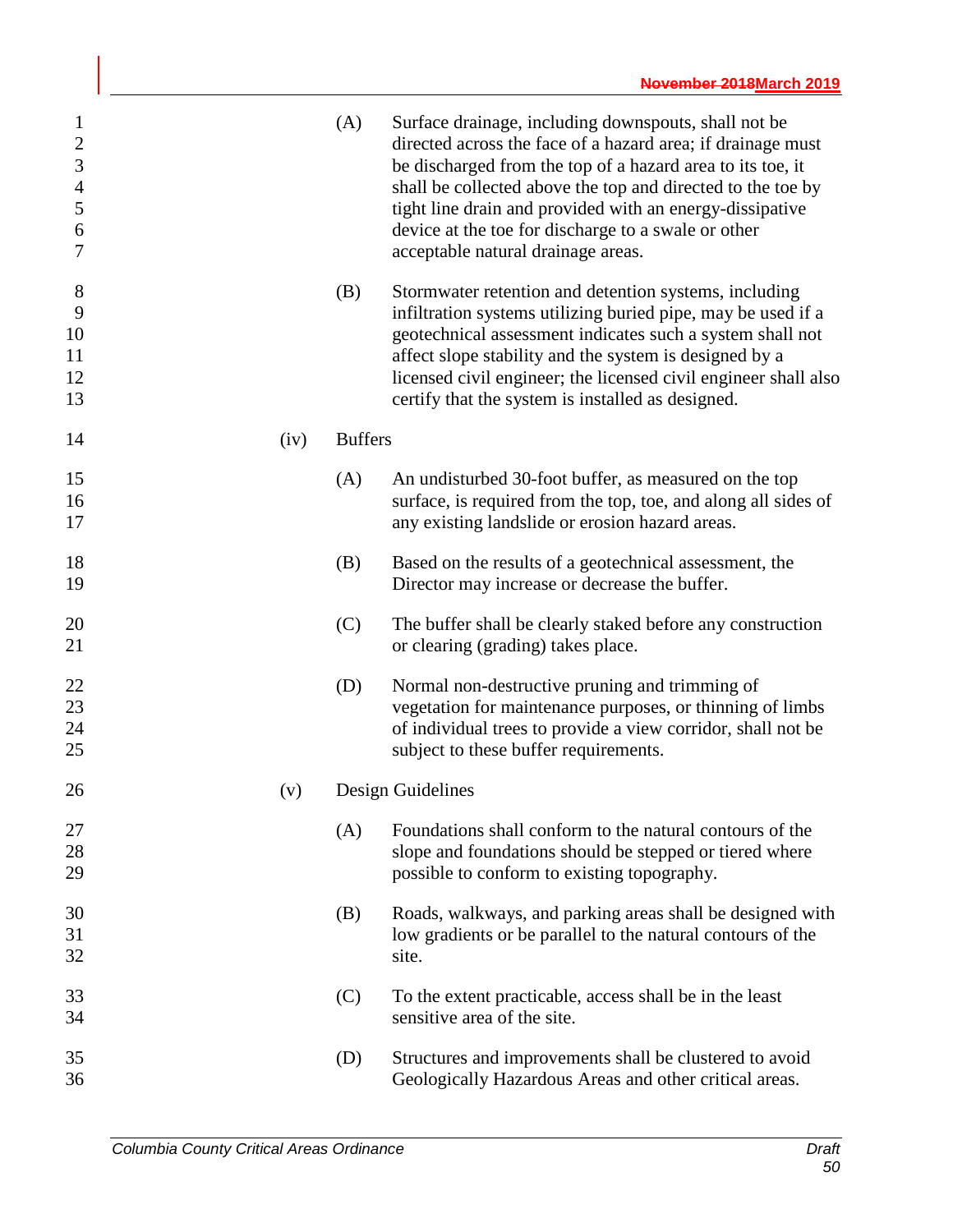(A) Surface drainage, including downspouts, shall not be directed across the face of a hazard area; if drainage must be discharged from the top of a hazard area to its toe, it shall be collected above the top and directed to the toe by tight line drain and provided with an energy-dissipative device at the toe for discharge to a swale or other acceptable natural drainage areas.

(B) Stormwater retention and detention systems, including infiltration systems utilizing buried pipe, may be used if a geotechnical assessment indicates such a system shall not affect slope stability and the system is designed by a licensed civil engineer; the licensed civil engineer shall also certify that the system is installed as designed.

(iv) Buffers

(A) An undisturbed 30-foot buffer, as measured on the top surface, is required from the top, toe, and along all sides of any existing landslide or erosion hazard areas.

(B) Based on the results of a geotechnical assessment, the Director may increase or decrease the buffer.

(C) The buffer shall be clearly staked before any construction or clearing (grading) takes place.

(D) Normal non-destructive pruning and trimming of vegetation for maintenance purposes, or thinning of limbs of individual trees to provide a view corridor, shall not be subject to these buffer requirements.

(v) Design Guidelines

(A) Foundations shall conform to the natural contours of the slope and foundations should be stepped or tiered where possible to conform to existing topography.

(B) Roads, walkways, and parking areas shall be designed with low gradients or be parallel to the natural contours of the site.

(C) To the extent practicable, access shall be in the least sensitive area of the site.

(D) Structures and improvements shall be clustered to avoid Geologically Hazardous Areas and other critical areas.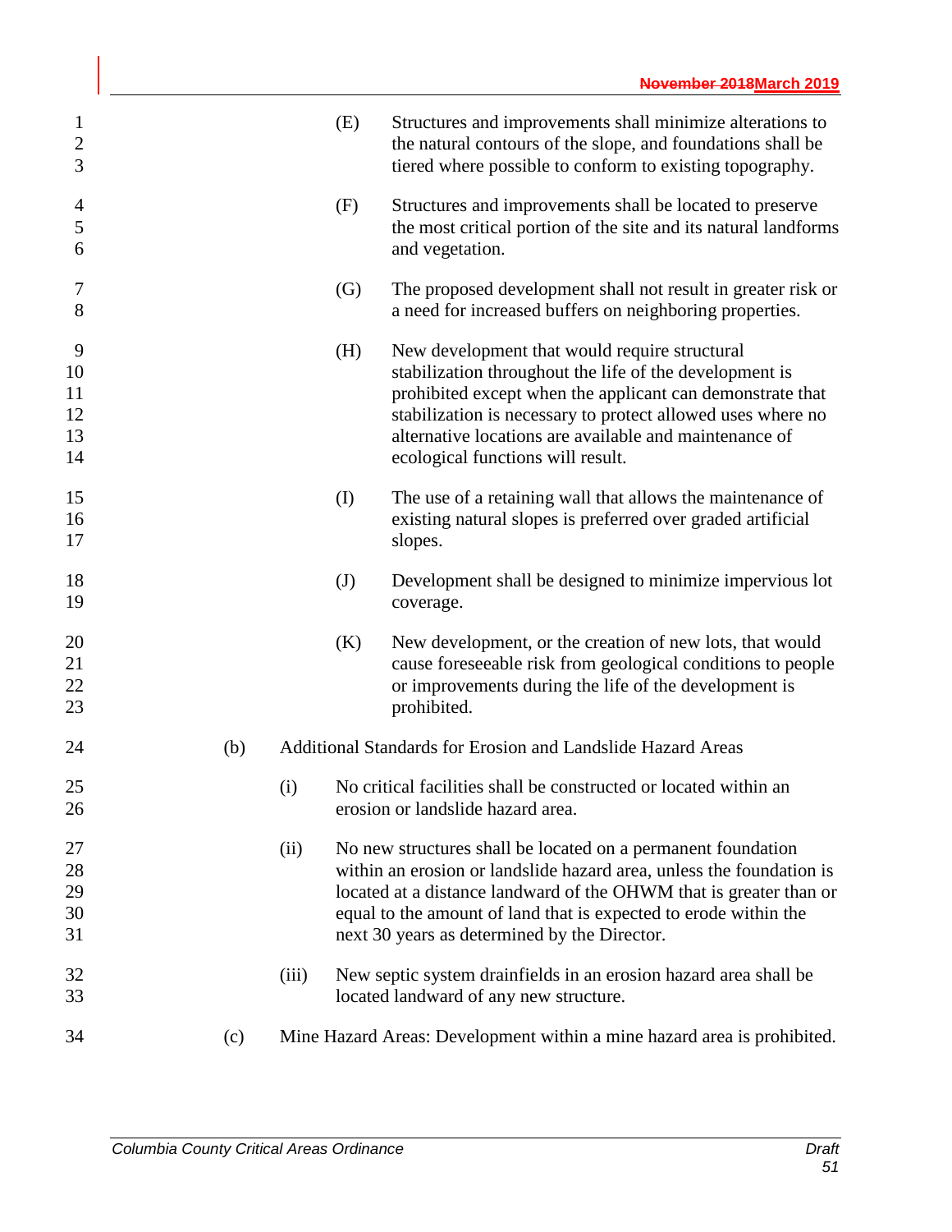(E) Structures and improvements shall minimize alterations to the natural contours of the slope, and foundations shall be tiered where possible to conform to existing topography.

(F) Structures and improvements shall be located to preserve the most critical portion of the site and its natural landforms and vegetation.

(G) The proposed development shall not result in greater risk or a need for increased buffers on neighboring properties.

(H) New development that would require structural stabilization throughout the life of the development is prohibited except when the applicant can demonstrate that stabilization is necessary to protect allowed uses where no alternative locations are available and maintenance of ecological functions will result.

(I) The use of a retaining wall that allows the maintenance of existing natural slopes is preferred over graded artificial slopes.

(J) Development shall be designed to minimize impervious lot coverage.

(K) New development, or the creation of new lots, that would cause foreseeable risk from geological conditions to people or improvements during the life of the development is prohibited.

(b) Additional Standards for Erosion and Landslide Hazard Areas

(i) No critical facilities shall be constructed or located within an erosion or landslide hazard area.

(ii) No new structures shall be located on a permanent foundation within an erosion or landslide hazard area, unless the foundation is located at a distance landward of the OHWM that is greater than or equal to the amount of land that is expected to erode within the next 30 years as determined by the Director.

(iii) New septic system drainfields in an erosion hazard area shall be located landward of any new structure.

(c) Mine Hazard Areas: Development within a mine hazard area is prohibited.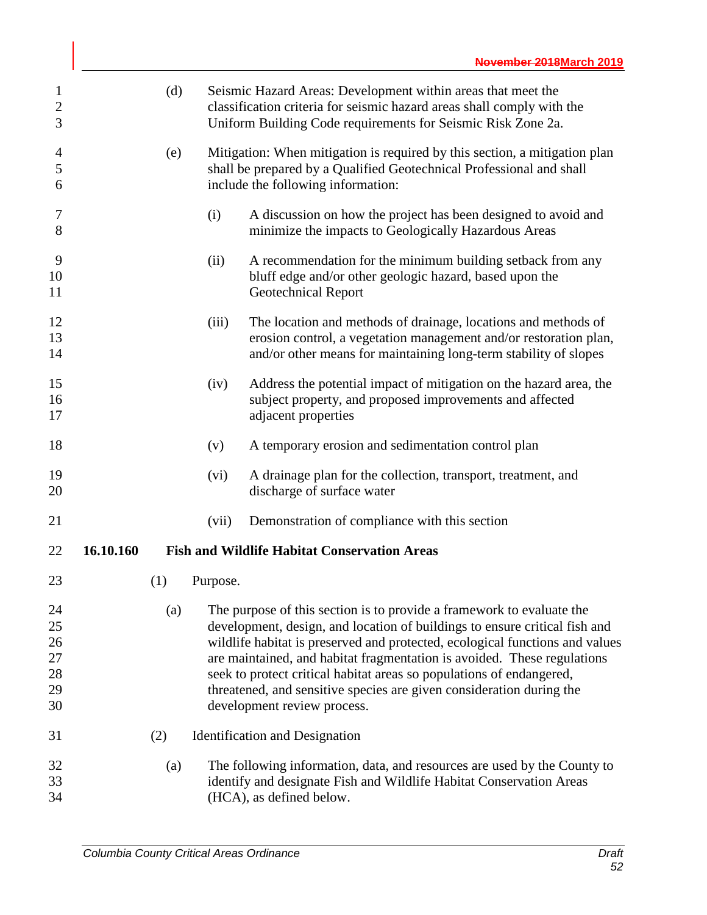(d) Seismic Hazard Areas: Development within areas that meet the classification criteria for seismic hazard areas shall comply with the Uniform Building Code requirements for Seismic Risk Zone 2a.

(e) Mitigation: When mitigation is required by this section, a mitigation plan shall be prepared by a Qualified Geotechnical Professional and shall include the following information:

- (i) A discussion on how the project has been designed to avoid and minimize the impacts to Geologically Hazardous Areas
- (ii) A recommendation for the minimum building setback from any bluff edge and/or other geologic hazard, based upon the Geotechnical Report
- (iii) The location and methods of drainage, locations and methods of erosion control, a vegetation management and/or restoration plan, and/or other means for maintaining long-term stability of slopes
- (iv) Address the potential impact of mitigation on the hazard area, the subject property, and proposed improvements and affected adjacent properties
- (v) A temporary erosion and sedimentation control plan
- (vi) A drainage plan for the collection, transport, treatment, and discharge of surface water
- (vii) Demonstration of compliance with this section

## 16.10.160 Fish and Wildlife Habitat Conservation Areas

(1) Purpose.

(a) The purpose of this section is to provide a framework to evaluate the development, design, and location of buildings to ensure critical fish and wildlife habitat is preserved and protected, ecological functions and values are maintained, and habitat fragmentation is avoided. These regulations seek to protect critical habitat areas so populations of endangered, threatened, and sensitive species are given consideration during the development review process.

(2) Identification and Designation

(a) The following information, data, and resources are used by the County to identify and designate Fish and Wildlife Habitat Conservation Areas (HCA), as defined below.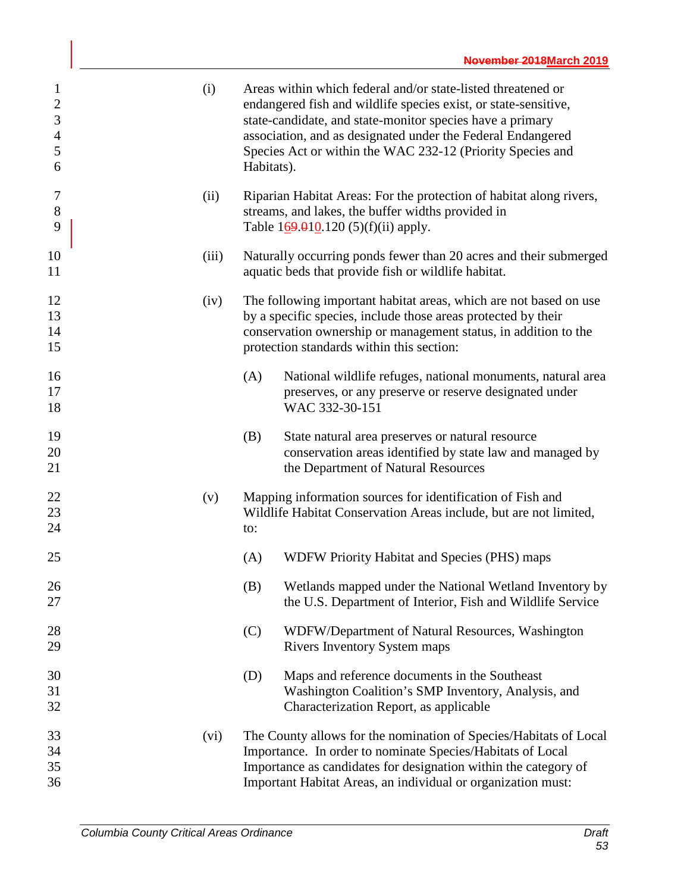(i) Areas within which federal and/or state-listed threatened or endangered fish and wildlife species exist, or state-sensitive, state-candidate, and state-monitor species have a primary association, and as designated under the Federal Endangered Species Act or within the WAC 232-12 (Priority Species and Habitats).

(ii) Riparian Habitat Areas: For the protection of habitat along rivers, streams, and lakes, the buffer widths provided in Table 1~~6~~9.~~0~~10.120 (5)(f)(ii) apply.

(iii) Naturally occurring ponds fewer than 20 acres and their submerged aquatic beds that provide fish or wildlife habitat.

(iv) The following important habitat areas, which are not based on use by a specific species, include those areas protected by their conservation ownership or management status, in addition to the protection standards within this section:

- (A) National wildlife refuges, national monuments, natural area preserves, or any preserve or reserve designated under WAC 332-30-151
- (B) State natural area preserves or natural resource conservation areas identified by state law and managed by the Department of Natural Resources

(v) Mapping information sources for identification of Fish and Wildlife Habitat Conservation Areas include, but are not limited, to:

- (A) WDFW Priority Habitat and Species (PHS) maps
- (B) Wetlands mapped under the National Wetland Inventory by the U.S. Department of Interior, Fish and Wildlife Service
- (C) WDFW/Department of Natural Resources, Washington Rivers Inventory System maps
- (D) Maps and reference documents in the Southeast Washington Coalition's SMP Inventory, Analysis, and Characterization Report, as applicable

(vi) The County allows for the nomination of Species/Habitats of Local Importance. In order to nominate Species/Habitats of Local Importance as candidates for designation within the category of Important Habitat Areas, an individual or organization must: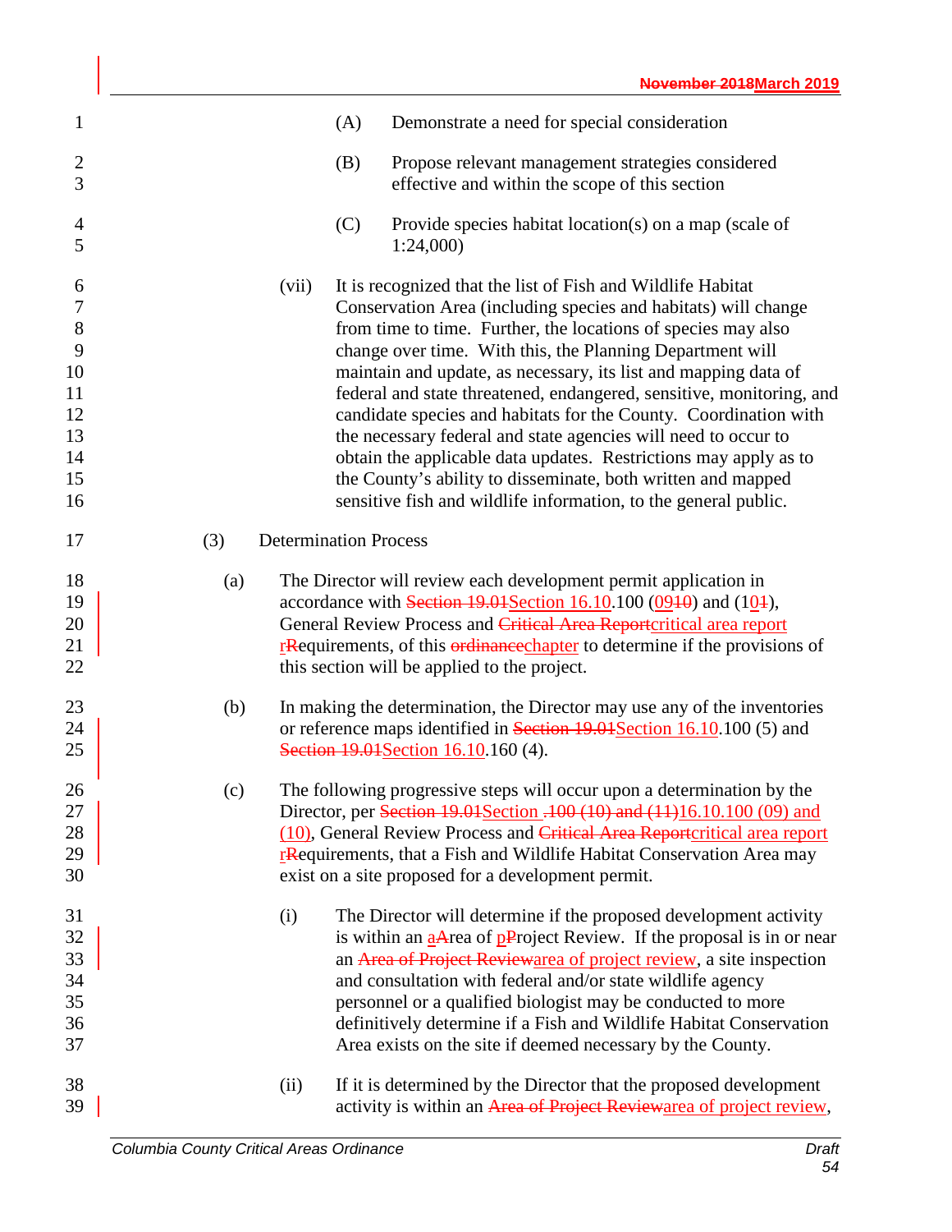(A) Demonstrate a need for special consideration

(B) Propose relevant management strategies considered effective and within the scope of this section

(C) Provide species habitat location(s) on a map (scale of 1:24,000)

(vii) It is recognized that the list of Fish and Wildlife Habitat Conservation Area (including species and habitats) will change from time to time. Further, the locations of species may also change over time. With this, the Planning Department will maintain and update, as necessary, its list and mapping data of federal and state threatened, endangered, sensitive, monitoring, and candidate species and habitats for the County. Coordination with the necessary federal and state agencies will need to occur to obtain the applicable data updates. Restrictions may apply as to the County's ability to disseminate, both written and mapped sensitive fish and wildlife information, to the general public.

(3) Determination Process

(a) The Director will review each development permit application in accordance with ~~Section 19.01~~Section 16.10.100 (0~~9~~1~~0~~) and (10~~1~~), General Review Process and ~~Critical Area Report~~critical area report r~~R~~equirements, of this ~~ordinance~~chapter to determine if the provisions of this section will be applied to the project.

(b) In making the determination, the Director may use any of the inventories or reference maps identified in ~~Section 19.01~~Section 16.10.100 (5) and ~~Section 19.01~~Section 16.10.160 (4).

(c) The following progressive steps will occur upon a determination by the Director, per ~~Section 19.01~~Section ~~.100 (10) and (11)~~16.10.100 (09) and (10), General Review Process and ~~Critical Area Report~~critical area report r~~R~~equirements, that a Fish and Wildlife Habitat Conservation Area may exist on a site proposed for a development permit.

(i) The Director will determine if the proposed development activity is within an a~~A~~rea of p~~P~~roject Review. If the proposal is in or near an ~~Area of Project Review~~area of project review, a site inspection and consultation with federal and/or state wildlife agency personnel or a qualified biologist may be conducted to more definitively determine if a Fish and Wildlife Habitat Conservation Area exists on the site if deemed necessary by the County.

(ii) If it is determined by the Director that the proposed development activity is within an ~~Area of Project Review~~area of project review,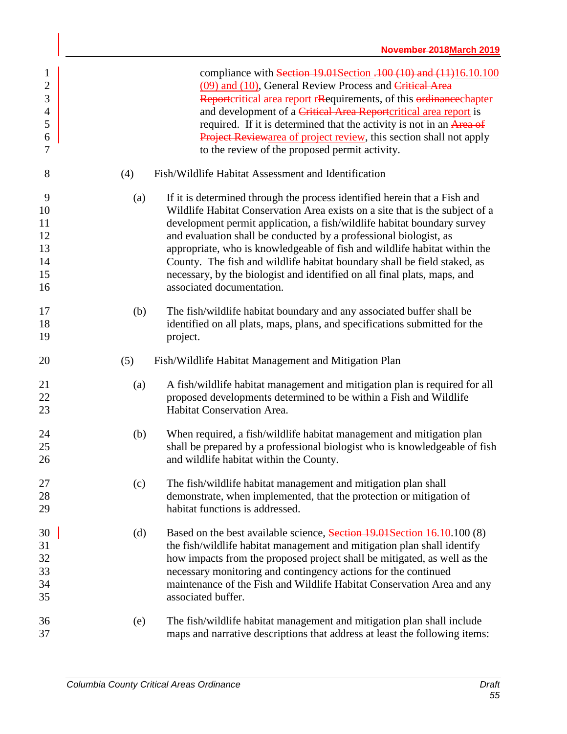compliance with ~~Section 19.01~~Section ~~.100 (10) and (11)~~16.10.100 (09) and (10), General Review Process and ~~Critical Area Report~~critical area report ~~r~~Requirements, of this ~~ordinance~~chapter and development of a ~~Critical Area Report~~critical area report is required. If it is determined that the activity is not in an ~~Area of Project Review~~area of project review, this section shall not apply to the review of the proposed permit activity.

(4) Fish/Wildlife Habitat Assessment and Identification

(a) If it is determined through the process identified herein that a Fish and Wildlife Habitat Conservation Area exists on a site that is the subject of a development permit application, a fish/wildlife habitat boundary survey and evaluation shall be conducted by a professional biologist, as appropriate, who is knowledgeable of fish and wildlife habitat within the County. The fish and wildlife habitat boundary shall be field staked, as necessary, by the biologist and identified on all final plats, maps, and associated documentation.

(b) The fish/wildlife habitat boundary and any associated buffer shall be identified on all plats, maps, plans, and specifications submitted for the project.

(5) Fish/Wildlife Habitat Management and Mitigation Plan

(a) A fish/wildlife habitat management and mitigation plan is required for all proposed developments determined to be within a Fish and Wildlife Habitat Conservation Area.

(b) When required, a fish/wildlife habitat management and mitigation plan shall be prepared by a professional biologist who is knowledgeable of fish and wildlife habitat within the County.

(c) The fish/wildlife habitat management and mitigation plan shall demonstrate, when implemented, that the protection or mitigation of habitat functions is addressed.

(d) Based on the best available science, ~~Section 19.01~~Section 16.10.100 (8) the fish/wildlife habitat management and mitigation plan shall identify how impacts from the proposed project shall be mitigated, as well as the necessary monitoring and contingency actions for the continued maintenance of the Fish and Wildlife Habitat Conservation Area and any associated buffer.

(e) The fish/wildlife habitat management and mitigation plan shall include maps and narrative descriptions that address at least the following items: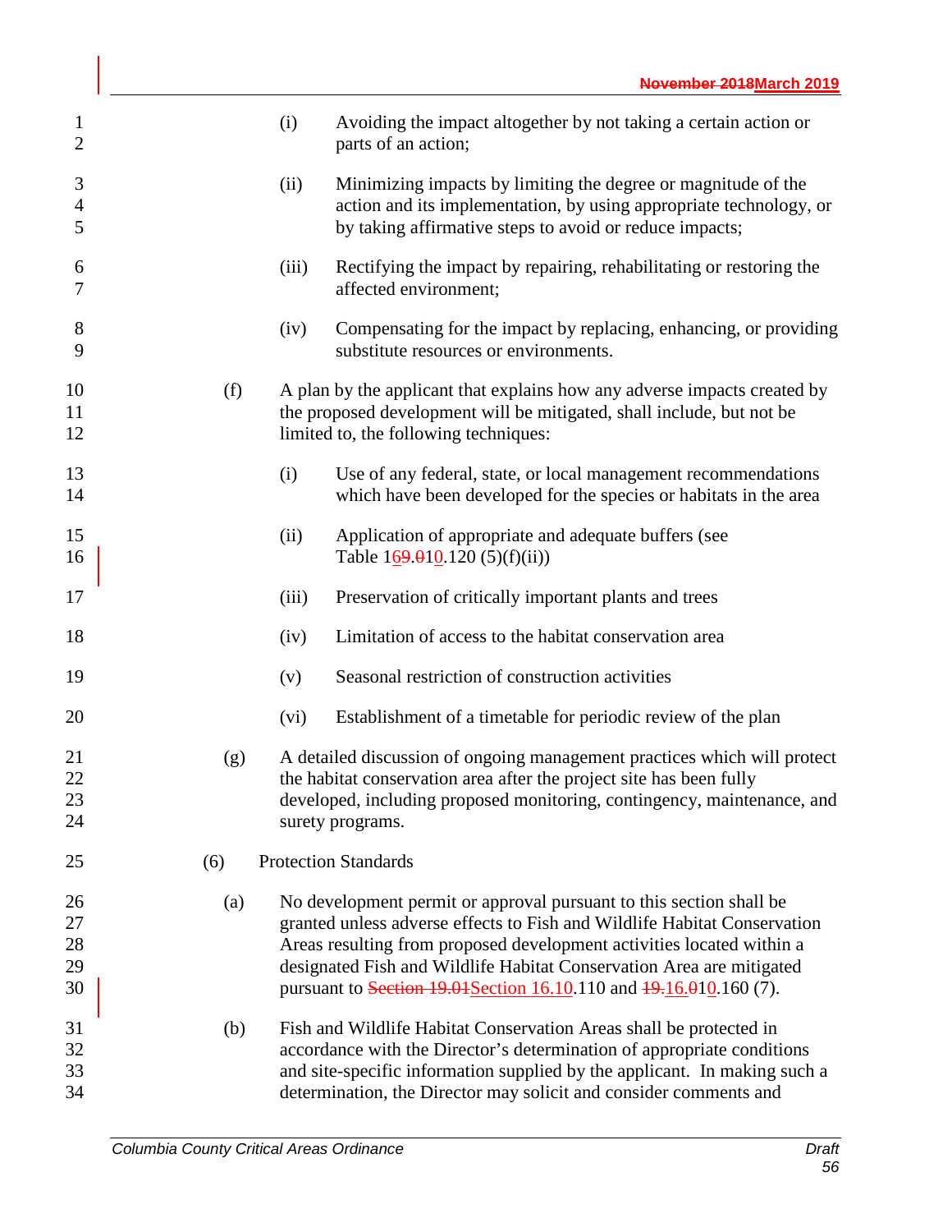(i) Avoiding the impact altogether by not taking a certain action or parts of an action;

(ii) Minimizing impacts by limiting the degree or magnitude of the action and its implementation, by using appropriate technology, or by taking affirmative steps to avoid or reduce impacts;

(iii) Rectifying the impact by repairing, rehabilitating or restoring the affected environment;

(iv) Compensating for the impact by replacing, enhancing, or providing substitute resources or environments.

(f) A plan by the applicant that explains how any adverse impacts created by the proposed development will be mitigated, shall include, but not be limited to, the following techniques:

(i) Use of any federal, state, or local management recommendations which have been developed for the species or habitats in the area

(ii) Application of appropriate and adequate buffers (see Table ~~169.01~~16.010.120 (5)(f)(ii))

(iii) Preservation of critically important plants and trees

(iv) Limitation of access to the habitat conservation area

(v) Seasonal restriction of construction activities

(vi) Establishment of a timetable for periodic review of the plan

(g) A detailed discussion of ongoing management practices which will protect the habitat conservation area after the project site has been fully developed, including proposed monitoring, contingency, maintenance, and surety programs.

(6) Protection Standards

(a) No development permit or approval pursuant to this section shall be granted unless adverse effects to Fish and Wildlife Habitat Conservation Areas resulting from proposed development activities located within a designated Fish and Wildlife Habitat Conservation Area are mitigated pursuant to ~~Section 19.01~~Section 16.10.110 and ~~19.~~16.~~01~~010.160 (7).

(b) Fish and Wildlife Habitat Conservation Areas shall be protected in accordance with the Director's determination of appropriate conditions and site-specific information supplied by the applicant. In making such a determination, the Director may solicit and consider comments and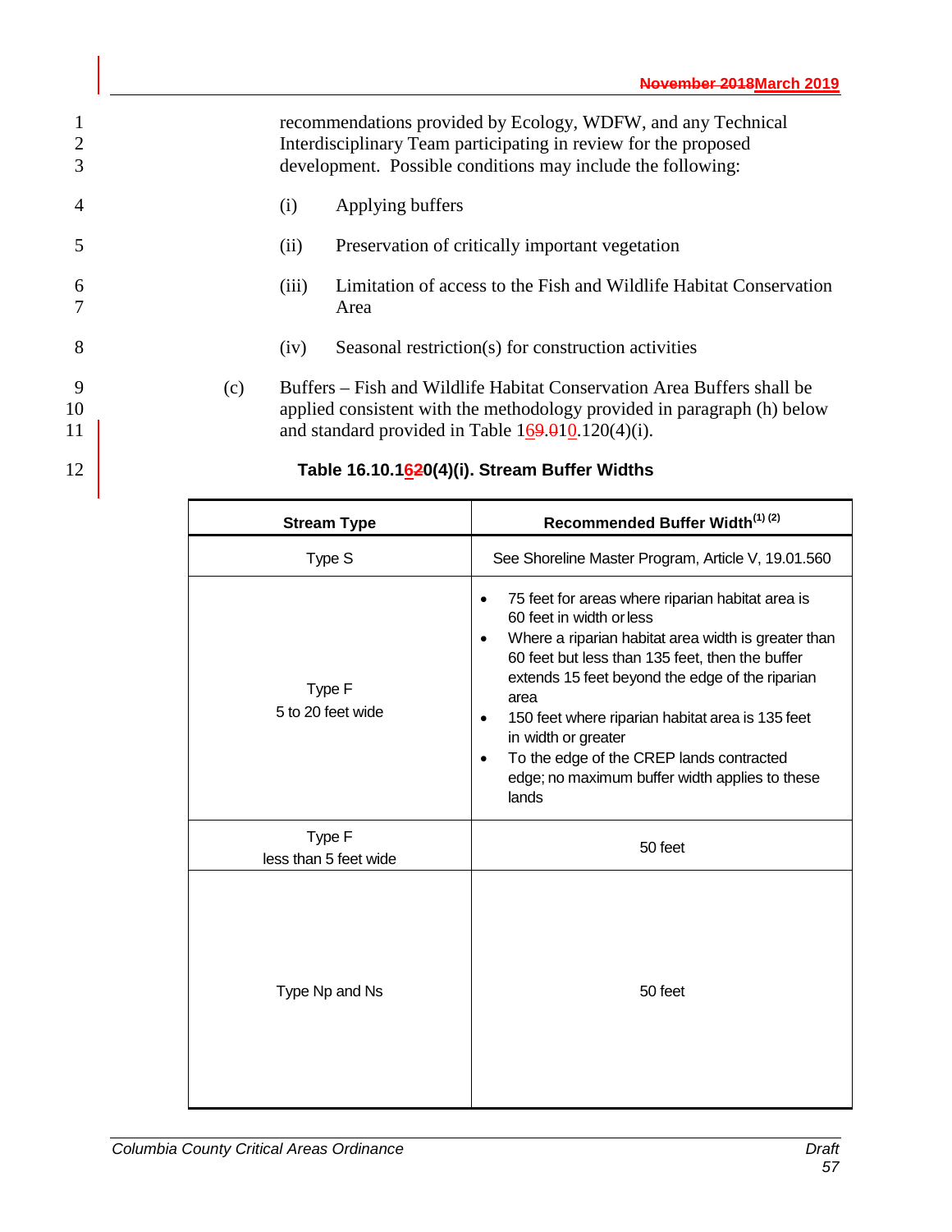recommendations provided by Ecology, WDFW, and any Technical Interdisciplinary Team participating in review for the proposed development. Possible conditions may include the following:

(i) Applying buffers

(ii) Preservation of critically important vegetation

(iii) Limitation of access to the Fish and Wildlife Habitat Conservation Area

(iv) Seasonal restriction(s) for construction activities

(c) Buffers – Fish and Wildlife Habitat Conservation Area Buffers shall be applied consistent with the methodology provided in paragraph (h) below and standard provided in Table 1~~9~~6.~~0~~10.120(4)(i).

**Table 16.10.1~~6~~20(4)(i). Stream Buffer Widths**

| Stream Type | Recommended Buffer Width (1) (2) |
|---|---|
| Type S | See Shoreline Master Program, Article V, 19.01.560 |
| Type F<br>5 to 20 feet wide | • 75 feet for areas where riparian habitat area is 60 feet in width or less<br>• Where a riparian habitat area width is greater than 60 feet but less than 135 feet, then the buffer extends 15 feet beyond the edge of the riparian area<br>• 150 feet where riparian habitat area is 135 feet in width or greater<br>• To the edge of the CREP lands contracted edge; no maximum buffer width applies to these lands |
| Type F<br>less than 5 feet wide | 50 feet |
| Type Np and Ns | 50 feet |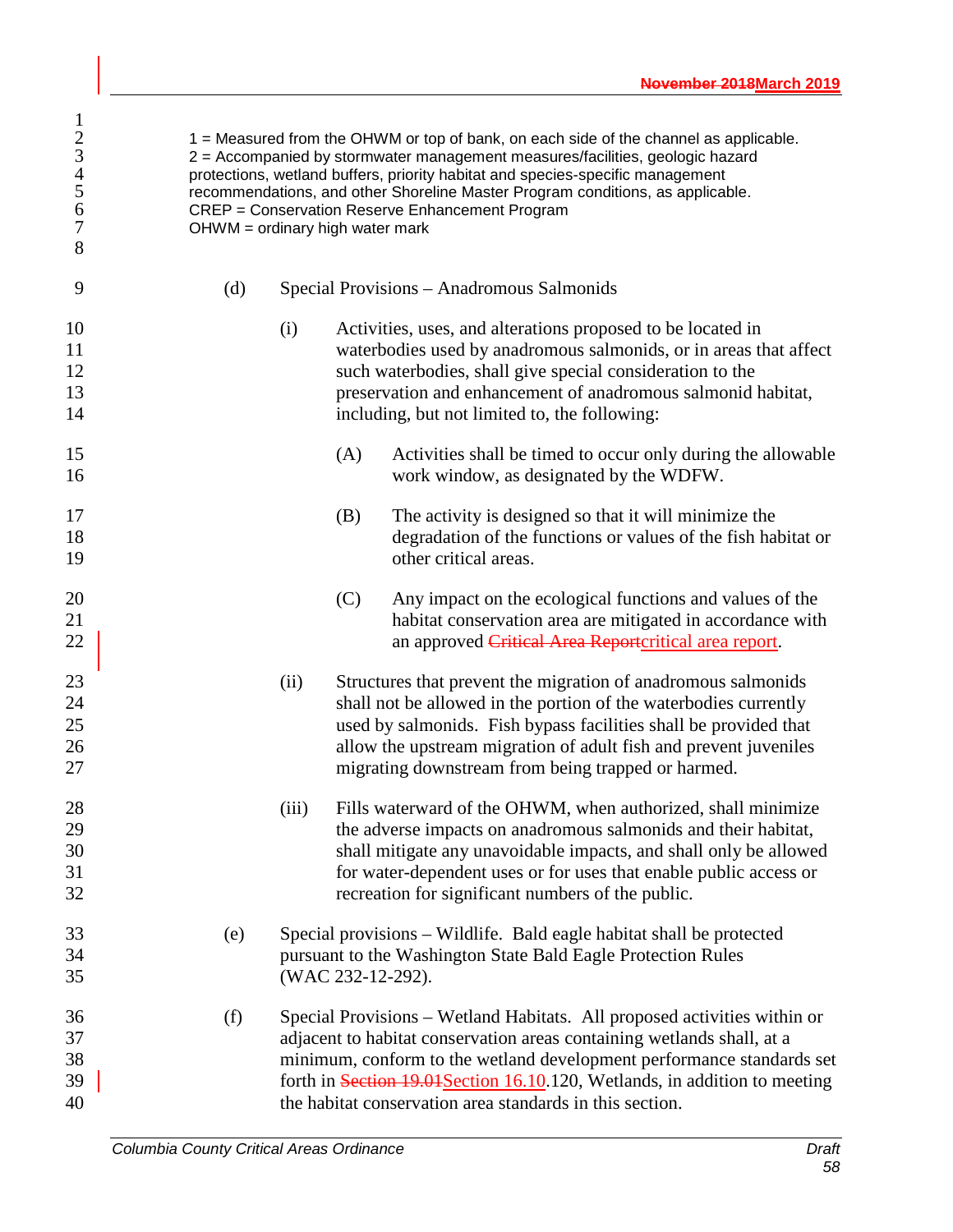1 = Measured from the OHWM or top of bank, on each side of the channel as applicable.
2 = Accompanied by stormwater management measures/facilities, geologic hazard protections, wetland buffers, priority habitat and species-specific management recommendations, and other Shoreline Master Program conditions, as applicable.
CREP = Conservation Reserve Enhancement Program
OHWM = ordinary high water mark

(d) Special Provisions – Anadromous Salmonids

(i) Activities, uses, and alterations proposed to be located in waterbodies used by anadromous salmonids, or in areas that affect such waterbodies, shall give special consideration to the preservation and enhancement of anadromous salmonid habitat, including, but not limited to, the following:

(A) Activities shall be timed to occur only during the allowable work window, as designated by the WDFW.

(B) The activity is designed so that it will minimize the degradation of the functions or values of the fish habitat or other critical areas.

(C) Any impact on the ecological functions and values of the habitat conservation area are mitigated in accordance with an approved ~~Critical Area Report~~critical area report.

(ii) Structures that prevent the migration of anadromous salmonids shall not be allowed in the portion of the waterbodies currently used by salmonids. Fish bypass facilities shall be provided that allow the upstream migration of adult fish and prevent juveniles migrating downstream from being trapped or harmed.

(iii) Fills waterward of the OHWM, when authorized, shall minimize the adverse impacts on anadromous salmonids and their habitat, shall mitigate any unavoidable impacts, and shall only be allowed for water-dependent uses or for uses that enable public access or recreation for significant numbers of the public.

(e) Special provisions – Wildlife. Bald eagle habitat shall be protected pursuant to the Washington State Bald Eagle Protection Rules (WAC 232-12-292).

(f) Special Provisions – Wetland Habitats. All proposed activities within or adjacent to habitat conservation areas containing wetlands shall, at a minimum, conform to the wetland development performance standards set forth in ~~Section 19.01~~Section 16.10.120, Wetlands, in addition to meeting the habitat conservation area standards in this section.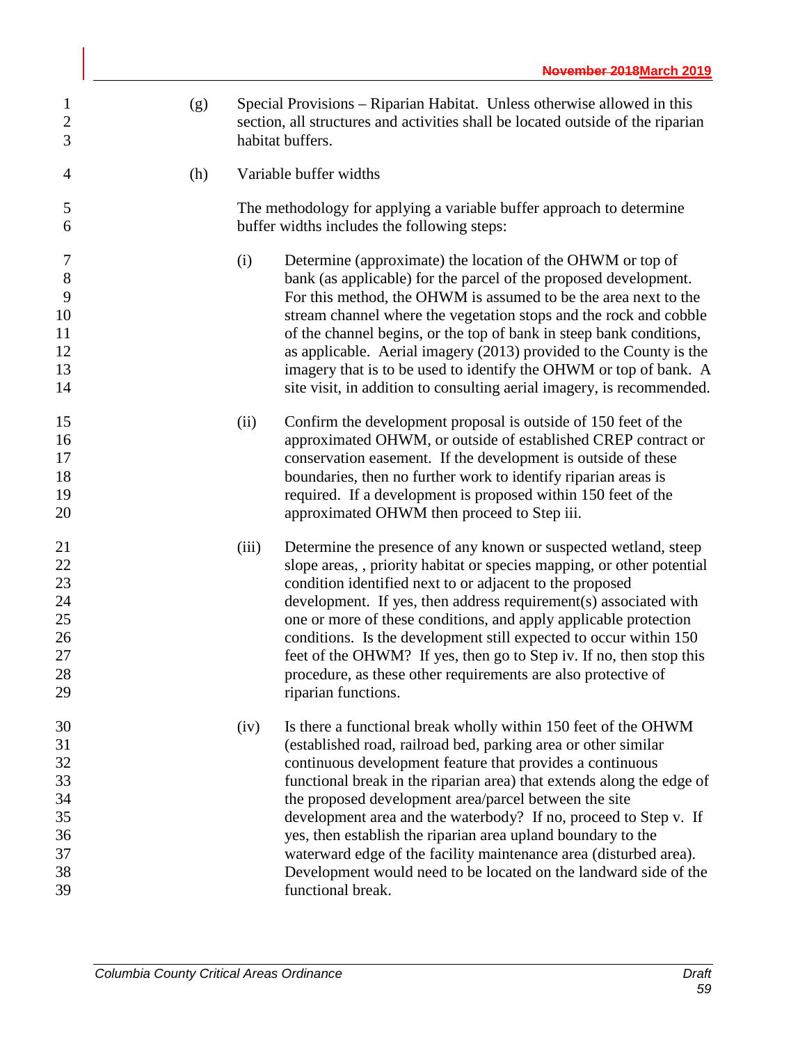(g) Special Provisions – Riparian Habitat. Unless otherwise allowed in this section, all structures and activities shall be located outside of the riparian habitat buffers.

(h) Variable buffer widths

The methodology for applying a variable buffer approach to determine buffer widths includes the following steps:

(i) Determine (approximate) the location of the OHWM or top of bank (as applicable) for the parcel of the proposed development. For this method, the OHWM is assumed to be the area next to the stream channel where the vegetation stops and the rock and cobble of the channel begins, or the top of bank in steep bank conditions, as applicable. Aerial imagery (2013) provided to the County is the imagery that is to be used to identify the OHWM or top of bank. A site visit, in addition to consulting aerial imagery, is recommended.

(ii) Confirm the development proposal is outside of 150 feet of the approximated OHWM, or outside of established CREP contract or conservation easement. If the development is outside of these boundaries, then no further work to identify riparian areas is required. If a development is proposed within 150 feet of the approximated OHWM then proceed to Step iii.

(iii) Determine the presence of any known or suspected wetland, steep slope areas, , priority habitat or species mapping, or other potential condition identified next to or adjacent to the proposed development. If yes, then address requirement(s) associated with one or more of these conditions, and apply applicable protection conditions. Is the development still expected to occur within 150 feet of the OHWM? If yes, then go to Step iv. If no, then stop this procedure, as these other requirements are also protective of riparian functions.

(iv) Is there a functional break wholly within 150 feet of the OHWM (established road, railroad bed, parking area or other similar continuous development feature that provides a continuous functional break in the riparian area) that extends along the edge of the proposed development area/parcel between the site development area and the waterbody? If no, proceed to Step v. If yes, then establish the riparian area upland boundary to the waterward edge of the facility maintenance area (disturbed area). Development would need to be located on the landward side of the functional break.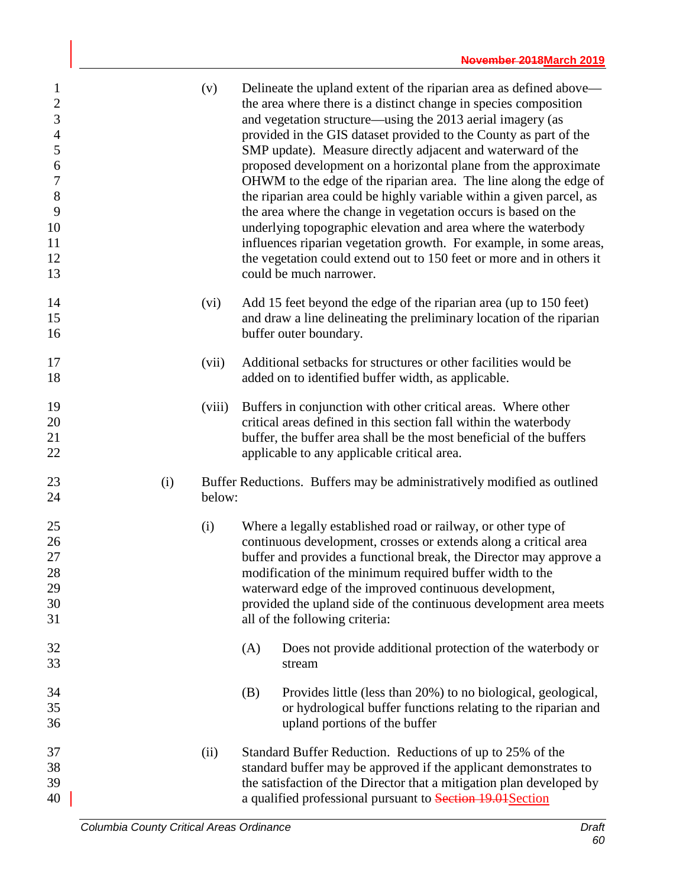(v) Delineate the upland extent of the riparian area as defined above—the area where there is a distinct change in species composition and vegetation structure—using the 2013 aerial imagery (as provided in the GIS dataset provided to the County as part of the SMP update). Measure directly adjacent and waterward of the proposed development on a horizontal plane from the approximate OHWM to the edge of the riparian area. The line along the edge of the riparian area could be highly variable within a given parcel, as the area where the change in vegetation occurs is based on the underlying topographic elevation and area where the waterbody influences riparian vegetation growth. For example, in some areas, the vegetation could extend out to 150 feet or more and in others it could be much narrower.

(vi) Add 15 feet beyond the edge of the riparian area (up to 150 feet) and draw a line delineating the preliminary location of the riparian buffer outer boundary.

(vii) Additional setbacks for structures or other facilities would be added on to identified buffer width, as applicable.

(viii) Buffers in conjunction with other critical areas. Where other critical areas defined in this section fall within the waterbody buffer, the buffer area shall be the most beneficial of the buffers applicable to any applicable critical area.

(i) Buffer Reductions. Buffers may be administratively modified as outlined below:

(i) Where a legally established road or railway, or other type of continuous development, crosses or extends along a critical area buffer and provides a functional break, the Director may approve a modification of the minimum required buffer width to the waterward edge of the improved continuous development, provided the upland side of the continuous development area meets all of the following criteria:

(A) Does not provide additional protection of the waterbody or stream

(B) Provides little (less than 20%) to no biological, geological, or hydrological buffer functions relating to the riparian and upland portions of the buffer

(ii) Standard Buffer Reduction. Reductions of up to 25% of the standard buffer may be approved if the applicant demonstrates to the satisfaction of the Director that a mitigation plan developed by a qualified professional pursuant to ~~Section 19.01~~Section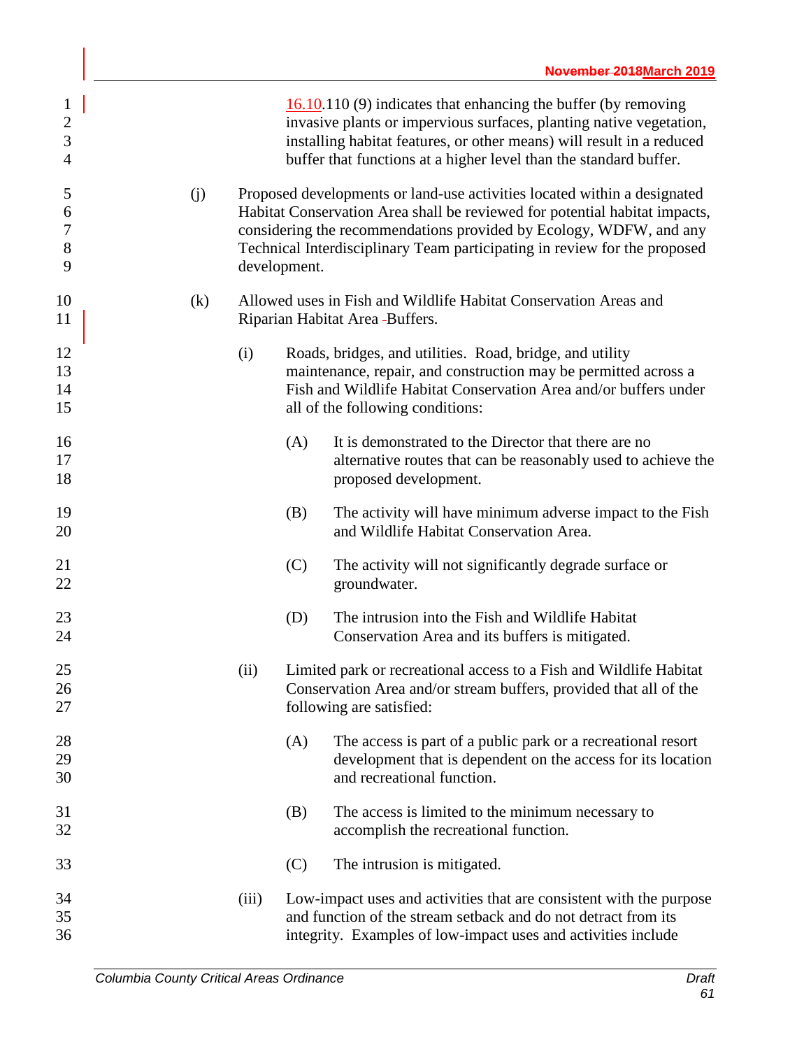16.10.110 (9) indicates that enhancing the buffer (by removing invasive plants or impervious surfaces, planting native vegetation, installing habitat features, or other means) will result in a reduced buffer that functions at a higher level than the standard buffer.

(j) Proposed developments or land-use activities located within a designated Habitat Conservation Area shall be reviewed for potential habitat impacts, considering the recommendations provided by Ecology, WDFW, and any Technical Interdisciplinary Team participating in review for the proposed development.

(k) Allowed uses in Fish and Wildlife Habitat Conservation Areas and Riparian Habitat Area Buffers.

(i) Roads, bridges, and utilities. Road, bridge, and utility maintenance, repair, and construction may be permitted across a Fish and Wildlife Habitat Conservation Area and/or buffers under all of the following conditions:

(A) It is demonstrated to the Director that there are no alternative routes that can be reasonably used to achieve the proposed development.

(B) The activity will have minimum adverse impact to the Fish and Wildlife Habitat Conservation Area.

(C) The activity will not significantly degrade surface or groundwater.

(D) The intrusion into the Fish and Wildlife Habitat Conservation Area and its buffers is mitigated.

(ii) Limited park or recreational access to a Fish and Wildlife Habitat Conservation Area and/or stream buffers, provided that all of the following are satisfied:

(A) The access is part of a public park or a recreational resort development that is dependent on the access for its location and recreational function.

(B) The access is limited to the minimum necessary to accomplish the recreational function.

(C) The intrusion is mitigated.

(iii) Low-impact uses and activities that are consistent with the purpose and function of the stream setback and do not detract from its integrity. Examples of low-impact uses and activities include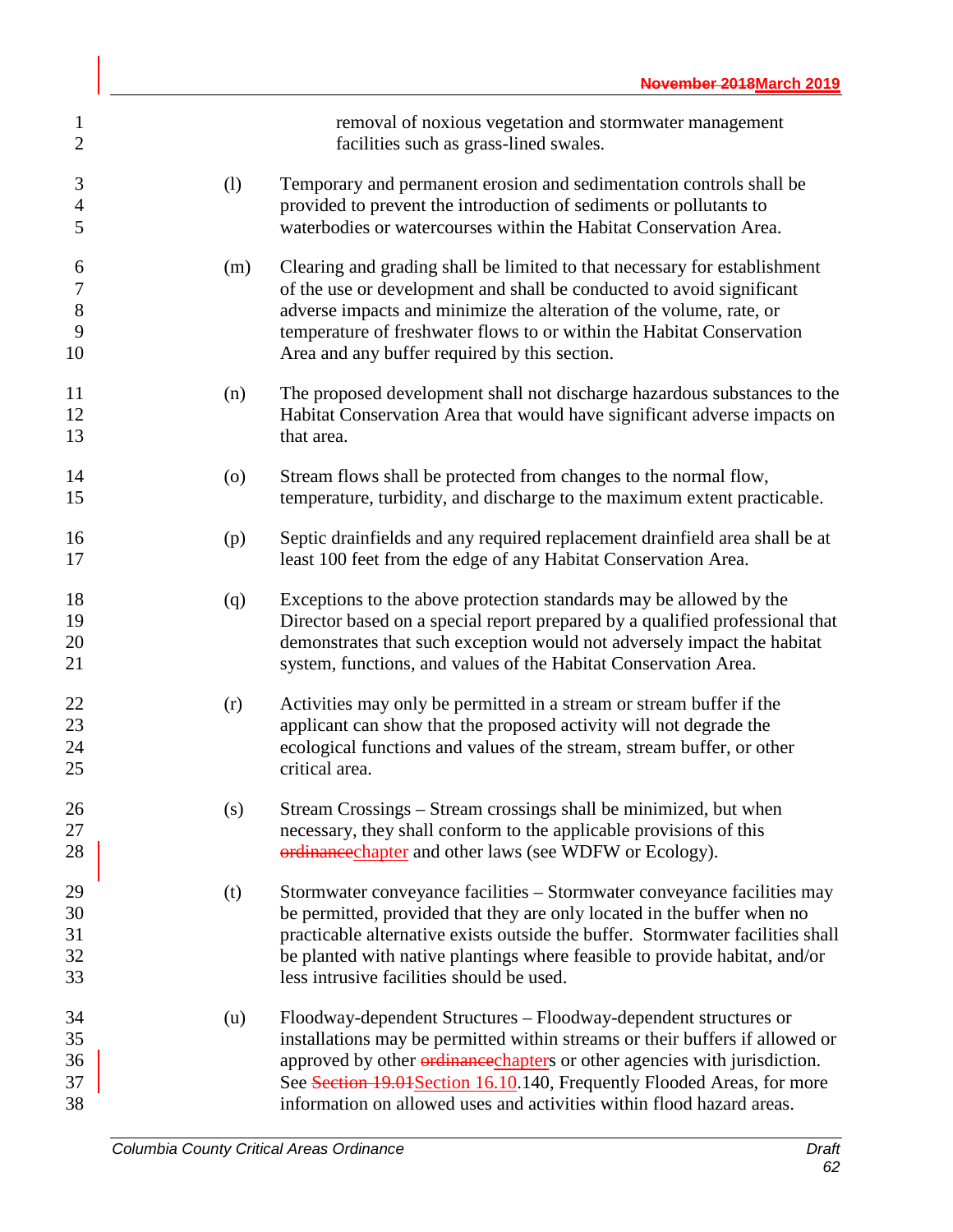removal of noxious vegetation and stormwater management facilities such as grass-lined swales.

(l) Temporary and permanent erosion and sedimentation controls shall be provided to prevent the introduction of sediments or pollutants to waterbodies or watercourses within the Habitat Conservation Area.

(m) Clearing and grading shall be limited to that necessary for establishment of the use or development and shall be conducted to avoid significant adverse impacts and minimize the alteration of the volume, rate, or temperature of freshwater flows to or within the Habitat Conservation Area and any buffer required by this section.

(n) The proposed development shall not discharge hazardous substances to the Habitat Conservation Area that would have significant adverse impacts on that area.

(o) Stream flows shall be protected from changes to the normal flow, temperature, turbidity, and discharge to the maximum extent practicable.

(p) Septic drainfields and any required replacement drainfield area shall be at least 100 feet from the edge of any Habitat Conservation Area.

(q) Exceptions to the above protection standards may be allowed by the Director based on a special report prepared by a qualified professional that demonstrates that such exception would not adversely impact the habitat system, functions, and values of the Habitat Conservation Area.

(r) Activities may only be permitted in a stream or stream buffer if the applicant can show that the proposed activity will not degrade the ecological functions and values of the stream, stream buffer, or other critical area.

(s) Stream Crossings – Stream crossings shall be minimized, but when necessary, they shall conform to the applicable provisions of this ~~ordinance~~chapter and other laws (see WDFW or Ecology).

(t) Stormwater conveyance facilities – Stormwater conveyance facilities may be permitted, provided that they are only located in the buffer when no practicable alternative exists outside the buffer. Stormwater facilities shall be planted with native plantings where feasible to provide habitat, and/or less intrusive facilities should be used.

(u) Floodway-dependent Structures – Floodway-dependent structures or installations may be permitted within streams or their buffers if allowed or approved by other ~~ordinance~~chapters or other agencies with jurisdiction. See ~~Section 19.01~~Section 16.10.140, Frequently Flooded Areas, for more information on allowed uses and activities within flood hazard areas.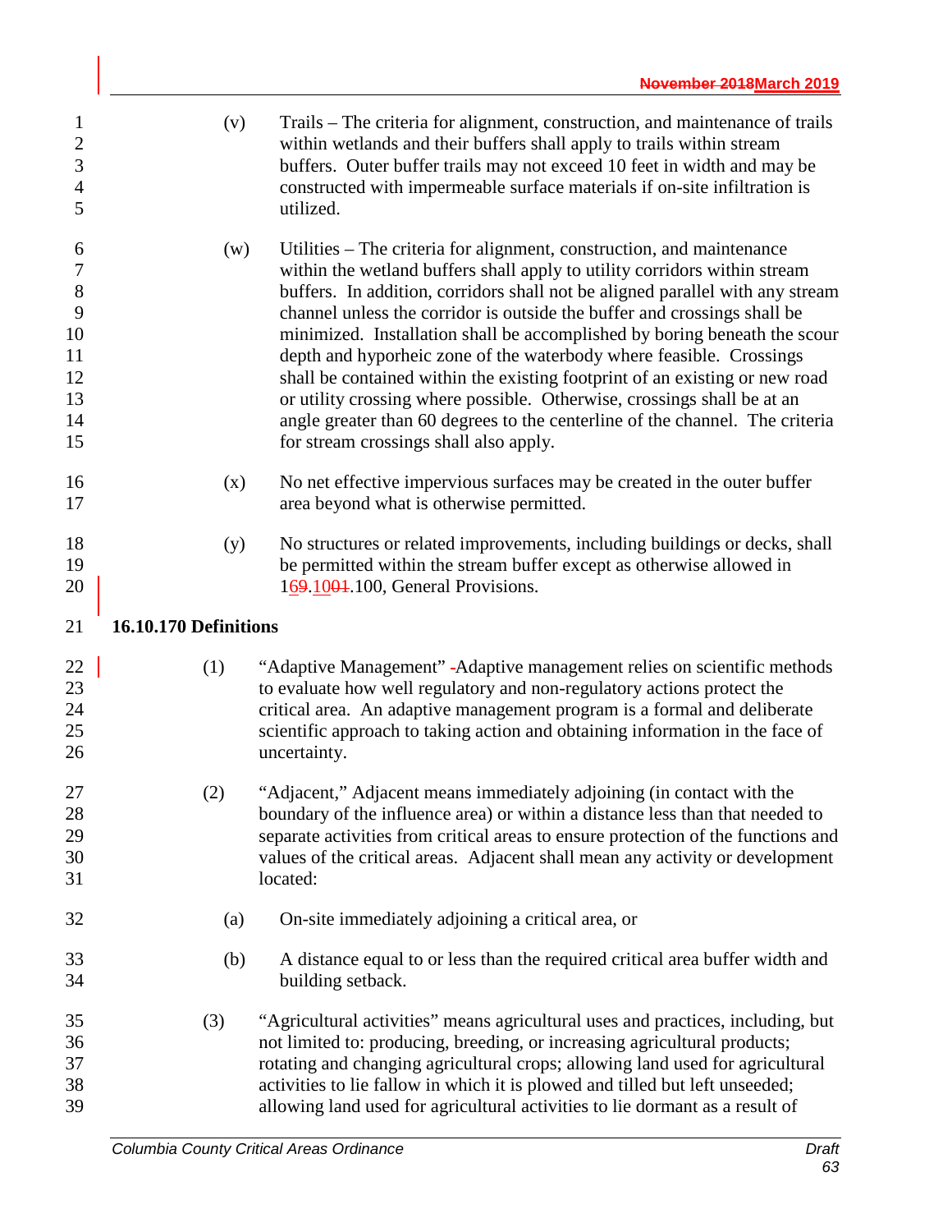(v) Trails – The criteria for alignment, construction, and maintenance of trails within wetlands and their buffers shall apply to trails within stream buffers. Outer buffer trails may not exceed 10 feet in width and may be constructed with impermeable surface materials if on-site infiltration is utilized.

(w) Utilities – The criteria for alignment, construction, and maintenance within the wetland buffers shall apply to utility corridors within stream buffers. In addition, corridors shall not be aligned parallel with any stream channel unless the corridor is outside the buffer and crossings shall be minimized. Installation shall be accomplished by boring beneath the scour depth and hyporheic zone of the waterbody where feasible. Crossings shall be contained within the existing footprint of an existing or new road or utility crossing where possible. Otherwise, crossings shall be at an angle greater than 60 degrees to the centerline of the channel. The criteria for stream crossings shall also apply.

(x) No net effective impervious surfaces may be created in the outer buffer area beyond what is otherwise permitted.

(y) No structures or related improvements, including buildings or decks, shall be permitted within the stream buffer except as otherwise allowed in 1~~9~~6.~~01~~10.100, General Provisions.

## 16.10.170 Definitions

(1) "Adaptive Management" ~~-~~Adaptive management relies on scientific methods to evaluate how well regulatory and non-regulatory actions protect the critical area. An adaptive management program is a formal and deliberate scientific approach to taking action and obtaining information in the face of uncertainty.

(2) "Adjacent," Adjacent means immediately adjoining (in contact with the boundary of the influence area) or within a distance less than that needed to separate activities from critical areas to ensure protection of the functions and values of the critical areas. Adjacent shall mean any activity or development located:

(a) On-site immediately adjoining a critical area, or

(b) A distance equal to or less than the required critical area buffer width and building setback.

(3) "Agricultural activities" means agricultural uses and practices, including, but not limited to: producing, breeding, or increasing agricultural products; rotating and changing agricultural crops; allowing land used for agricultural activities to lie fallow in which it is plowed and tilled but left unseeded; allowing land used for agricultural activities to lie dormant as a result of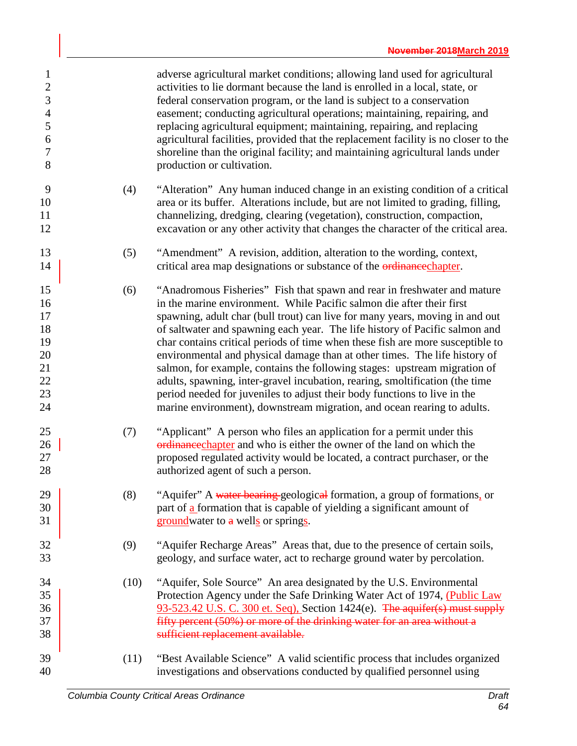adverse agricultural market conditions; allowing land used for agricultural activities to lie dormant because the land is enrolled in a local, state, or federal conservation program, or the land is subject to a conservation easement; conducting agricultural operations; maintaining, repairing, and replacing agricultural equipment; maintaining, repairing, and replacing agricultural facilities, provided that the replacement facility is no closer to the shoreline than the original facility; and maintaining agricultural lands under production or cultivation.

(4) "Alteration" Any human induced change in an existing condition of a critical area or its buffer. Alterations include, but are not limited to grading, filling, channelizing, dredging, clearing (vegetation), construction, compaction, excavation or any other activity that changes the character of the critical area.

(5) "Amendment" A revision, addition, alteration to the wording, context, critical area map designations or substance of the ~~ordinance~~chapter.

(6) "Anadromous Fisheries" Fish that spawn and rear in freshwater and mature in the marine environment. While Pacific salmon die after their first spawning, adult char (bull trout) can live for many years, moving in and out of saltwater and spawning each year. The life history of Pacific salmon and char contains critical periods of time when these fish are more susceptible to environmental and physical damage than at other times. The life history of salmon, for example, contains the following stages: upstream migration of adults, spawning, inter-gravel incubation, rearing, smoltification (the time period needed for juveniles to adjust their body functions to live in the marine environment), downstream migration, and ocean rearing to adults.

(7) "Applicant" A person who files an application for a permit under this ~~ordinance~~chapter and who is either the owner of the land on which the proposed regulated activity would be located, a contract purchaser, or the authorized agent of such a person.

(8) "Aquifer" A ~~water bearing~~ geologic~~al~~ formation, a group of formations, or part of a formation that is capable of yielding a significant amount of groundwater to ~~a~~ wells or springs.

(9) "Aquifer Recharge Areas" Areas that, due to the presence of certain soils, geology, and surface water, act to recharge ground water by percolation.

(10) "Aquifer, Sole Source" An area designated by the U.S. Environmental Protection Agency under the Safe Drinking Water Act of 1974, (Public Law 93-523.42 U.S. C. 300 et. Seq), Section 1424(e). ~~The aquifer(s) must supply fifty percent (50%) or more of the drinking water for an area without a sufficient replacement available.~~

(11) "Best Available Science" A valid scientific process that includes organized investigations and observations conducted by qualified personnel using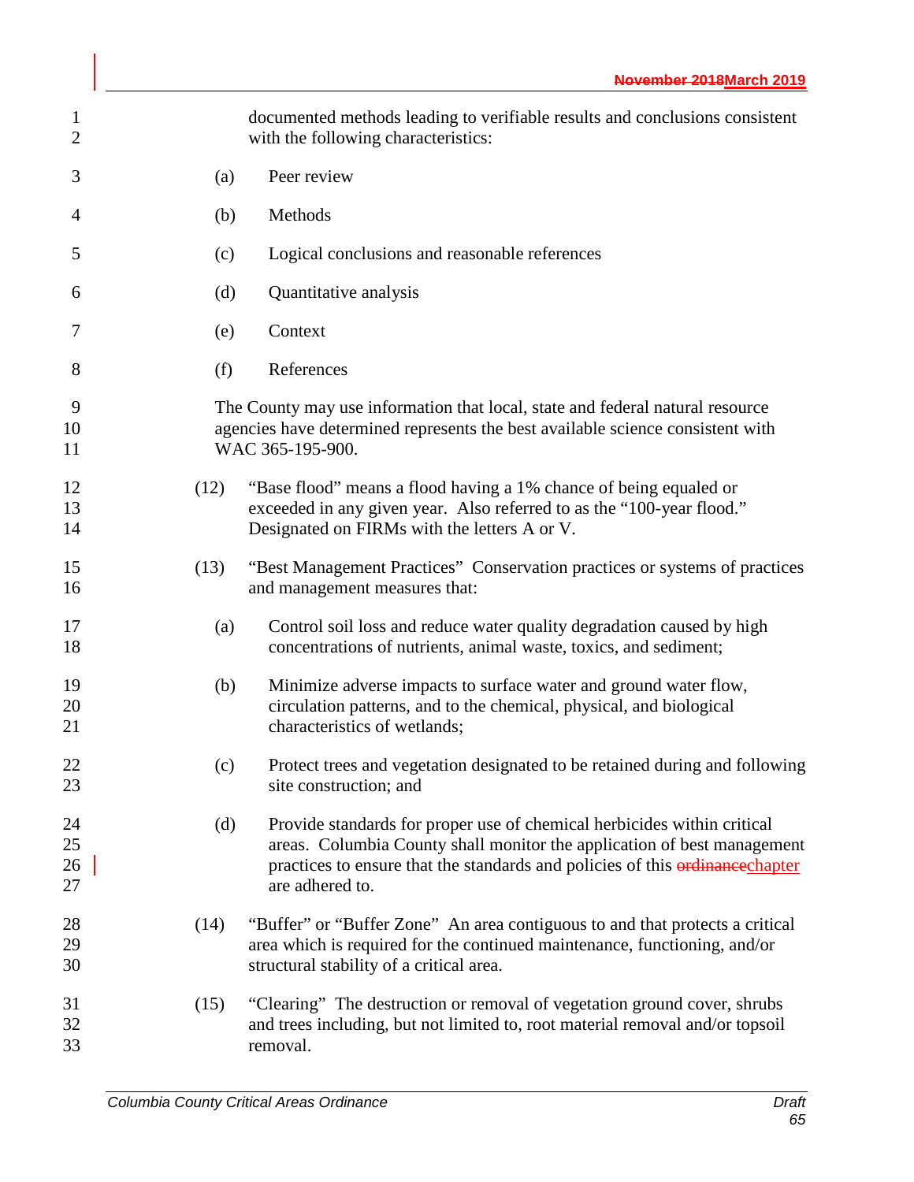documented methods leading to verifiable results and conclusions consistent with the following characteristics:

(a) Peer review

(b) Methods

(c) Logical conclusions and reasonable references

(d) Quantitative analysis

(e) Context

(f) References

The County may use information that local, state and federal natural resource agencies have determined represents the best available science consistent with WAC 365-195-900.

(12) "Base flood" means a flood having a 1% chance of being equaled or exceeded in any given year. Also referred to as the "100-year flood." Designated on FIRMs with the letters A or V.

(13) "Best Management Practices" Conservation practices or systems of practices and management measures that:

(a) Control soil loss and reduce water quality degradation caused by high concentrations of nutrients, animal waste, toxics, and sediment;

(b) Minimize adverse impacts to surface water and ground water flow, circulation patterns, and to the chemical, physical, and biological characteristics of wetlands;

(c) Protect trees and vegetation designated to be retained during and following site construction; and

(d) Provide standards for proper use of chemical herbicides within critical areas. Columbia County shall monitor the application of best management practices to ensure that the standards and policies of this ~~ordinance~~chapter are adhered to.

(14) "Buffer" or "Buffer Zone" An area contiguous to and that protects a critical area which is required for the continued maintenance, functioning, and/or structural stability of a critical area.

(15) "Clearing" The destruction or removal of vegetation ground cover, shrubs and trees including, but not limited to, root material removal and/or topsoil removal.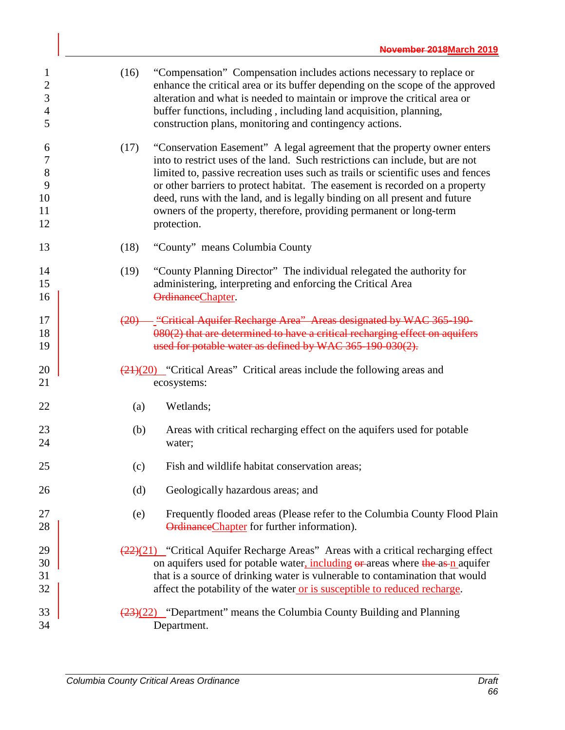(16) "Compensation" Compensation includes actions necessary to replace or enhance the critical area or its buffer depending on the scope of the approved alteration and what is needed to maintain or improve the critical area or buffer functions, including , including land acquisition, planning, construction plans, monitoring and contingency actions.

(17) "Conservation Easement" A legal agreement that the property owner enters into to restrict uses of the land. Such restrictions can include, but are not limited to, passive recreation uses such as trails or scientific uses and fences or other barriers to protect habitat. The easement is recorded on a property deed, runs with the land, and is legally binding on all present and future owners of the property, therefore, providing permanent or long-term protection.

(18) "County" means Columbia County

(19) "County Planning Director" The individual relegated the authority for administering, interpreting and enforcing the Critical Area ~~Ordinance~~Chapter.

~~(20) "Critical Aquifer Recharge Area" Areas designated by WAC 365-190-080(2) that are determined to have a critical recharging effect on aquifers used for potable water as defined by WAC 365-190-030(2).~~

~~(21)~~(20) "Critical Areas" Critical areas include the following areas and ecosystems:

(a) Wetlands;

(b) Areas with critical recharging effect on the aquifers used for potable water;

(c) Fish and wildlife habitat conservation areas;

(d) Geologically hazardous areas; and

(e) Frequently flooded areas (Please refer to the Columbia County Flood Plain ~~Ordinance~~Chapter for further information).

~~(22)~~(21) "Critical Aquifer Recharge Areas" Areas with a critical recharging effect on aquifers used for potable water, including ~~or~~ areas where ~~the as~~ n aquifer that is a source of drinking water is vulnerable to contamination that would affect the potability of the water or is susceptible to reduced recharge.

~~(23)~~(22) "Department" means the Columbia County Building and Planning Department.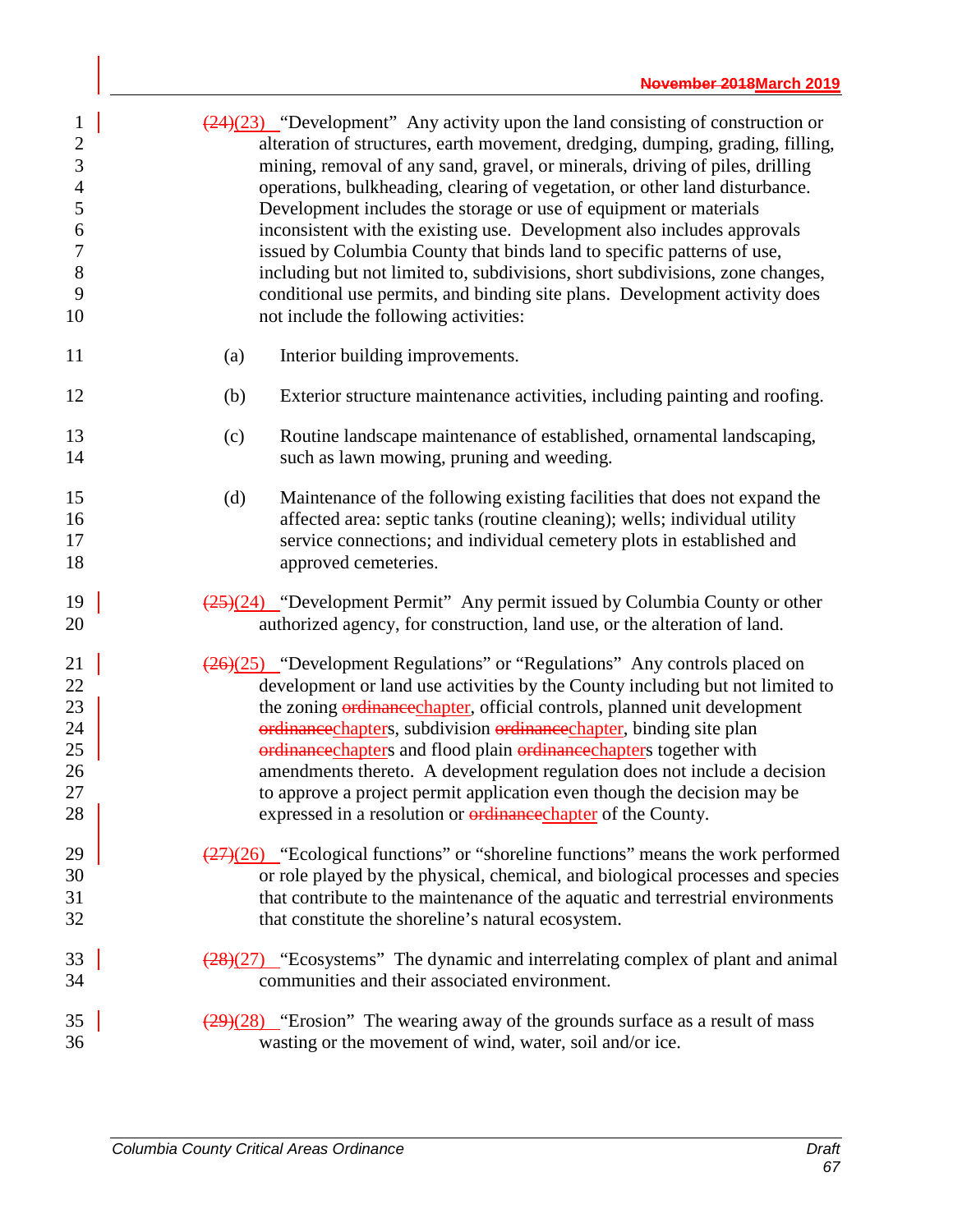~~(24)~~(23) "Development" Any activity upon the land consisting of construction or alteration of structures, earth movement, dredging, dumping, grading, filling, mining, removal of any sand, gravel, or minerals, driving of piles, drilling operations, bulkheading, clearing of vegetation, or other land disturbance. Development includes the storage or use of equipment or materials inconsistent with the existing use. Development also includes approvals issued by Columbia County that binds land to specific patterns of use, including but not limited to, subdivisions, short subdivisions, zone changes, conditional use permits, and binding site plans. Development activity does not include the following activities:

(a) Interior building improvements.

(b) Exterior structure maintenance activities, including painting and roofing.

(c) Routine landscape maintenance of established, ornamental landscaping, such as lawn mowing, pruning and weeding.

(d) Maintenance of the following existing facilities that does not expand the affected area: septic tanks (routine cleaning); wells; individual utility service connections; and individual cemetery plots in established and approved cemeteries.

~~(25)~~(24) "Development Permit" Any permit issued by Columbia County or other authorized agency, for construction, land use, or the alteration of land.

~~(26)~~(25) "Development Regulations" or "Regulations" Any controls placed on development or land use activities by the County including but not limited to the zoning ~~ordinance~~chapter, official controls, planned unit development ~~ordinance~~chapters, subdivision ~~ordinance~~chapter, binding site plan ~~ordinance~~chapters and flood plain ~~ordinance~~chapters together with amendments thereto. A development regulation does not include a decision to approve a project permit application even though the decision may be expressed in a resolution or ~~ordinance~~chapter of the County.

~~(27)~~(26) "Ecological functions" or "shoreline functions" means the work performed or role played by the physical, chemical, and biological processes and species that contribute to the maintenance of the aquatic and terrestrial environments that constitute the shoreline's natural ecosystem.

~~(28)~~(27) "Ecosystems" The dynamic and interrelating complex of plant and animal communities and their associated environment.

~~(29)~~(28) "Erosion" The wearing away of the grounds surface as a result of mass wasting or the movement of wind, water, soil and/or ice.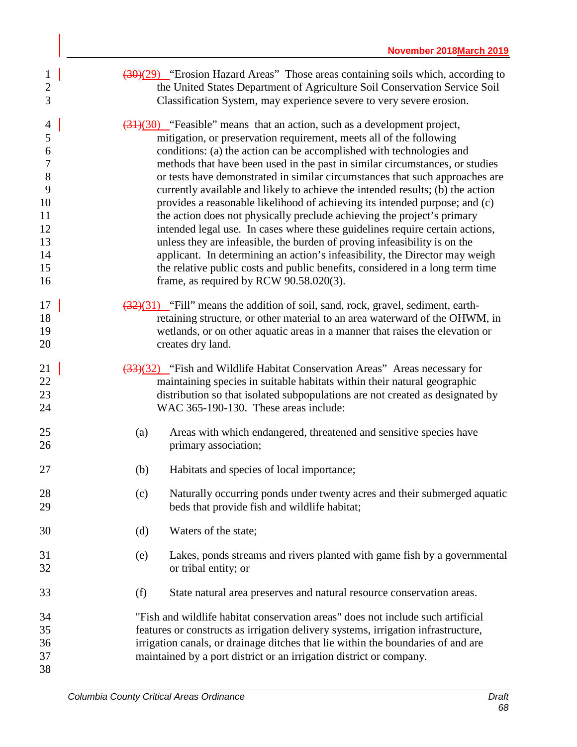~~(30)~~(29) "Erosion Hazard Areas" Those areas containing soils which, according to the United States Department of Agriculture Soil Conservation Service Soil Classification System, may experience severe to very severe erosion.

~~(31)~~(30) "Feasible" means that an action, such as a development project, mitigation, or preservation requirement, meets all of the following conditions: (a) the action can be accomplished with technologies and methods that have been used in the past in similar circumstances, or studies or tests have demonstrated in similar circumstances that such approaches are currently available and likely to achieve the intended results; (b) the action provides a reasonable likelihood of achieving its intended purpose; and (c) the action does not physically preclude achieving the project's primary intended legal use. In cases where these guidelines require certain actions, unless they are infeasible, the burden of proving infeasibility is on the applicant. In determining an action's infeasibility, the Director may weigh the relative public costs and public benefits, considered in a long term time frame, as required by RCW 90.58.020(3).

~~(32)~~(31) "Fill" means the addition of soil, sand, rock, gravel, sediment, earth-retaining structure, or other material to an area waterward of the OHWM, in wetlands, or on other aquatic areas in a manner that raises the elevation or creates dry land.

~~(33)~~(32) "Fish and Wildlife Habitat Conservation Areas" Areas necessary for maintaining species in suitable habitats within their natural geographic distribution so that isolated subpopulations are not created as designated by WAC 365-190-130. These areas include:

(a) Areas with which endangered, threatened and sensitive species have primary association;

(b) Habitats and species of local importance;

(c) Naturally occurring ponds under twenty acres and their submerged aquatic beds that provide fish and wildlife habitat;

(d) Waters of the state;

(e) Lakes, ponds streams and rivers planted with game fish by a governmental or tribal entity; or

(f) State natural area preserves and natural resource conservation areas.

"Fish and wildlife habitat conservation areas" does not include such artificial features or constructs as irrigation delivery systems, irrigation infrastructure, irrigation canals, or drainage ditches that lie within the boundaries of and are maintained by a port district or an irrigation district or company.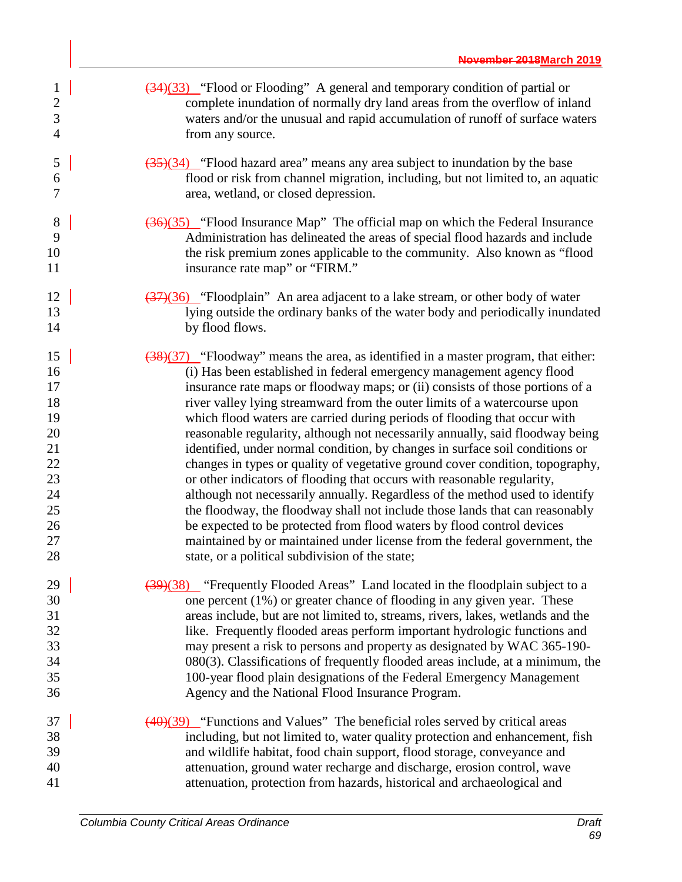~~(34)~~(33) "Flood or Flooding" A general and temporary condition of partial or complete inundation of normally dry land areas from the overflow of inland waters and/or the unusual and rapid accumulation of runoff of surface waters from any source.

~~(35)~~(34) "Flood hazard area" means any area subject to inundation by the base flood or risk from channel migration, including, but not limited to, an aquatic area, wetland, or closed depression.

~~(36)~~(35) "Flood Insurance Map" The official map on which the Federal Insurance Administration has delineated the areas of special flood hazards and include the risk premium zones applicable to the community. Also known as "flood insurance rate map" or "FIRM."

~~(37)~~(36) "Floodplain" An area adjacent to a lake stream, or other body of water lying outside the ordinary banks of the water body and periodically inundated by flood flows.

~~(38)~~(37) "Floodway" means the area, as identified in a master program, that either: (i) Has been established in federal emergency management agency flood insurance rate maps or floodway maps; or (ii) consists of those portions of a river valley lying streamward from the outer limits of a watercourse upon which flood waters are carried during periods of flooding that occur with reasonable regularity, although not necessarily annually, said floodway being identified, under normal condition, by changes in surface soil conditions or changes in types or quality of vegetative ground cover condition, topography, or other indicators of flooding that occurs with reasonable regularity, although not necessarily annually. Regardless of the method used to identify the floodway, the floodway shall not include those lands that can reasonably be expected to be protected from flood waters by flood control devices maintained by or maintained under license from the federal government, the state, or a political subdivision of the state;

~~(39)~~(38) "Frequently Flooded Areas" Land located in the floodplain subject to a one percent (1%) or greater chance of flooding in any given year. These areas include, but are not limited to, streams, rivers, lakes, wetlands and the like. Frequently flooded areas perform important hydrologic functions and may present a risk to persons and property as designated by WAC 365-190-080(3). Classifications of frequently flooded areas include, at a minimum, the 100-year flood plain designations of the Federal Emergency Management Agency and the National Flood Insurance Program.

~~(40)~~(39) "Functions and Values" The beneficial roles served by critical areas including, but not limited to, water quality protection and enhancement, fish and wildlife habitat, food chain support, flood storage, conveyance and attenuation, ground water recharge and discharge, erosion control, wave attenuation, protection from hazards, historical and archaeological and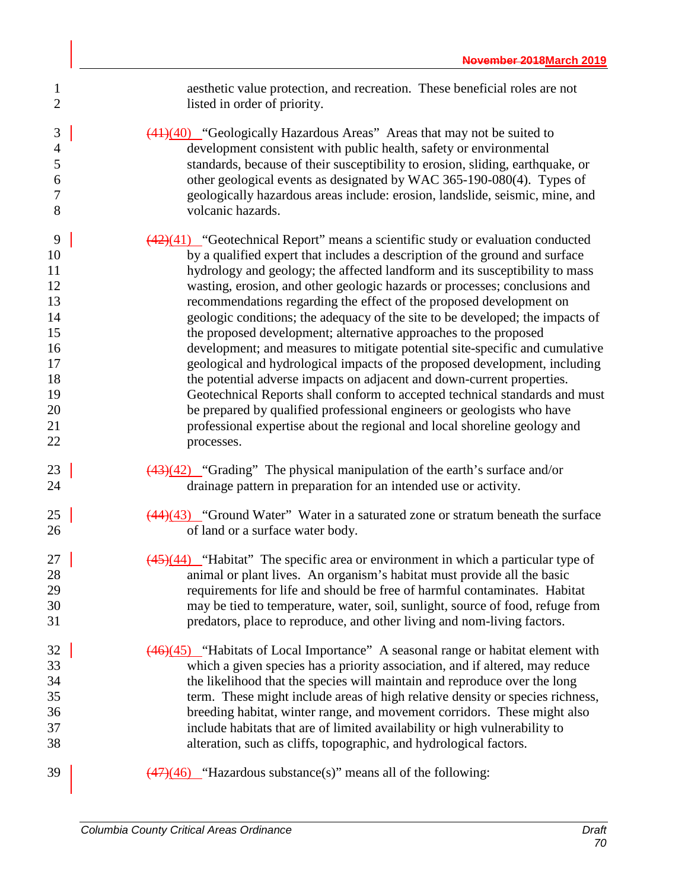aesthetic value protection, and recreation. These beneficial roles are not listed in order of priority.

~~(41)~~(40) "Geologically Hazardous Areas" Areas that may not be suited to development consistent with public health, safety or environmental standards, because of their susceptibility to erosion, sliding, earthquake, or other geological events as designated by WAC 365-190-080(4). Types of geologically hazardous areas include: erosion, landslide, seismic, mine, and volcanic hazards.

~~(42)~~(41) "Geotechnical Report" means a scientific study or evaluation conducted by a qualified expert that includes a description of the ground and surface hydrology and geology; the affected landform and its susceptibility to mass wasting, erosion, and other geologic hazards or processes; conclusions and recommendations regarding the effect of the proposed development on geologic conditions; the adequacy of the site to be developed; the impacts of the proposed development; alternative approaches to the proposed development; and measures to mitigate potential site-specific and cumulative geological and hydrological impacts of the proposed development, including the potential adverse impacts on adjacent and down-current properties. Geotechnical Reports shall conform to accepted technical standards and must be prepared by qualified professional engineers or geologists who have professional expertise about the regional and local shoreline geology and processes.

~~(43)~~(42) "Grading" The physical manipulation of the earth's surface and/or drainage pattern in preparation for an intended use or activity.

~~(44)~~(43) "Ground Water" Water in a saturated zone or stratum beneath the surface of land or a surface water body.

~~(45)~~(44) "Habitat" The specific area or environment in which a particular type of animal or plant lives. An organism's habitat must provide all the basic requirements for life and should be free of harmful contaminates. Habitat may be tied to temperature, water, soil, sunlight, source of food, refuge from predators, place to reproduce, and other living and nom-living factors.

~~(46)~~(45) "Habitats of Local Importance" A seasonal range or habitat element with which a given species has a priority association, and if altered, may reduce the likelihood that the species will maintain and reproduce over the long term. These might include areas of high relative density or species richness, breeding habitat, winter range, and movement corridors. These might also include habitats that are of limited availability or high vulnerability to alteration, such as cliffs, topographic, and hydrological factors.

~~(47)~~(46) "Hazardous substance(s)" means all of the following: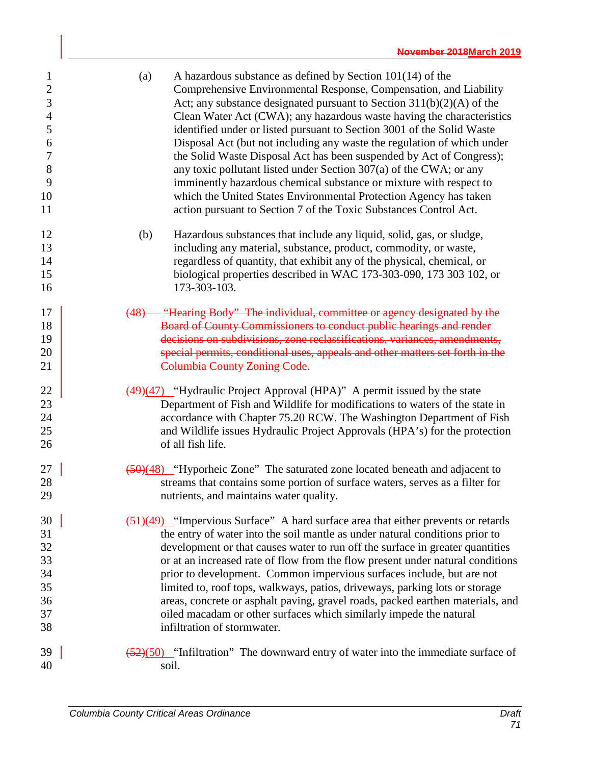(a) A hazardous substance as defined by Section 101(14) of the Comprehensive Environmental Response, Compensation, and Liability Act; any substance designated pursuant to Section 311(b)(2)(A) of the Clean Water Act (CWA); any hazardous waste having the characteristics identified under or listed pursuant to Section 3001 of the Solid Waste Disposal Act (but not including any waste the regulation of which under the Solid Waste Disposal Act has been suspended by Act of Congress); any toxic pollutant listed under Section 307(a) of the CWA; or any imminently hazardous chemical substance or mixture with respect to which the United States Environmental Protection Agency has taken action pursuant to Section 7 of the Toxic Substances Control Act.

(b) Hazardous substances that include any liquid, solid, gas, or sludge, including any material, substance, product, commodity, or waste, regardless of quantity, that exhibit any of the physical, chemical, or biological properties described in WAC 173-303-090, 173 303 102, or 173-303-103.

~~(48) "Hearing Body" The individual, committee or agency designated by the Board of County Commissioners to conduct public hearings and render decisions on subdivisions, zone reclassifications, variances, amendments, special permits, conditional uses, appeals and other matters set forth in the Columbia County Zoning Code.~~

~~(49)~~(47) "Hydraulic Project Approval (HPA)" A permit issued by the state Department of Fish and Wildlife for modifications to waters of the state in accordance with Chapter 75.20 RCW. The Washington Department of Fish and Wildlife issues Hydraulic Project Approvals (HPA's) for the protection of all fish life.

~~(50)~~(48) "Hyporheic Zone" The saturated zone located beneath and adjacent to streams that contains some portion of surface waters, serves as a filter for nutrients, and maintains water quality.

~~(51)~~(49) "Impervious Surface" A hard surface area that either prevents or retards the entry of water into the soil mantle as under natural conditions prior to development or that causes water to run off the surface in greater quantities or at an increased rate of flow from the flow present under natural conditions prior to development. Common impervious surfaces include, but are not limited to, roof tops, walkways, patios, driveways, parking lots or storage areas, concrete or asphalt paving, gravel roads, packed earthen materials, and oiled macadam or other surfaces which similarly impede the natural infiltration of stormwater.

~~(52)~~(50) "Infiltration" The downward entry of water into the immediate surface of soil.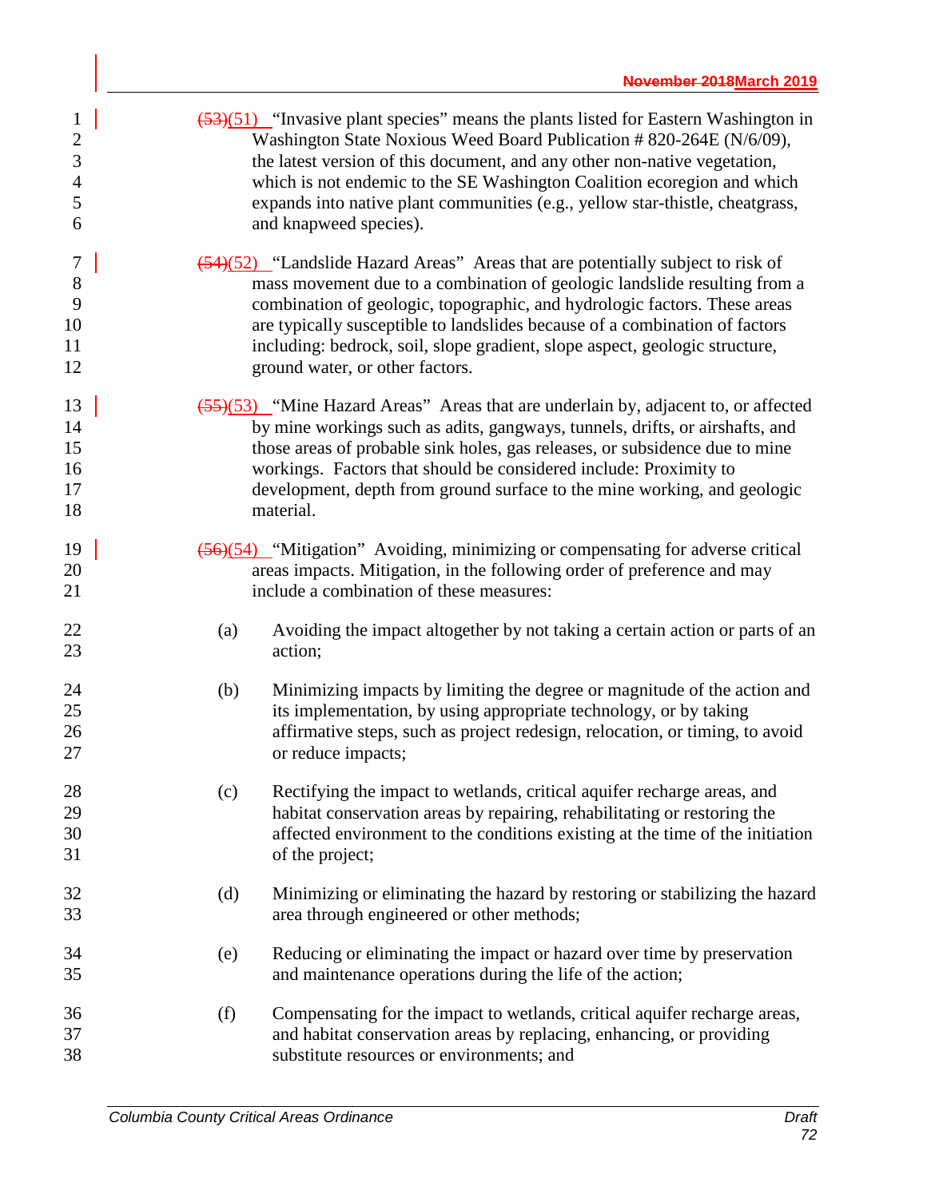~~(53)~~(51) "Invasive plant species" means the plants listed for Eastern Washington in Washington State Noxious Weed Board Publication # 820-264E (N/6/09), the latest version of this document, and any other non-native vegetation, which is not endemic to the SE Washington Coalition ecoregion and which expands into native plant communities (e.g., yellow star-thistle, cheatgrass, and knapweed species).

~~(54)~~(52) "Landslide Hazard Areas" Areas that are potentially subject to risk of mass movement due to a combination of geologic landslide resulting from a combination of geologic, topographic, and hydrologic factors. These areas are typically susceptible to landslides because of a combination of factors including: bedrock, soil, slope gradient, slope aspect, geologic structure, ground water, or other factors.

~~(55)~~(53) "Mine Hazard Areas" Areas that are underlain by, adjacent to, or affected by mine workings such as adits, gangways, tunnels, drifts, or airshafts, and those areas of probable sink holes, gas releases, or subsidence due to mine workings. Factors that should be considered include: Proximity to development, depth from ground surface to the mine working, and geologic material.

~~(56)~~(54) "Mitigation" Avoiding, minimizing or compensating for adverse critical areas impacts. Mitigation, in the following order of preference and may include a combination of these measures:

(a) Avoiding the impact altogether by not taking a certain action or parts of an action;

(b) Minimizing impacts by limiting the degree or magnitude of the action and its implementation, by using appropriate technology, or by taking affirmative steps, such as project redesign, relocation, or timing, to avoid or reduce impacts;

(c) Rectifying the impact to wetlands, critical aquifer recharge areas, and habitat conservation areas by repairing, rehabilitating or restoring the affected environment to the conditions existing at the time of the initiation of the project;

(d) Minimizing or eliminating the hazard by restoring or stabilizing the hazard area through engineered or other methods;

(e) Reducing or eliminating the impact or hazard over time by preservation and maintenance operations during the life of the action;

(f) Compensating for the impact to wetlands, critical aquifer recharge areas, and habitat conservation areas by replacing, enhancing, or providing substitute resources or environments; and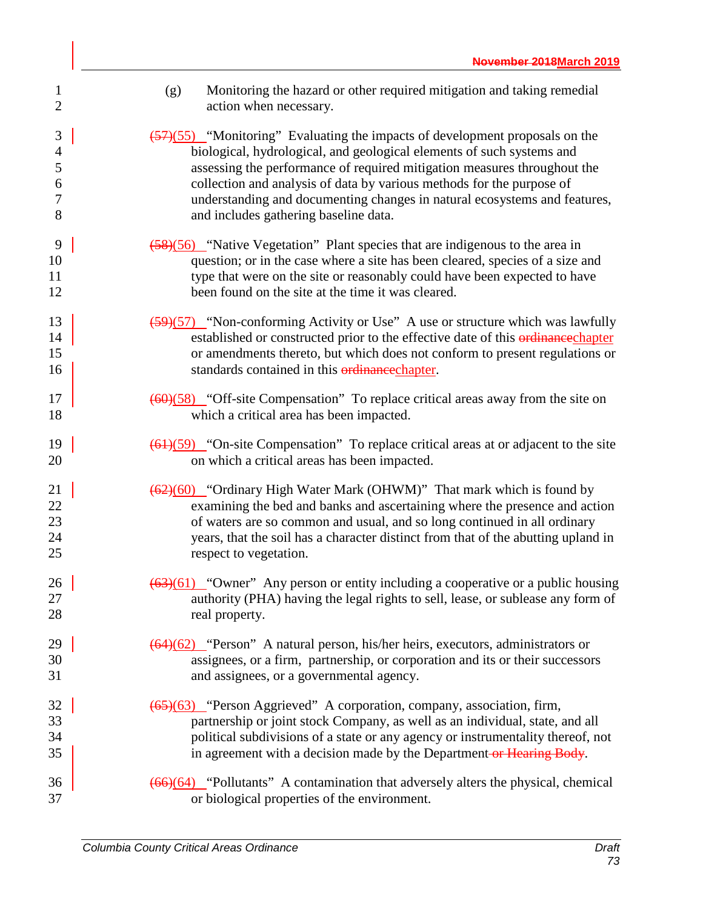(g) Monitoring the hazard or other required mitigation and taking remedial action when necessary.

~~(57)~~(55) "Monitoring" Evaluating the impacts of development proposals on the biological, hydrological, and geological elements of such systems and assessing the performance of required mitigation measures throughout the collection and analysis of data by various methods for the purpose of understanding and documenting changes in natural ecosystems and features, and includes gathering baseline data.

~~(58)~~(56) "Native Vegetation" Plant species that are indigenous to the area in question; or in the case where a site has been cleared, species of a size and type that were on the site or reasonably could have been expected to have been found on the site at the time it was cleared.

~~(59)~~(57) "Non-conforming Activity or Use" A use or structure which was lawfully established or constructed prior to the effective date of this ~~ordinance~~chapter or amendments thereto, but which does not conform to present regulations or standards contained in this ~~ordinance~~chapter.

~~(60)~~(58) "Off-site Compensation" To replace critical areas away from the site on which a critical area has been impacted.

~~(61)~~(59) "On-site Compensation" To replace critical areas at or adjacent to the site on which a critical areas has been impacted.

~~(62)~~(60) "Ordinary High Water Mark (OHWM)" That mark which is found by examining the bed and banks and ascertaining where the presence and action of waters are so common and usual, and so long continued in all ordinary years, that the soil has a character distinct from that of the abutting upland in respect to vegetation.

~~(63)~~(61) "Owner" Any person or entity including a cooperative or a public housing authority (PHA) having the legal rights to sell, lease, or sublease any form of real property.

~~(64)~~(62) "Person" A natural person, his/her heirs, executors, administrators or assignees, or a firm, partnership, or corporation and its or their successors and assignees, or a governmental agency.

~~(65)~~(63) "Person Aggrieved" A corporation, company, association, firm, partnership or joint stock Company, as well as an individual, state, and all political subdivisions of a state or any agency or instrumentality thereof, not in agreement with a decision made by the Department~~ or Hearing Body~~.

~~(66)~~(64) "Pollutants" A contamination that adversely alters the physical, chemical or biological properties of the environment.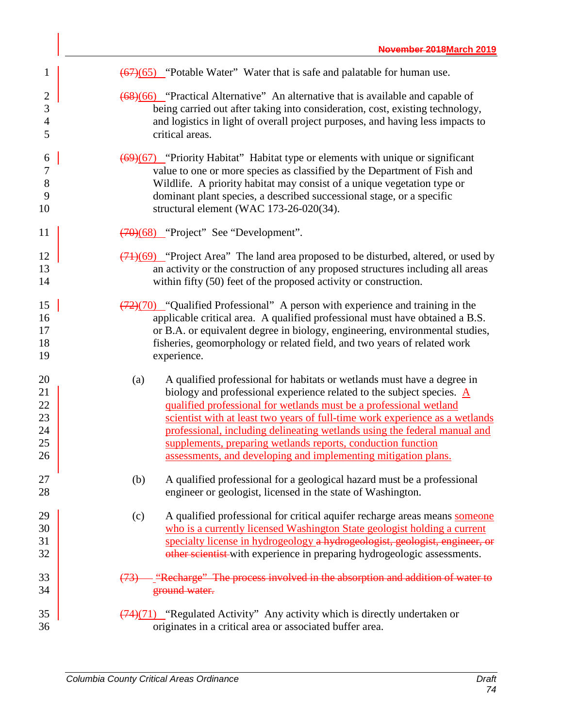(67)(65) "Potable Water" Water that is safe and palatable for human use.

(68)(66) "Practical Alternative" An alternative that is available and capable of being carried out after taking into consideration, cost, existing technology, and logistics in light of overall project purposes, and having less impacts to critical areas.

(69)(67) "Priority Habitat" Habitat type or elements with unique or significant value to one or more species as classified by the Department of Fish and Wildlife. A priority habitat may consist of a unique vegetation type or dominant plant species, a described successional stage, or a specific structural element (WAC 173-26-020(34).

(70)(68) "Project" See "Development".

(71)(69) "Project Area" The land area proposed to be disturbed, altered, or used by an activity or the construction of any proposed structures including all areas within fifty (50) feet of the proposed activity or construction.

(72)(70) "Qualified Professional" A person with experience and training in the applicable critical area. A qualified professional must have obtained a B.S. or B.A. or equivalent degree in biology, engineering, environmental studies, fisheries, geomorphology or related field, and two years of related work experience.

(a) A qualified professional for habitats or wetlands must have a degree in biology and professional experience related to the subject species. A qualified professional for wetlands must be a professional wetland scientist with at least two years of full-time work experience as a wetlands professional, including delineating wetlands using the federal manual and supplements, preparing wetlands reports, conduction function assessments, and developing and implementing mitigation plans.

(b) A qualified professional for a geological hazard must be a professional engineer or geologist, licensed in the state of Washington.

(c) A qualified professional for critical aquifer recharge areas means someone who is a currently licensed Washington State geologist holding a current specialty license in hydrogeology a hydrogeologist, geologist, engineer, or other scientist with experience in preparing hydrogeologic assessments.

~~(73) "Recharge" The process involved in the absorption and addition of water to ground water.~~

(74)(71) "Regulated Activity" Any activity which is directly undertaken or originates in a critical area or associated buffer area.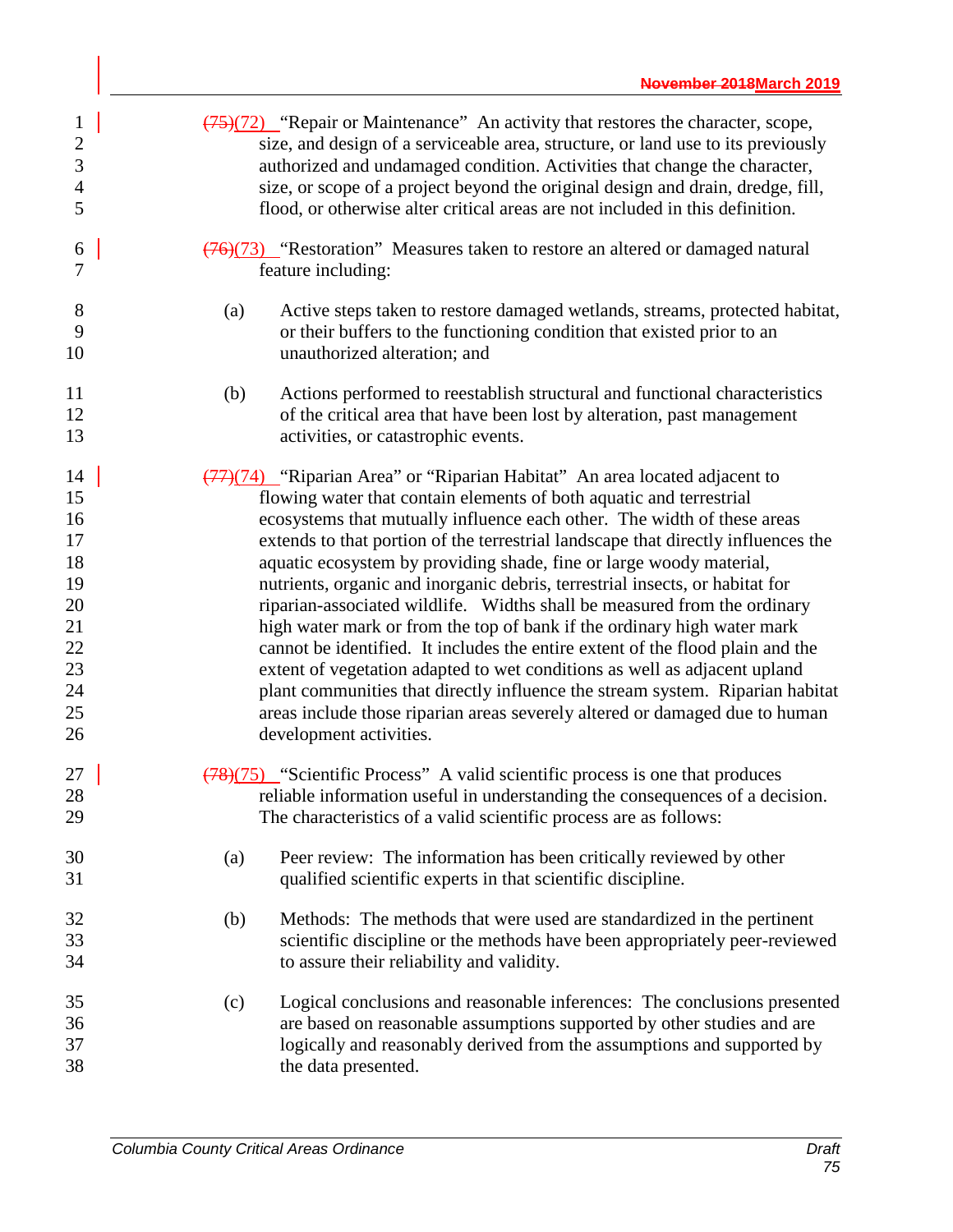~~(75)~~(72) "Repair or Maintenance" An activity that restores the character, scope, size, and design of a serviceable area, structure, or land use to its previously authorized and undamaged condition. Activities that change the character, size, or scope of a project beyond the original design and drain, dredge, fill, flood, or otherwise alter critical areas are not included in this definition.

~~(76)~~(73) "Restoration" Measures taken to restore an altered or damaged natural feature including:

(a) Active steps taken to restore damaged wetlands, streams, protected habitat, or their buffers to the functioning condition that existed prior to an unauthorized alteration; and

(b) Actions performed to reestablish structural and functional characteristics of the critical area that have been lost by alteration, past management activities, or catastrophic events.

~~(77)~~(74) "Riparian Area" or "Riparian Habitat" An area located adjacent to flowing water that contain elements of both aquatic and terrestrial ecosystems that mutually influence each other. The width of these areas extends to that portion of the terrestrial landscape that directly influences the aquatic ecosystem by providing shade, fine or large woody material, nutrients, organic and inorganic debris, terrestrial insects, or habitat for riparian-associated wildlife. Widths shall be measured from the ordinary high water mark or from the top of bank if the ordinary high water mark cannot be identified. It includes the entire extent of the flood plain and the extent of vegetation adapted to wet conditions as well as adjacent upland plant communities that directly influence the stream system. Riparian habitat areas include those riparian areas severely altered or damaged due to human development activities.

~~(78)~~(75) "Scientific Process" A valid scientific process is one that produces reliable information useful in understanding the consequences of a decision. The characteristics of a valid scientific process are as follows:

(a) Peer review: The information has been critically reviewed by other qualified scientific experts in that scientific discipline.

(b) Methods: The methods that were used are standardized in the pertinent scientific discipline or the methods have been appropriately peer-reviewed to assure their reliability and validity.

(c) Logical conclusions and reasonable inferences: The conclusions presented are based on reasonable assumptions supported by other studies and are logically and reasonably derived from the assumptions and supported by the data presented.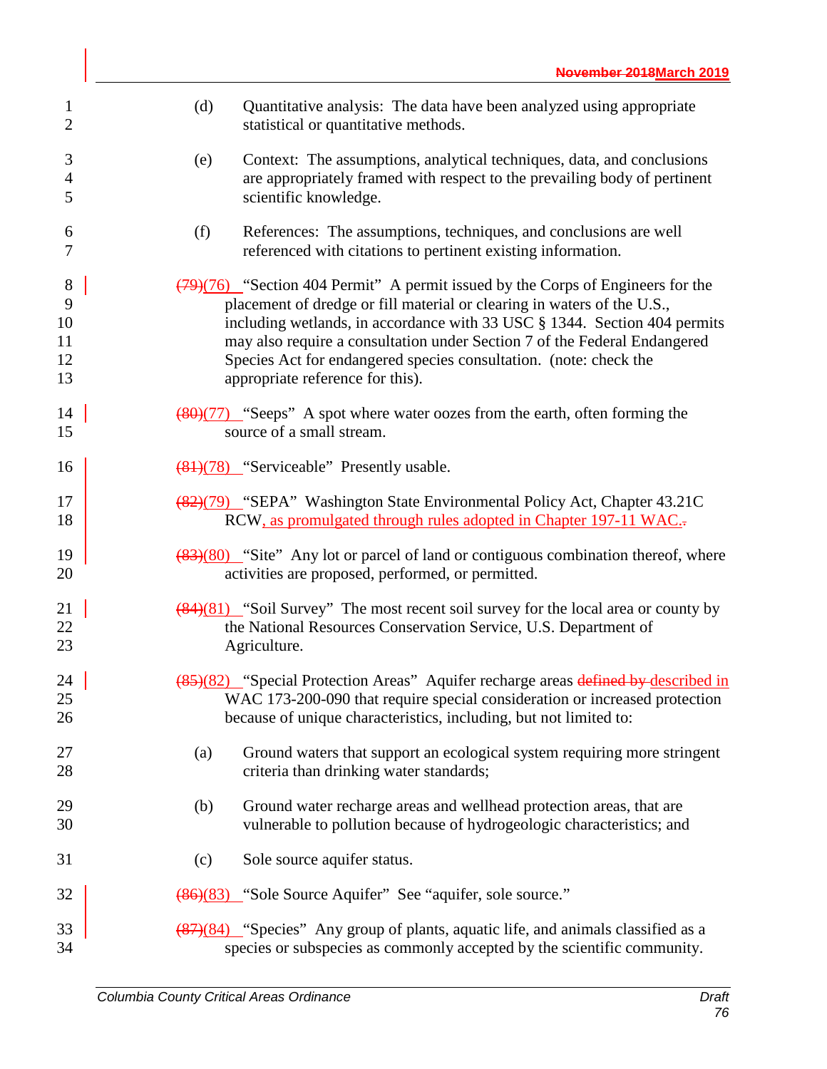(d) Quantitative analysis: The data have been analyzed using appropriate statistical or quantitative methods.

(e) Context: The assumptions, analytical techniques, data, and conclusions are appropriately framed with respect to the prevailing body of pertinent scientific knowledge.

(f) References: The assumptions, techniques, and conclusions are well referenced with citations to pertinent existing information.

~~(79)~~(76) "Section 404 Permit" A permit issued by the Corps of Engineers for the placement of dredge or fill material or clearing in waters of the U.S., including wetlands, in accordance with 33 USC § 1344. Section 404 permits may also require a consultation under Section 7 of the Federal Endangered Species Act for endangered species consultation. (note: check the appropriate reference for this).

~~(80)~~(77) "Seeps" A spot where water oozes from the earth, often forming the source of a small stream.

~~(81)~~(78) "Serviceable" Presently usable.

~~(82)~~(79) "SEPA" Washington State Environmental Policy Act, Chapter 43.21C RCW, as promulgated through rules adopted in Chapter 197-11 WAC.~~.~~

~~(83)~~(80) "Site" Any lot or parcel of land or contiguous combination thereof, where activities are proposed, performed, or permitted.

~~(84)~~(81) "Soil Survey" The most recent soil survey for the local area or county by the National Resources Conservation Service, U.S. Department of Agriculture.

~~(85)~~(82) "Special Protection Areas" Aquifer recharge areas ~~defined by~~ described in WAC 173-200-090 that require special consideration or increased protection because of unique characteristics, including, but not limited to:

(a) Ground waters that support an ecological system requiring more stringent criteria than drinking water standards;

(b) Ground water recharge areas and wellhead protection areas, that are vulnerable to pollution because of hydrogeologic characteristics; and

(c) Sole source aquifer status.

~~(86)~~(83) "Sole Source Aquifer" See "aquifer, sole source."

~~(87)~~(84) "Species" Any group of plants, aquatic life, and animals classified as a species or subspecies as commonly accepted by the scientific community.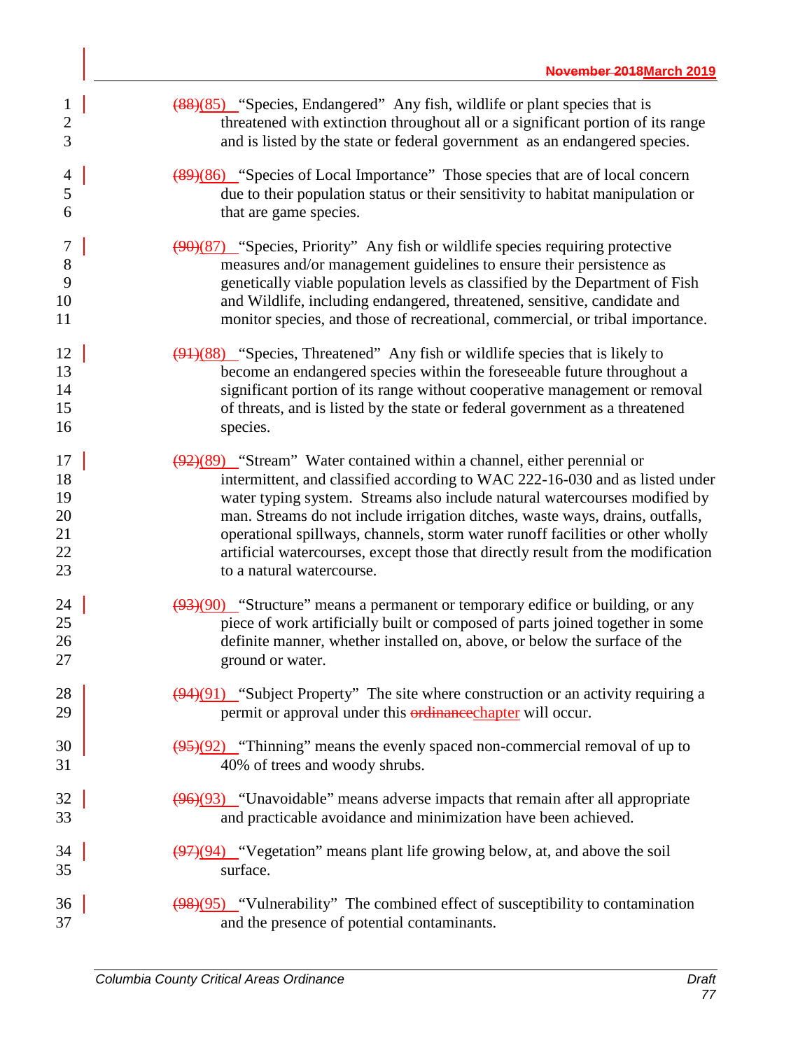(88)(85) "Species, Endangered" Any fish, wildlife or plant species that is threatened with extinction throughout all or a significant portion of its range and is listed by the state or federal government as an endangered species.

(89)(86) "Species of Local Importance" Those species that are of local concern due to their population status or their sensitivity to habitat manipulation or that are game species.

(90)(87) "Species, Priority" Any fish or wildlife species requiring protective measures and/or management guidelines to ensure their persistence as genetically viable population levels as classified by the Department of Fish and Wildlife, including endangered, threatened, sensitive, candidate and monitor species, and those of recreational, commercial, or tribal importance.

(91)(88) "Species, Threatened" Any fish or wildlife species that is likely to become an endangered species within the foreseeable future throughout a significant portion of its range without cooperative management or removal of threats, and is listed by the state or federal government as a threatened species.

(92)(89) "Stream" Water contained within a channel, either perennial or intermittent, and classified according to WAC 222-16-030 and as listed under water typing system. Streams also include natural watercourses modified by man. Streams do not include irrigation ditches, waste ways, drains, outfalls, operational spillways, channels, storm water runoff facilities or other wholly artificial watercourses, except those that directly result from the modification to a natural watercourse.

(93)(90) "Structure" means a permanent or temporary edifice or building, or any piece of work artificially built or composed of parts joined together in some definite manner, whether installed on, above, or below the surface of the ground or water.

(94)(91) "Subject Property" The site where construction or an activity requiring a permit or approval under this ~~ordinance~~chapter will occur.

(95)(92) "Thinning" means the evenly spaced non-commercial removal of up to 40% of trees and woody shrubs.

(96)(93) "Unavoidable" means adverse impacts that remain after all appropriate and practicable avoidance and minimization have been achieved.

(97)(94) "Vegetation" means plant life growing below, at, and above the soil surface.

(98)(95) "Vulnerability" The combined effect of susceptibility to contamination and the presence of potential contaminants.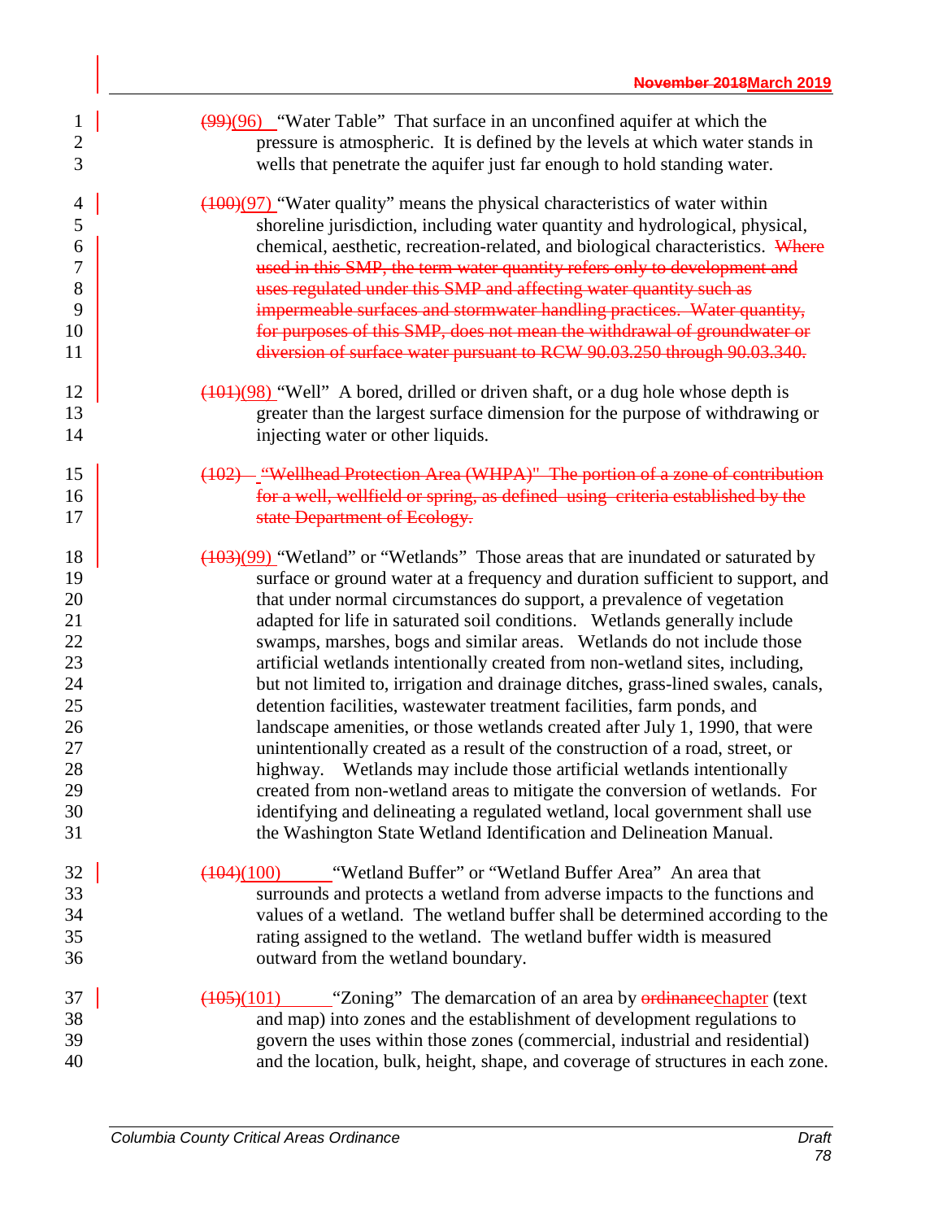~~(99)~~(96) "Water Table" That surface in an unconfined aquifer at which the pressure is atmospheric. It is defined by the levels at which water stands in wells that penetrate the aquifer just far enough to hold standing water.

~~(100)~~(97) "Water quality" means the physical characteristics of water within shoreline jurisdiction, including water quantity and hydrological, physical, chemical, aesthetic, recreation-related, and biological characteristics. ~~Where used in this SMP, the term water quantity refers only to development and uses regulated under this SMP and affecting water quantity such as impermeable surfaces and stormwater handling practices. Water quantity, for purposes of this SMP, does not mean the withdrawal of groundwater or diversion of surface water pursuant to RCW 90.03.250 through 90.03.340.~~

~~(101)~~(98) "Well" A bored, drilled or driven shaft, or a dug hole whose depth is greater than the largest surface dimension for the purpose of withdrawing or injecting water or other liquids.

~~(102) "Wellhead Protection Area (WHPA)" The portion of a zone of contribution for a well, wellfield or spring, as defined using criteria established by the state Department of Ecology.~~

~~(103)~~(99) "Wetland" or "Wetlands" Those areas that are inundated or saturated by surface or ground water at a frequency and duration sufficient to support, and that under normal circumstances do support, a prevalence of vegetation adapted for life in saturated soil conditions. Wetlands generally include swamps, marshes, bogs and similar areas. Wetlands do not include those artificial wetlands intentionally created from non-wetland sites, including, but not limited to, irrigation and drainage ditches, grass-lined swales, canals, detention facilities, wastewater treatment facilities, farm ponds, and landscape amenities, or those wetlands created after July 1, 1990, that were unintentionally created as a result of the construction of a road, street, or highway. Wetlands may include those artificial wetlands intentionally created from non-wetland areas to mitigate the conversion of wetlands. For identifying and delineating a regulated wetland, local government shall use the Washington State Wetland Identification and Delineation Manual.

~~(104)~~(100) "Wetland Buffer" or "Wetland Buffer Area" An area that surrounds and protects a wetland from adverse impacts to the functions and values of a wetland. The wetland buffer shall be determined according to the rating assigned to the wetland. The wetland buffer width is measured outward from the wetland boundary.

~~(105)~~(101) "Zoning" The demarcation of an area by ~~ordinance~~chapter (text and map) into zones and the establishment of development regulations to govern the uses within those zones (commercial, industrial and residential) and the location, bulk, height, shape, and coverage of structures in each zone.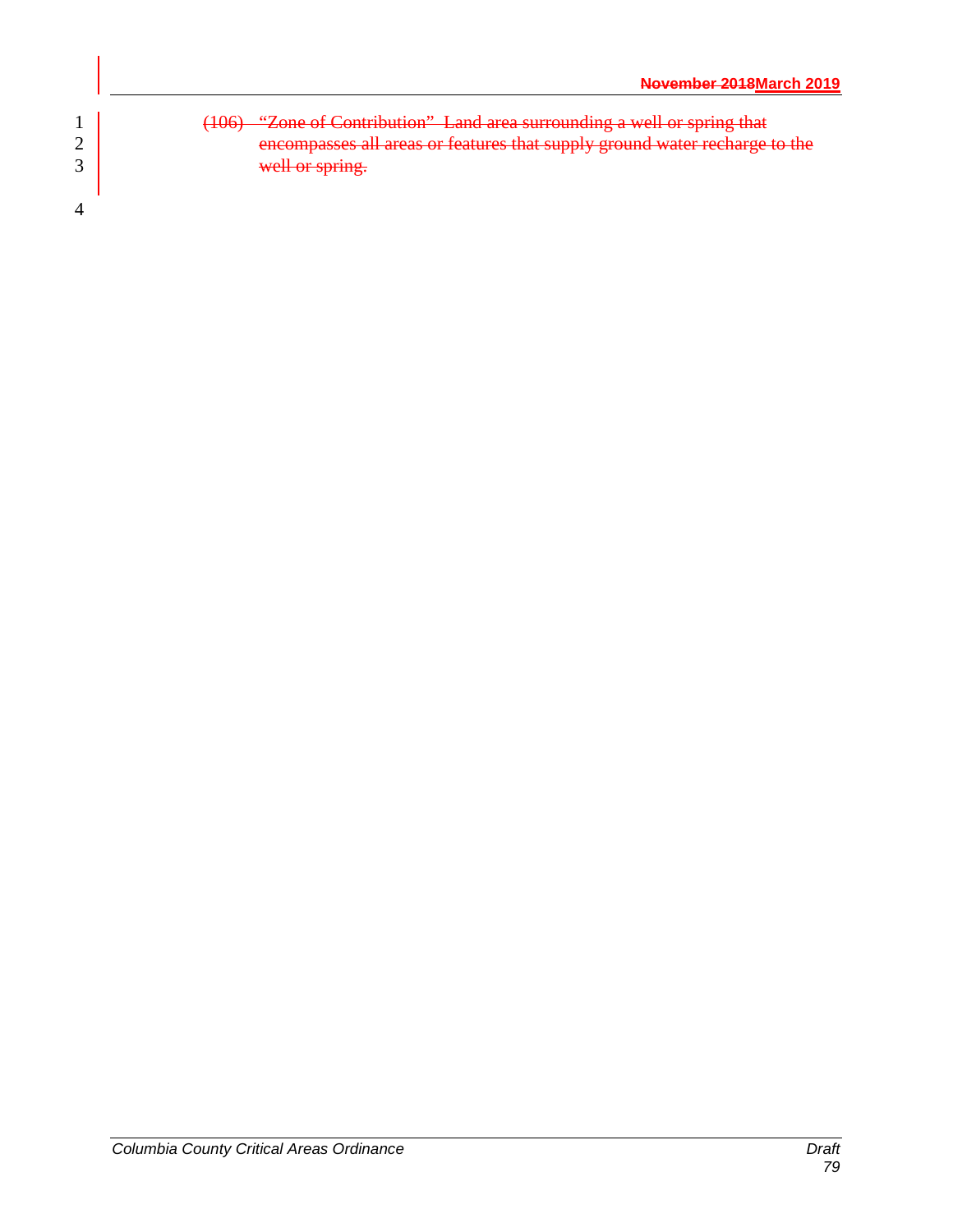~~(106) "Zone of Contribution" Land area surrounding a well or spring that encompasses all areas or features that supply ground water recharge to the well or spring.~~